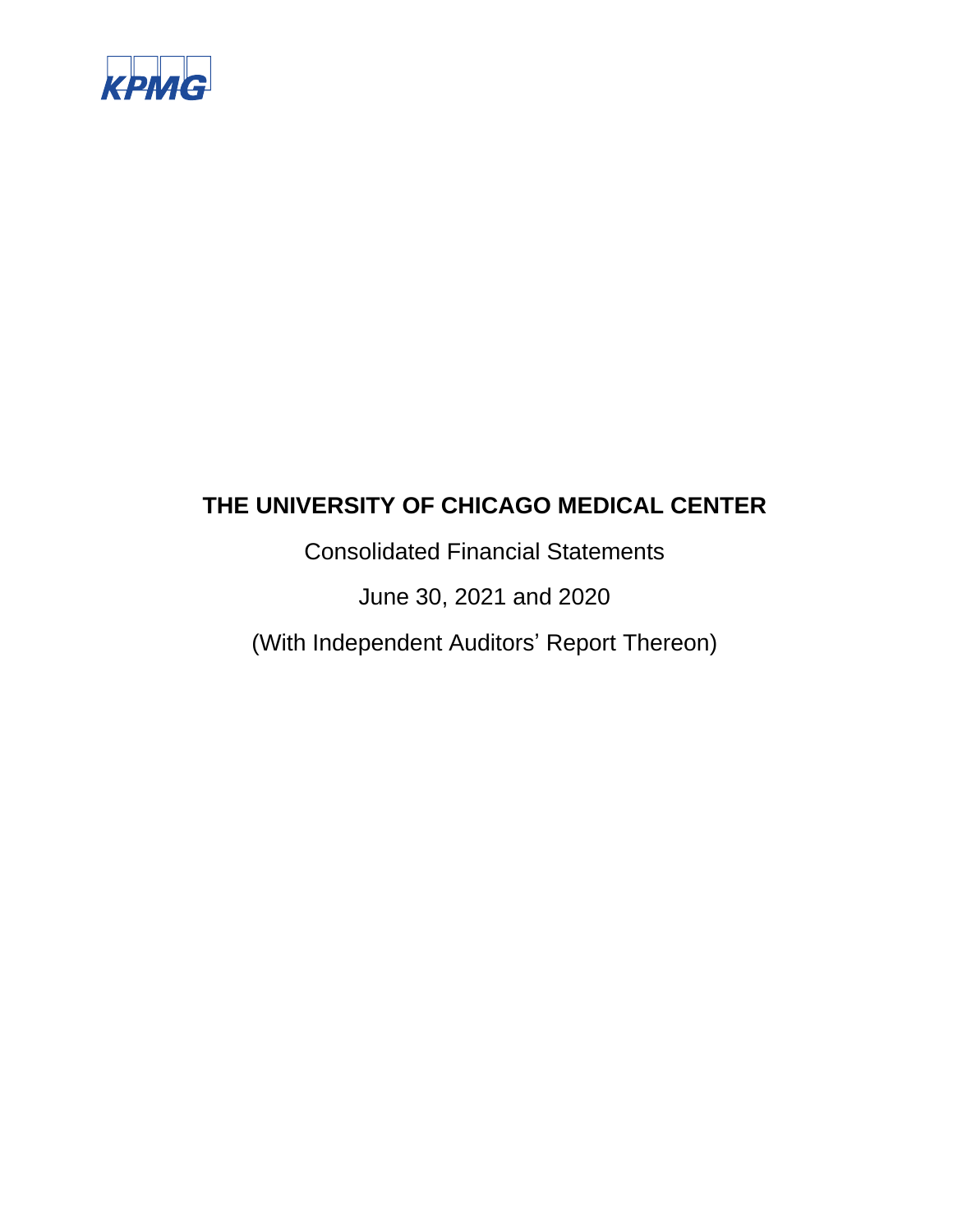KPMG

# THE UNIVERSITY OF CHICAGO MEDICAL CENTER

Consolidated Financial Statements

June 30, 2021 and 2020

(With Independent Auditors' Report Thereon)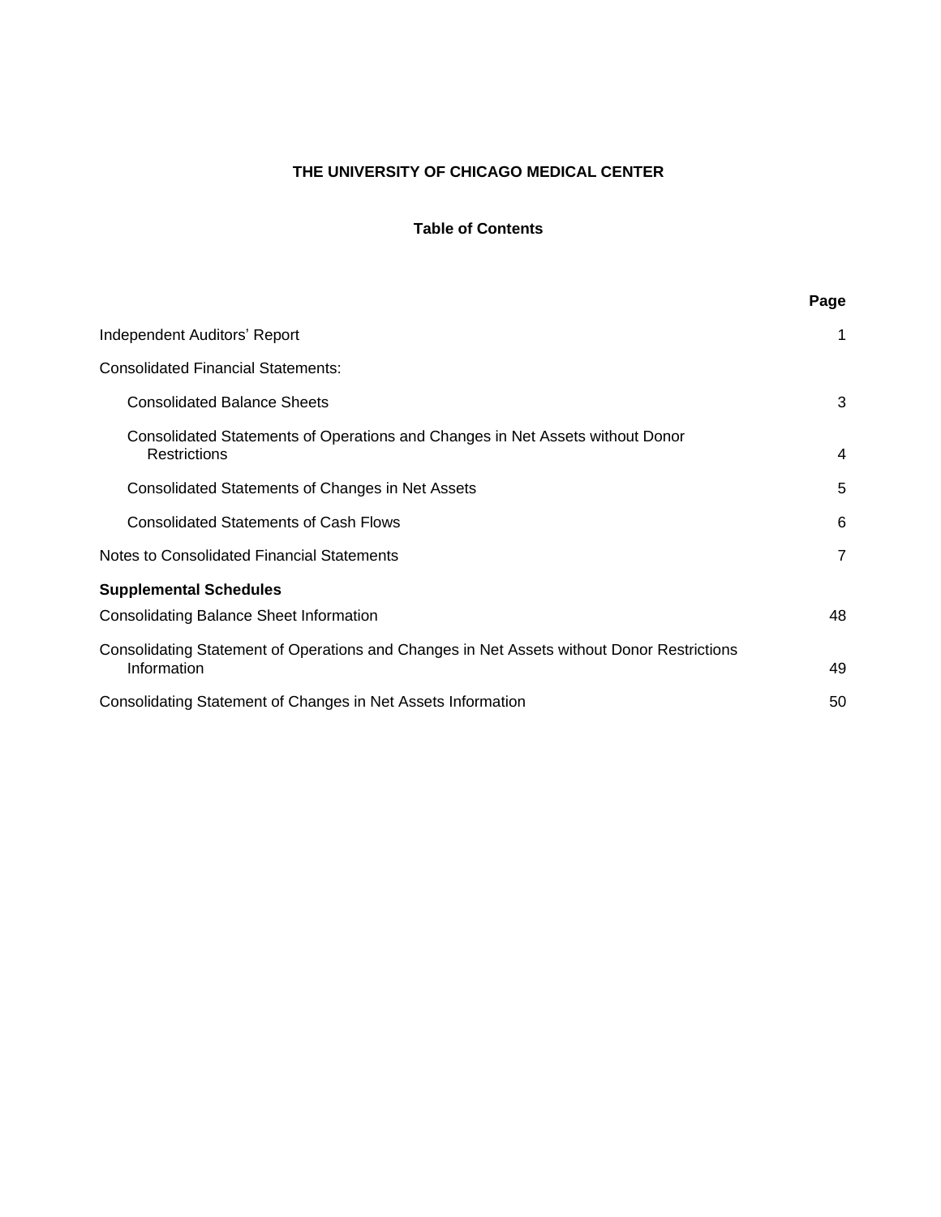# THE UNIVERSITY OF CHICAGO MEDICAL CENTER

## Table of Contents

| | Page |
|---|---|
| Independent Auditors' Report | 1 |
| Consolidated Financial Statements: | |
| Consolidated Balance Sheets | 3 |
| Consolidated Statements of Operations and Changes in Net Assets without Donor Restrictions | 4 |
| Consolidated Statements of Changes in Net Assets | 5 |
| Consolidated Statements of Cash Flows | 6 |
| Notes to Consolidated Financial Statements | 7 |
| **Supplemental Schedules** | |
| Consolidating Balance Sheet Information | 48 |
| Consolidating Statement of Operations and Changes in Net Assets without Donor Restrictions Information | 49 |
| Consolidating Statement of Changes in Net Assets Information | 50 |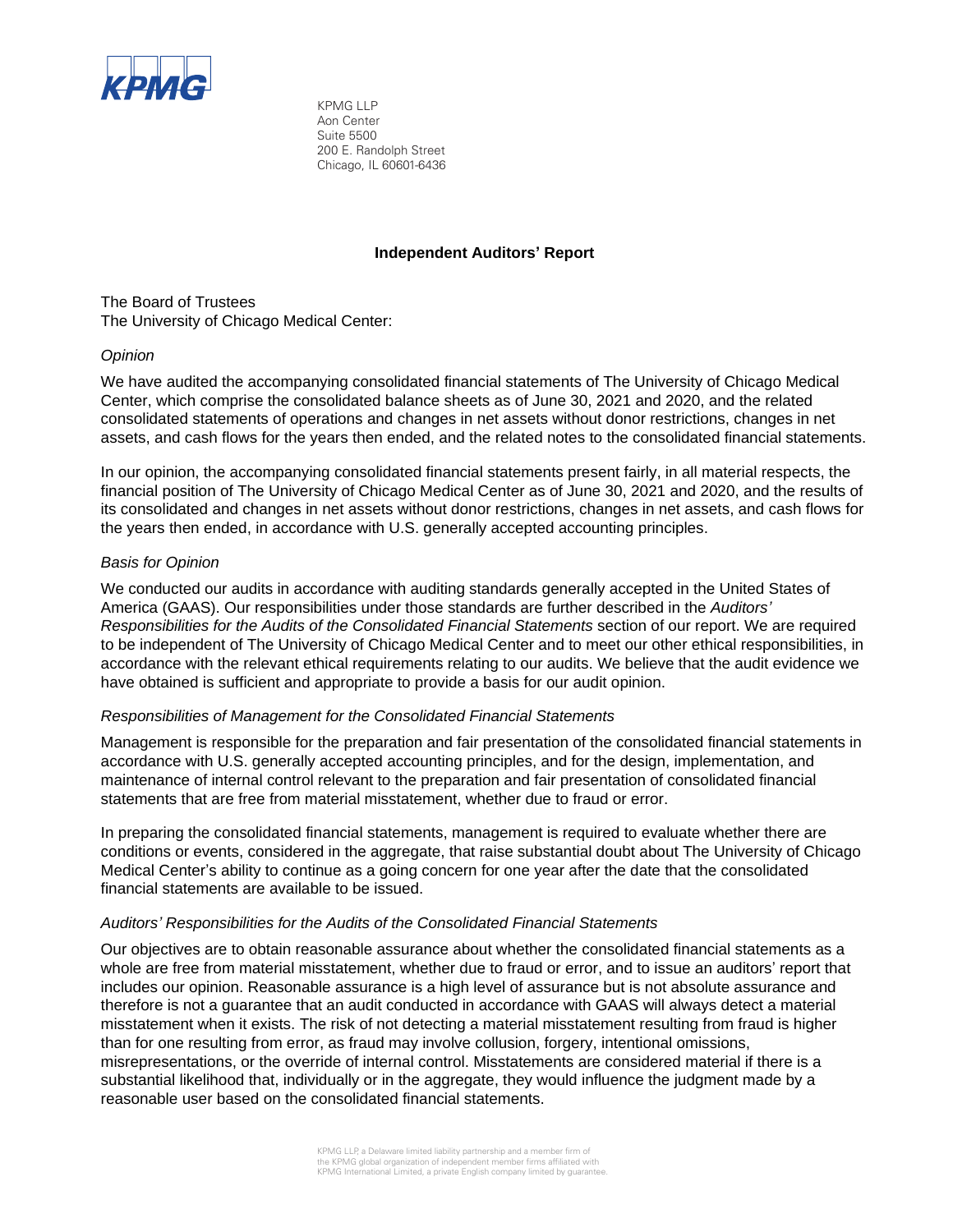KPMG LLP
Aon Center
Suite 5500
200 E. Randolph Street
Chicago, IL 60601-6436

## Independent Auditors' Report

The Board of Trustees
The University of Chicago Medical Center:

*Opinion*

We have audited the accompanying consolidated financial statements of The University of Chicago Medical Center, which comprise the consolidated balance sheets as of June 30, 2021 and 2020, and the related consolidated statements of operations and changes in net assets without donor restrictions, changes in net assets, and cash flows for the years then ended, and the related notes to the consolidated financial statements.

In our opinion, the accompanying consolidated financial statements present fairly, in all material respects, the financial position of The University of Chicago Medical Center as of June 30, 2021 and 2020, and the results of its consolidated and changes in net assets without donor restrictions, changes in net assets, and cash flows for the years then ended, in accordance with U.S. generally accepted accounting principles.

*Basis for Opinion*

We conducted our audits in accordance with auditing standards generally accepted in the United States of America (GAAS). Our responsibilities under those standards are further described in the *Auditors' Responsibilities for the Audits of the Consolidated Financial Statements* section of our report. We are required to be independent of The University of Chicago Medical Center and to meet our other ethical responsibilities, in accordance with the relevant ethical requirements relating to our audits. We believe that the audit evidence we have obtained is sufficient and appropriate to provide a basis for our audit opinion.

*Responsibilities of Management for the Consolidated Financial Statements*

Management is responsible for the preparation and fair presentation of the consolidated financial statements in accordance with U.S. generally accepted accounting principles, and for the design, implementation, and maintenance of internal control relevant to the preparation and fair presentation of consolidated financial statements that are free from material misstatement, whether due to fraud or error.

In preparing the consolidated financial statements, management is required to evaluate whether there are conditions or events, considered in the aggregate, that raise substantial doubt about The University of Chicago Medical Center's ability to continue as a going concern for one year after the date that the consolidated financial statements are available to be issued.

*Auditors' Responsibilities for the Audits of the Consolidated Financial Statements*

Our objectives are to obtain reasonable assurance about whether the consolidated financial statements as a whole are free from material misstatement, whether due to fraud or error, and to issue an auditors' report that includes our opinion. Reasonable assurance is a high level of assurance but is not absolute assurance and therefore is not a guarantee that an audit conducted in accordance with GAAS will always detect a material misstatement when it exists. The risk of not detecting a material misstatement resulting from fraud is higher than for one resulting from error, as fraud may involve collusion, forgery, intentional omissions, misrepresentations, or the override of internal control. Misstatements are considered material if there is a substantial likelihood that, individually or in the aggregate, they would influence the judgment made by a reasonable user based on the consolidated financial statements.

KPMG LLP, a Delaware limited liability partnership and a member firm of the KPMG global organization of independent member firms affiliated with KPMG International Limited, a private English company limited by guarantee.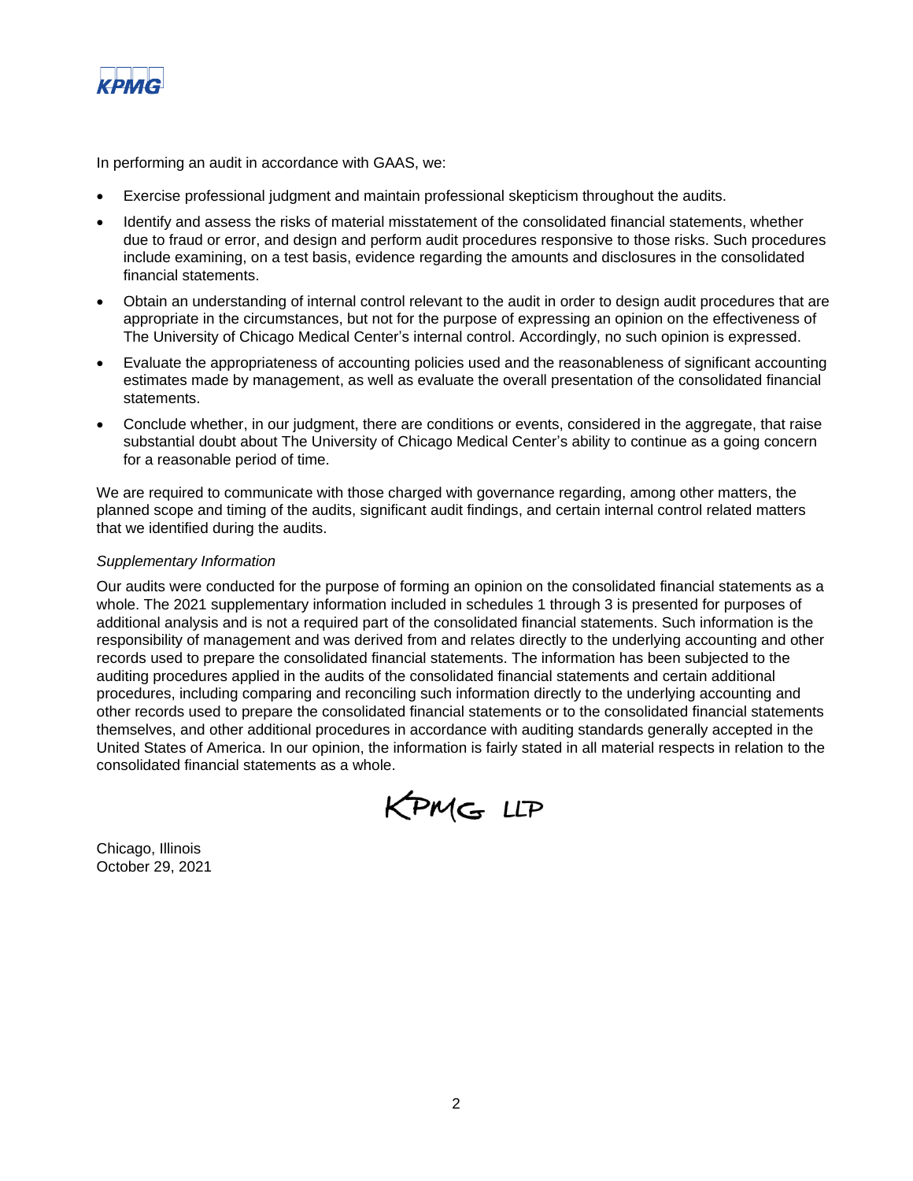In performing an audit in accordance with GAAS, we:

- Exercise professional judgment and maintain professional skepticism throughout the audits.
- Identify and assess the risks of material misstatement of the consolidated financial statements, whether due to fraud or error, and design and perform audit procedures responsive to those risks. Such procedures include examining, on a test basis, evidence regarding the amounts and disclosures in the consolidated financial statements.
- Obtain an understanding of internal control relevant to the audit in order to design audit procedures that are appropriate in the circumstances, but not for the purpose of expressing an opinion on the effectiveness of The University of Chicago Medical Center's internal control. Accordingly, no such opinion is expressed.
- Evaluate the appropriateness of accounting policies used and the reasonableness of significant accounting estimates made by management, as well as evaluate the overall presentation of the consolidated financial statements.
- Conclude whether, in our judgment, there are conditions or events, considered in the aggregate, that raise substantial doubt about The University of Chicago Medical Center's ability to continue as a going concern for a reasonable period of time.

We are required to communicate with those charged with governance regarding, among other matters, the planned scope and timing of the audits, significant audit findings, and certain internal control related matters that we identified during the audits.

*Supplementary Information*

Our audits were conducted for the purpose of forming an opinion on the consolidated financial statements as a whole. The 2021 supplementary information included in schedules 1 through 3 is presented for purposes of additional analysis and is not a required part of the consolidated financial statements. Such information is the responsibility of management and was derived from and relates directly to the underlying accounting and other records used to prepare the consolidated financial statements. The information has been subjected to the auditing procedures applied in the audits of the consolidated financial statements and certain additional procedures, including comparing and reconciling such information directly to the underlying accounting and other records used to prepare the consolidated financial statements or to the consolidated financial statements themselves, and other additional procedures in accordance with auditing standards generally accepted in the United States of America. In our opinion, the information is fairly stated in all material respects in relation to the consolidated financial statements as a whole.

KPMG LLP

Chicago, Illinois
October 29, 2021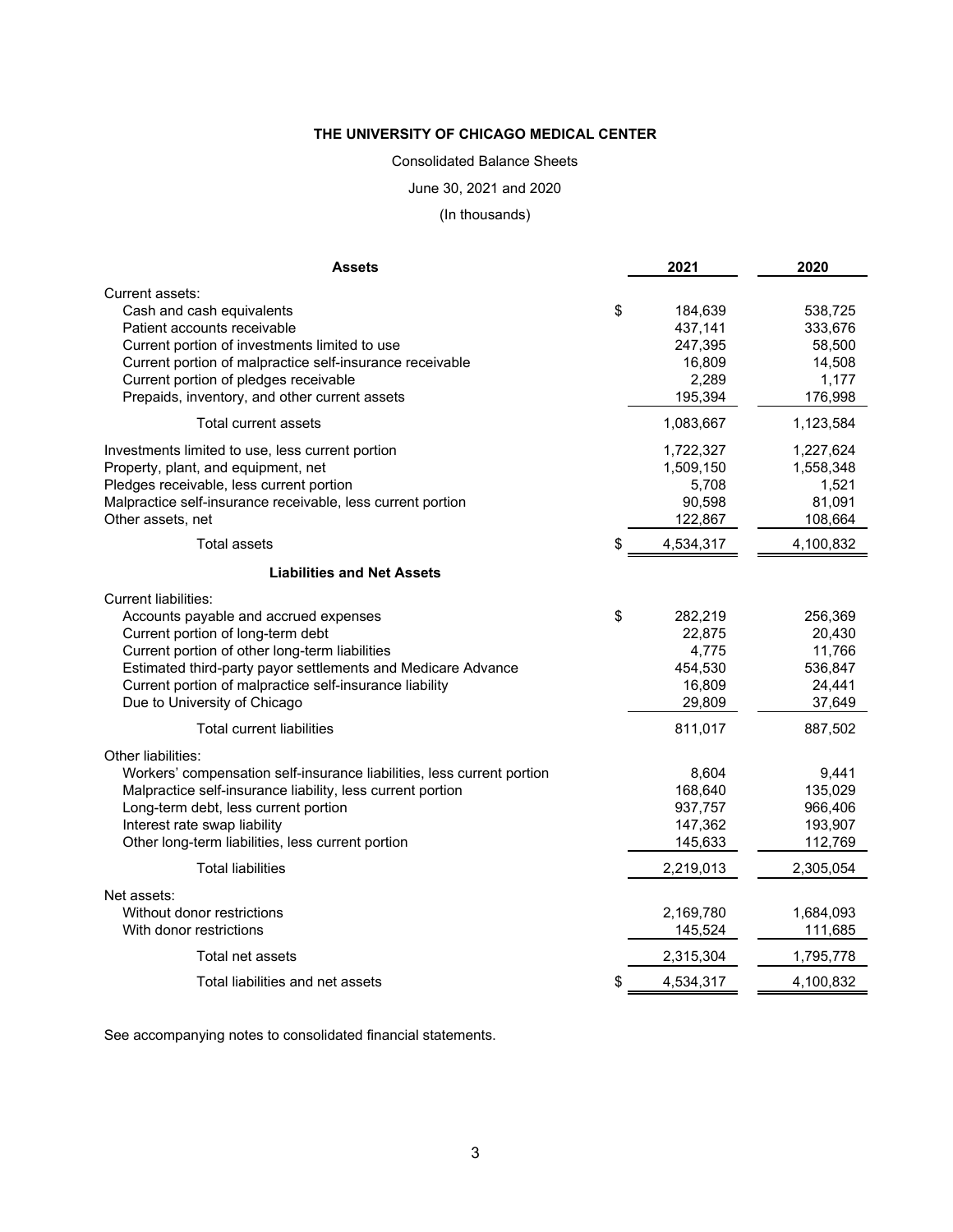**THE UNIVERSITY OF CHICAGO MEDICAL CENTER**

Consolidated Balance Sheets

June 30, 2021 and 2020

(In thousands)

| **Assets** | **2021** | **2020** |
|---|---|---|
| Current assets: | | |
| Cash and cash equivalents | $ 184,639 | 538,725 |
| Patient accounts receivable | 437,141 | 333,676 |
| Current portion of investments limited to use | 247,395 | 58,500 |
| Current portion of malpractice self-insurance receivable | 16,809 | 14,508 |
| Current portion of pledges receivable | 2,289 | 1,177 |
| Prepaids, inventory, and other current assets | 195,394 | 176,998 |
| Total current assets | 1,083,667 | 1,123,584 |
| Investments limited to use, less current portion | 1,722,327 | 1,227,624 |
| Property, plant, and equipment, net | 1,509,150 | 1,558,348 |
| Pledges receivable, less current portion | 5,708 | 1,521 |
| Malpractice self-insurance receivable, less current portion | 90,598 | 81,091 |
| Other assets, net | 122,867 | 108,664 |
| Total assets | $ 4,534,317 | 4,100,832 |
| **Liabilities and Net Assets** | | |
| Current liabilities: | | |
| Accounts payable and accrued expenses | $ 282,219 | 256,369 |
| Current portion of long-term debt | 22,875 | 20,430 |
| Current portion of other long-term liabilities | 4,775 | 11,766 |
| Estimated third-party payor settlements and Medicare Advance | 454,530 | 536,847 |
| Current portion of malpractice self-insurance liability | 16,809 | 24,441 |
| Due to University of Chicago | 29,809 | 37,649 |
| Total current liabilities | 811,017 | 887,502 |
| Other liabilities: | | |
| Workers' compensation self-insurance liabilities, less current portion | 8,604 | 9,441 |
| Malpractice self-insurance liability, less current portion | 168,640 | 135,029 |
| Long-term debt, less current portion | 937,757 | 966,406 |
| Interest rate swap liability | 147,362 | 193,907 |
| Other long-term liabilities, less current portion | 145,633 | 112,769 |
| Total liabilities | 2,219,013 | 2,305,054 |
| Net assets: | | |
| Without donor restrictions | 2,169,780 | 1,684,093 |
| With donor restrictions | 145,524 | 111,685 |
| Total net assets | 2,315,304 | 1,795,778 |
| Total liabilities and net assets | $ 4,534,317 | 4,100,832 |

See accompanying notes to consolidated financial statements.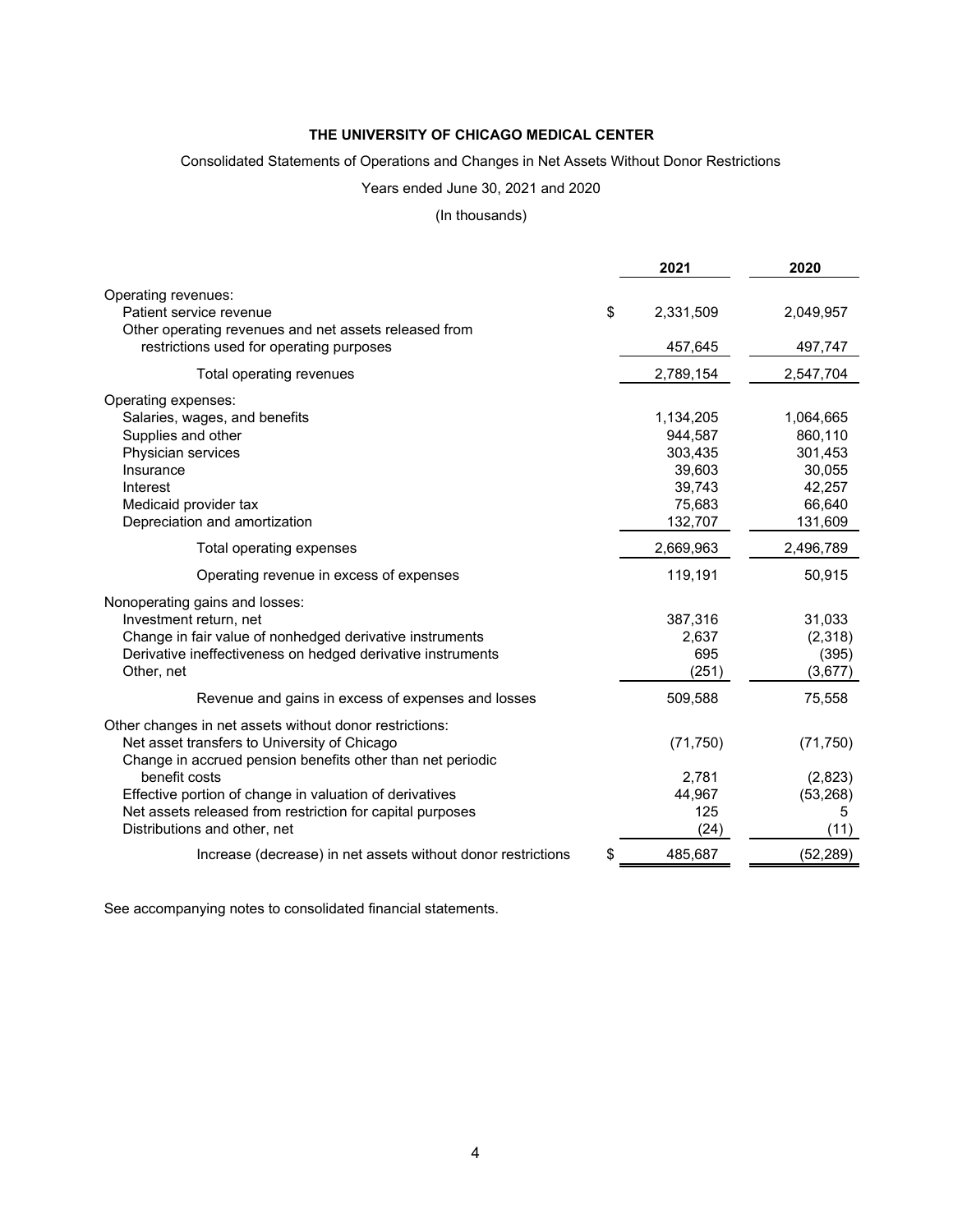**THE UNIVERSITY OF CHICAGO MEDICAL CENTER**

Consolidated Statements of Operations and Changes in Net Assets Without Donor Restrictions

Years ended June 30, 2021 and 2020

(In thousands)

| | 2021 | 2020 |
|---|---|---|
| Operating revenues: | | |
| Patient service revenue | $ 2,331,509 | 2,049,957 |
| Other operating revenues and net assets released from restrictions used for operating purposes | 457,645 | 497,747 |
| Total operating revenues | 2,789,154 | 2,547,704 |
| Operating expenses: | | |
| Salaries, wages, and benefits | 1,134,205 | 1,064,665 |
| Supplies and other | 944,587 | 860,110 |
| Physician services | 303,435 | 301,453 |
| Insurance | 39,603 | 30,055 |
| Interest | 39,743 | 42,257 |
| Medicaid provider tax | 75,683 | 66,640 |
| Depreciation and amortization | 132,707 | 131,609 |
| Total operating expenses | 2,669,963 | 2,496,789 |
| Operating revenue in excess of expenses | 119,191 | 50,915 |
| Nonoperating gains and losses: | | |
| Investment return, net | 387,316 | 31,033 |
| Change in fair value of nonhedged derivative instruments | 2,637 | (2,318) |
| Derivative ineffectiveness on hedged derivative instruments | 695 | (395) |
| Other, net | (251) | (3,677) |
| Revenue and gains in excess of expenses and losses | 509,588 | 75,558 |
| Other changes in net assets without donor restrictions: | | |
| Net asset transfers to University of Chicago | (71,750) | (71,750) |
| Change in accrued pension benefits other than net periodic benefit costs | 2,781 | (2,823) |
| Effective portion of change in valuation of derivatives | 44,967 | (53,268) |
| Net assets released from restriction for capital purposes | 125 | 5 |
| Distributions and other, net | (24) | (11) |
| Increase (decrease) in net assets without donor restrictions | $ 485,687 | (52,289) |

See accompanying notes to consolidated financial statements.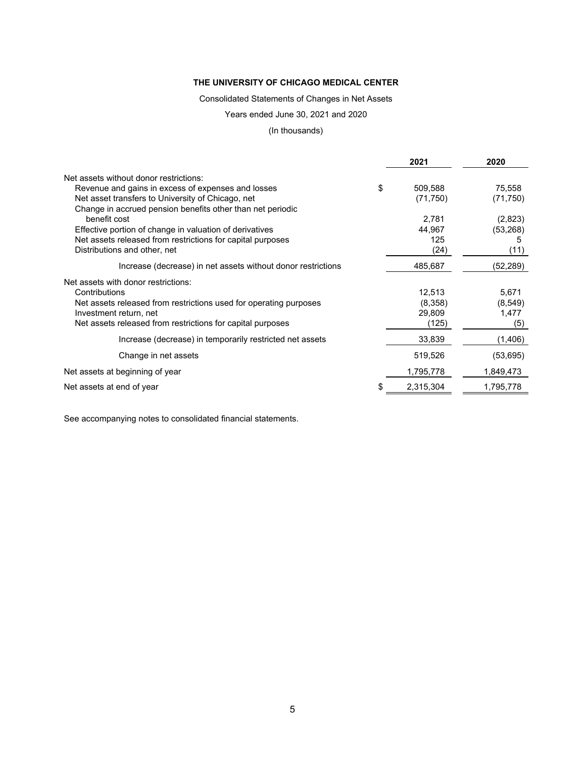# THE UNIVERSITY OF CHICAGO MEDICAL CENTER

Consolidated Statements of Changes in Net Assets

Years ended June 30, 2021 and 2020

(In thousands)

| | 2021 | 2020 |
|---|---|---|
| Net assets without donor restrictions: | | |
| Revenue and gains in excess of expenses and losses | $ 509,588 | 75,558 |
| Net asset transfers to University of Chicago, net | (71,750) | (71,750) |
| Change in accrued pension benefits other than net periodic benefit cost | 2,781 | (2,823) |
| Effective portion of change in valuation of derivatives | 44,967 | (53,268) |
| Net assets released from restrictions for capital purposes | 125 | 5 |
| Distributions and other, net | (24) | (11) |
| Increase (decrease) in net assets without donor restrictions | 485,687 | (52,289) |
| Net assets with donor restrictions: | | |
| Contributions | 12,513 | 5,671 |
| Net assets released from restrictions used for operating purposes | (8,358) | (8,549) |
| Investment return, net | 29,809 | 1,477 |
| Net assets released from restrictions for capital purposes | (125) | (5) |
| Increase (decrease) in temporarily restricted net assets | 33,839 | (1,406) |
| Change in net assets | 519,526 | (53,695) |
| Net assets at beginning of year | 1,795,778 | 1,849,473 |
| Net assets at end of year | $ 2,315,304 | 1,795,778 |

See accompanying notes to consolidated financial statements.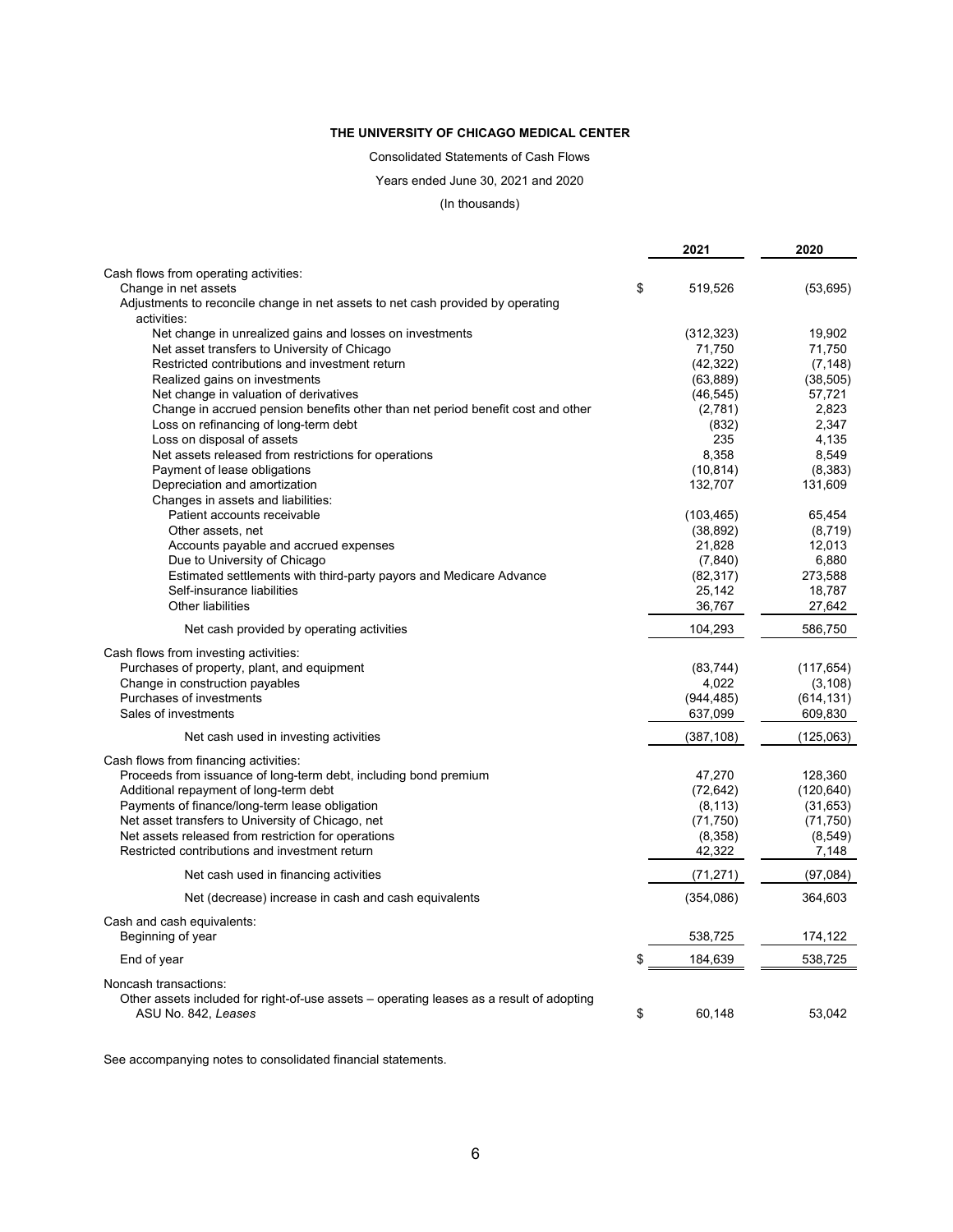**THE UNIVERSITY OF CHICAGO MEDICAL CENTER**

Consolidated Statements of Cash Flows

Years ended June 30, 2021 and 2020

(In thousands)

| | 2021 | 2020 |
|---|---|---|
| Cash flows from operating activities: | | |
| Change in net assets | $ 519,526 | (53,695) |
| Adjustments to reconcile change in net assets to net cash provided by operating activities: | | |
| Net change in unrealized gains and losses on investments | (312,323) | 19,902 |
| Net asset transfers to University of Chicago | 71,750 | 71,750 |
| Restricted contributions and investment return | (42,322) | (7,148) |
| Realized gains on investments | (63,889) | (38,505) |
| Net change in valuation of derivatives | (46,545) | 57,721 |
| Change in accrued pension benefits other than net period benefit cost and other | (2,781) | 2,823 |
| Loss on refinancing of long-term debt | (832) | 2,347 |
| Loss on disposal of assets | 235 | 4,135 |
| Net assets released from restrictions for operations | 8,358 | 8,549 |
| Payment of lease obligations | (10,814) | (8,383) |
| Depreciation and amortization | 132,707 | 131,609 |
| Changes in assets and liabilities: | | |
| Patient accounts receivable | (103,465) | 65,454 |
| Other assets, net | (38,892) | (8,719) |
| Accounts payable and accrued expenses | 21,828 | 12,013 |
| Due to University of Chicago | (7,840) | 6,880 |
| Estimated settlements with third-party payors and Medicare Advance | (82,317) | 273,588 |
| Self-insurance liabilities | 25,142 | 18,787 |
| Other liabilities | 36,767 | 27,642 |
| Net cash provided by operating activities | 104,293 | 586,750 |
| Cash flows from investing activities: | | |
| Purchases of property, plant, and equipment | (83,744) | (117,654) |
| Change in construction payables | 4,022 | (3,108) |
| Purchases of investments | (944,485) | (614,131) |
| Sales of investments | 637,099 | 609,830 |
| Net cash used in investing activities | (387,108) | (125,063) |
| Cash flows from financing activities: | | |
| Proceeds from issuance of long-term debt, including bond premium | 47,270 | 128,360 |
| Additional repayment of long-term debt | (72,642) | (120,640) |
| Payments of finance/long-term lease obligation | (8,113) | (31,653) |
| Net asset transfers to University of Chicago, net | (71,750) | (71,750) |
| Net assets released from restriction for operations | (8,358) | (8,549) |
| Restricted contributions and investment return | 42,322 | 7,148 |
| Net cash used in financing activities | (71,271) | (97,084) |
| Net (decrease) increase in cash and cash equivalents | (354,086) | 364,603 |
| Cash and cash equivalents: | | |
| Beginning of year | 538,725 | 174,122 |
| End of year | $ 184,639 | 538,725 |
| Noncash transactions: | | |
| Other assets included for right-of-use assets – operating leases as a result of adopting ASU No. 842, *Leases* | $ 60,148 | 53,042 |

See accompanying notes to consolidated financial statements.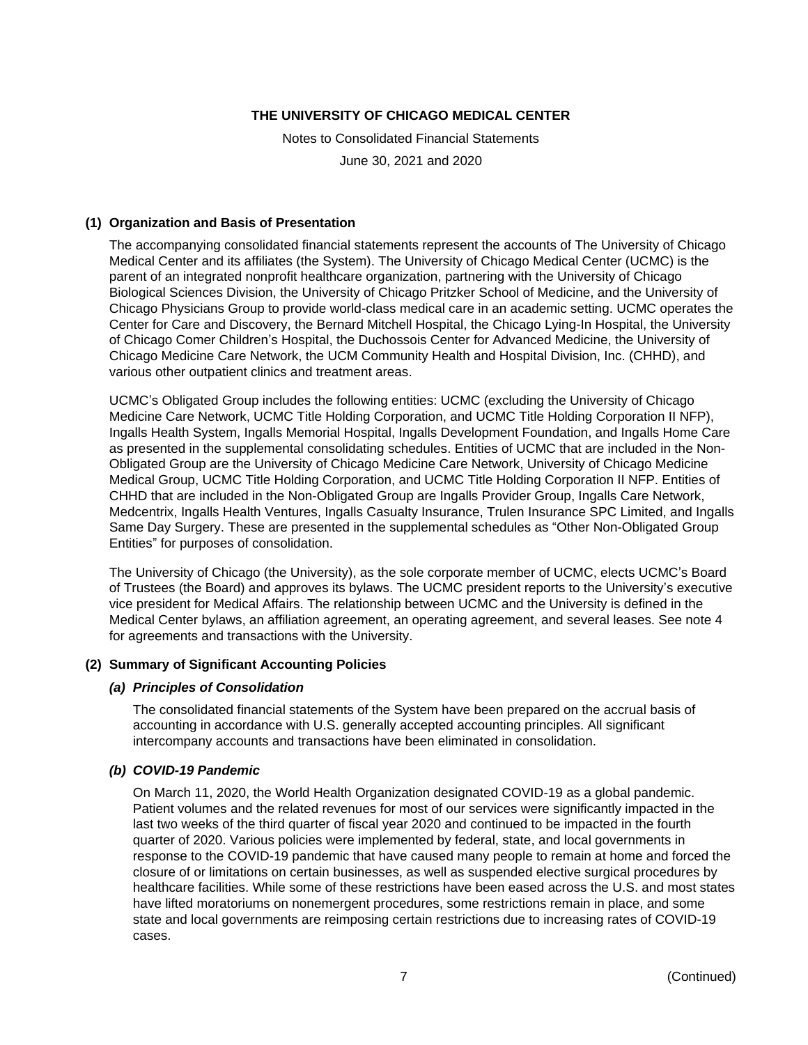# THE UNIVERSITY OF CHICAGO MEDICAL CENTER

Notes to Consolidated Financial Statements

June 30, 2021 and 2020

## (1) Organization and Basis of Presentation

The accompanying consolidated financial statements represent the accounts of The University of Chicago Medical Center and its affiliates (the System). The University of Chicago Medical Center (UCMC) is the parent of an integrated nonprofit healthcare organization, partnering with the University of Chicago Biological Sciences Division, the University of Chicago Pritzker School of Medicine, and the University of Chicago Physicians Group to provide world-class medical care in an academic setting. UCMC operates the Center for Care and Discovery, the Bernard Mitchell Hospital, the Chicago Lying-In Hospital, the University of Chicago Comer Children's Hospital, the Duchossois Center for Advanced Medicine, the University of Chicago Medicine Care Network, the UCM Community Health and Hospital Division, Inc. (CHHD), and various other outpatient clinics and treatment areas.

UCMC's Obligated Group includes the following entities: UCMC (excluding the University of Chicago Medicine Care Network, UCMC Title Holding Corporation, and UCMC Title Holding Corporation II NFP), Ingalls Health System, Ingalls Memorial Hospital, Ingalls Development Foundation, and Ingalls Home Care as presented in the supplemental consolidating schedules. Entities of UCMC that are included in the Non-Obligated Group are the University of Chicago Medicine Care Network, University of Chicago Medicine Medical Group, UCMC Title Holding Corporation, and UCMC Title Holding Corporation II NFP. Entities of CHHD that are included in the Non-Obligated Group are Ingalls Provider Group, Ingalls Care Network, Medcentrix, Ingalls Health Ventures, Ingalls Casualty Insurance, Trulen Insurance SPC Limited, and Ingalls Same Day Surgery. These are presented in the supplemental schedules as "Other Non-Obligated Group Entities" for purposes of consolidation.

The University of Chicago (the University), as the sole corporate member of UCMC, elects UCMC's Board of Trustees (the Board) and approves its bylaws. The UCMC president reports to the University's executive vice president for Medical Affairs. The relationship between UCMC and the University is defined in the Medical Center bylaws, an affiliation agreement, an operating agreement, and several leases. See note 4 for agreements and transactions with the University.

## (2) Summary of Significant Accounting Policies

### *(a) Principles of Consolidation*

The consolidated financial statements of the System have been prepared on the accrual basis of accounting in accordance with U.S. generally accepted accounting principles. All significant intercompany accounts and transactions have been eliminated in consolidation.

### *(b) COVID-19 Pandemic*

On March 11, 2020, the World Health Organization designated COVID-19 as a global pandemic. Patient volumes and the related revenues for most of our services were significantly impacted in the last two weeks of the third quarter of fiscal year 2020 and continued to be impacted in the fourth quarter of 2020. Various policies were implemented by federal, state, and local governments in response to the COVID-19 pandemic that have caused many people to remain at home and forced the closure of or limitations on certain businesses, as well as suspended elective surgical procedures by healthcare facilities. While some of these restrictions have been eased across the U.S. and most states have lifted moratoriums on nonemergent procedures, some restrictions remain in place, and some state and local governments are reimposing certain restrictions due to increasing rates of COVID-19 cases.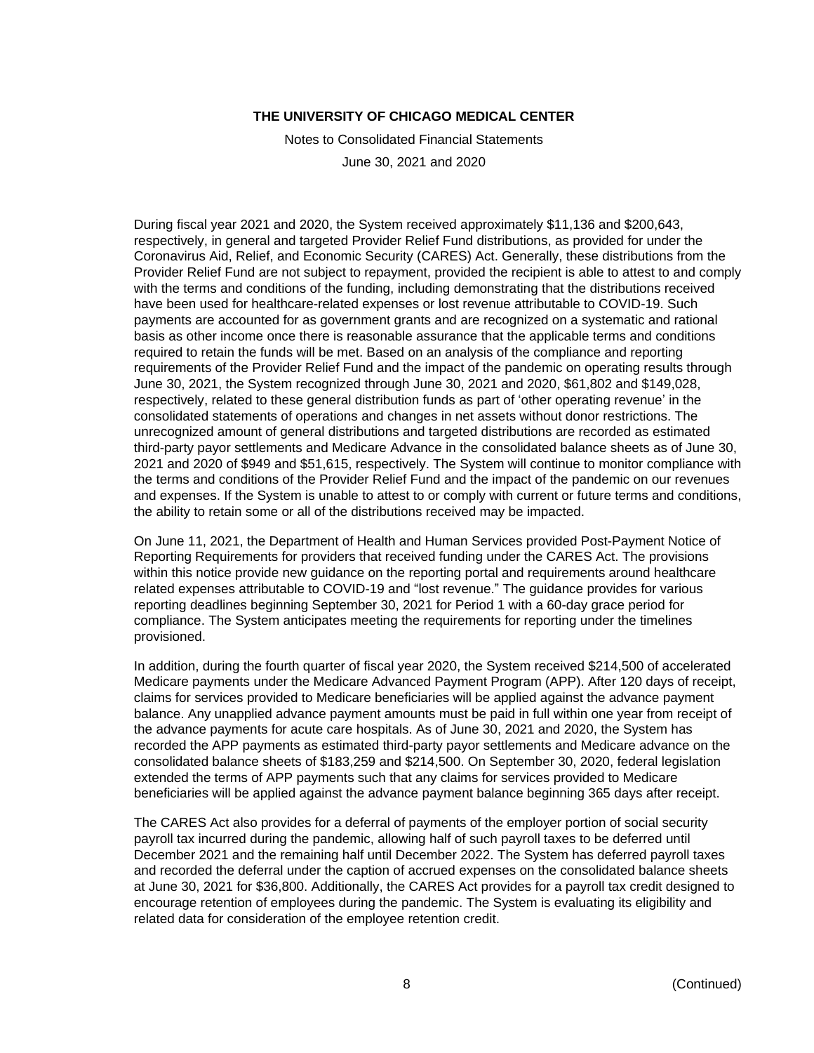During fiscal year 2021 and 2020, the System received approximately $11,136 and $200,643, respectively, in general and targeted Provider Relief Fund distributions, as provided for under the Coronavirus Aid, Relief, and Economic Security (CARES) Act. Generally, these distributions from the Provider Relief Fund are not subject to repayment, provided the recipient is able to attest to and comply with the terms and conditions of the funding, including demonstrating that the distributions received have been used for healthcare-related expenses or lost revenue attributable to COVID-19. Such payments are accounted for as government grants and are recognized on a systematic and rational basis as other income once there is reasonable assurance that the applicable terms and conditions required to retain the funds will be met. Based on an analysis of the compliance and reporting requirements of the Provider Relief Fund and the impact of the pandemic on operating results through June 30, 2021, the System recognized through June 30, 2021 and 2020, $61,802 and $149,028, respectively, related to these general distribution funds as part of 'other operating revenue' in the consolidated statements of operations and changes in net assets without donor restrictions. The unrecognized amount of general distributions and targeted distributions are recorded as estimated third-party payor settlements and Medicare Advance in the consolidated balance sheets as of June 30, 2021 and 2020 of $949 and $51,615, respectively. The System will continue to monitor compliance with the terms and conditions of the Provider Relief Fund and the impact of the pandemic on our revenues and expenses. If the System is unable to attest to or comply with current or future terms and conditions, the ability to retain some or all of the distributions received may be impacted.

On June 11, 2021, the Department of Health and Human Services provided Post-Payment Notice of Reporting Requirements for providers that received funding under the CARES Act. The provisions within this notice provide new guidance on the reporting portal and requirements around healthcare related expenses attributable to COVID-19 and "lost revenue." The guidance provides for various reporting deadlines beginning September 30, 2021 for Period 1 with a 60-day grace period for compliance. The System anticipates meeting the requirements for reporting under the timelines provisioned.

In addition, during the fourth quarter of fiscal year 2020, the System received $214,500 of accelerated Medicare payments under the Medicare Advanced Payment Program (APP). After 120 days of receipt, claims for services provided to Medicare beneficiaries will be applied against the advance payment balance. Any unapplied advance payment amounts must be paid in full within one year from receipt of the advance payments for acute care hospitals. As of June 30, 2021 and 2020, the System has recorded the APP payments as estimated third-party payor settlements and Medicare advance on the consolidated balance sheets of $183,259 and $214,500. On September 30, 2020, federal legislation extended the terms of APP payments such that any claims for services provided to Medicare beneficiaries will be applied against the advance payment balance beginning 365 days after receipt.

The CARES Act also provides for a deferral of payments of the employer portion of social security payroll tax incurred during the pandemic, allowing half of such payroll taxes to be deferred until December 2021 and the remaining half until December 2022. The System has deferred payroll taxes and recorded the deferral under the caption of accrued expenses on the consolidated balance sheets at June 30, 2021 for $36,800. Additionally, the CARES Act provides for a payroll tax credit designed to encourage retention of employees during the pandemic. The System is evaluating its eligibility and related data for consideration of the employee retention credit.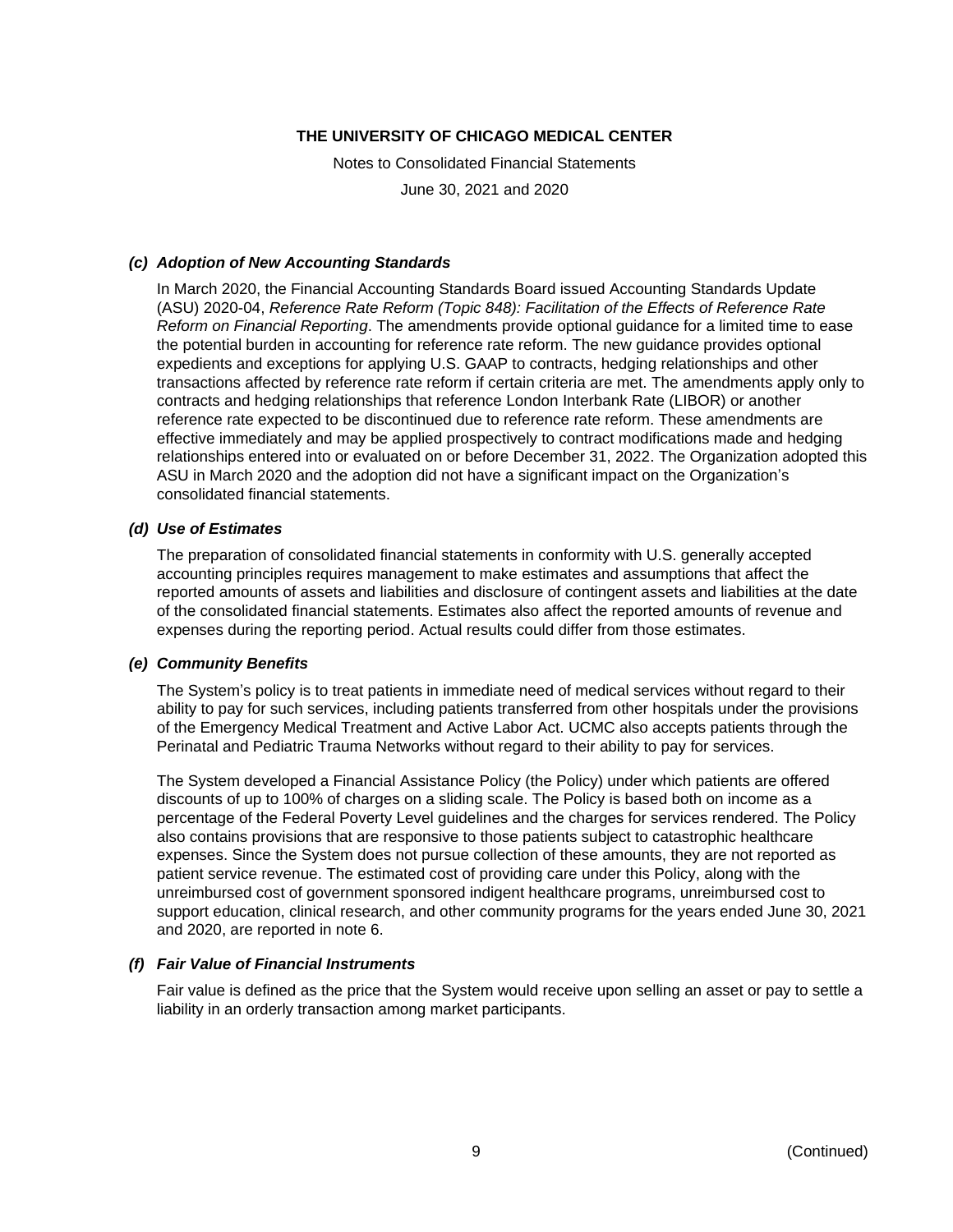### *(c) Adoption of New Accounting Standards*

In March 2020, the Financial Accounting Standards Board issued Accounting Standards Update (ASU) 2020-04, *Reference Rate Reform (Topic 848): Facilitation of the Effects of Reference Rate Reform on Financial Reporting*. The amendments provide optional guidance for a limited time to ease the potential burden in accounting for reference rate reform. The new guidance provides optional expedients and exceptions for applying U.S. GAAP to contracts, hedging relationships and other transactions affected by reference rate reform if certain criteria are met. The amendments apply only to contracts and hedging relationships that reference London Interbank Rate (LIBOR) or another reference rate expected to be discontinued due to reference rate reform. These amendments are effective immediately and may be applied prospectively to contract modifications made and hedging relationships entered into or evaluated on or before December 31, 2022. The Organization adopted this ASU in March 2020 and the adoption did not have a significant impact on the Organization's consolidated financial statements.

### *(d) Use of Estimates*

The preparation of consolidated financial statements in conformity with U.S. generally accepted accounting principles requires management to make estimates and assumptions that affect the reported amounts of assets and liabilities and disclosure of contingent assets and liabilities at the date of the consolidated financial statements. Estimates also affect the reported amounts of revenue and expenses during the reporting period. Actual results could differ from those estimates.

### *(e) Community Benefits*

The System's policy is to treat patients in immediate need of medical services without regard to their ability to pay for such services, including patients transferred from other hospitals under the provisions of the Emergency Medical Treatment and Active Labor Act. UCMC also accepts patients through the Perinatal and Pediatric Trauma Networks without regard to their ability to pay for services.

The System developed a Financial Assistance Policy (the Policy) under which patients are offered discounts of up to 100% of charges on a sliding scale. The Policy is based both on income as a percentage of the Federal Poverty Level guidelines and the charges for services rendered. The Policy also contains provisions that are responsive to those patients subject to catastrophic healthcare expenses. Since the System does not pursue collection of these amounts, they are not reported as patient service revenue. The estimated cost of providing care under this Policy, along with the unreimbursed cost of government sponsored indigent healthcare programs, unreimbursed cost to support education, clinical research, and other community programs for the years ended June 30, 2021 and 2020, are reported in note 6.

### *(f) Fair Value of Financial Instruments*

Fair value is defined as the price that the System would receive upon selling an asset or pay to settle a liability in an orderly transaction among market participants.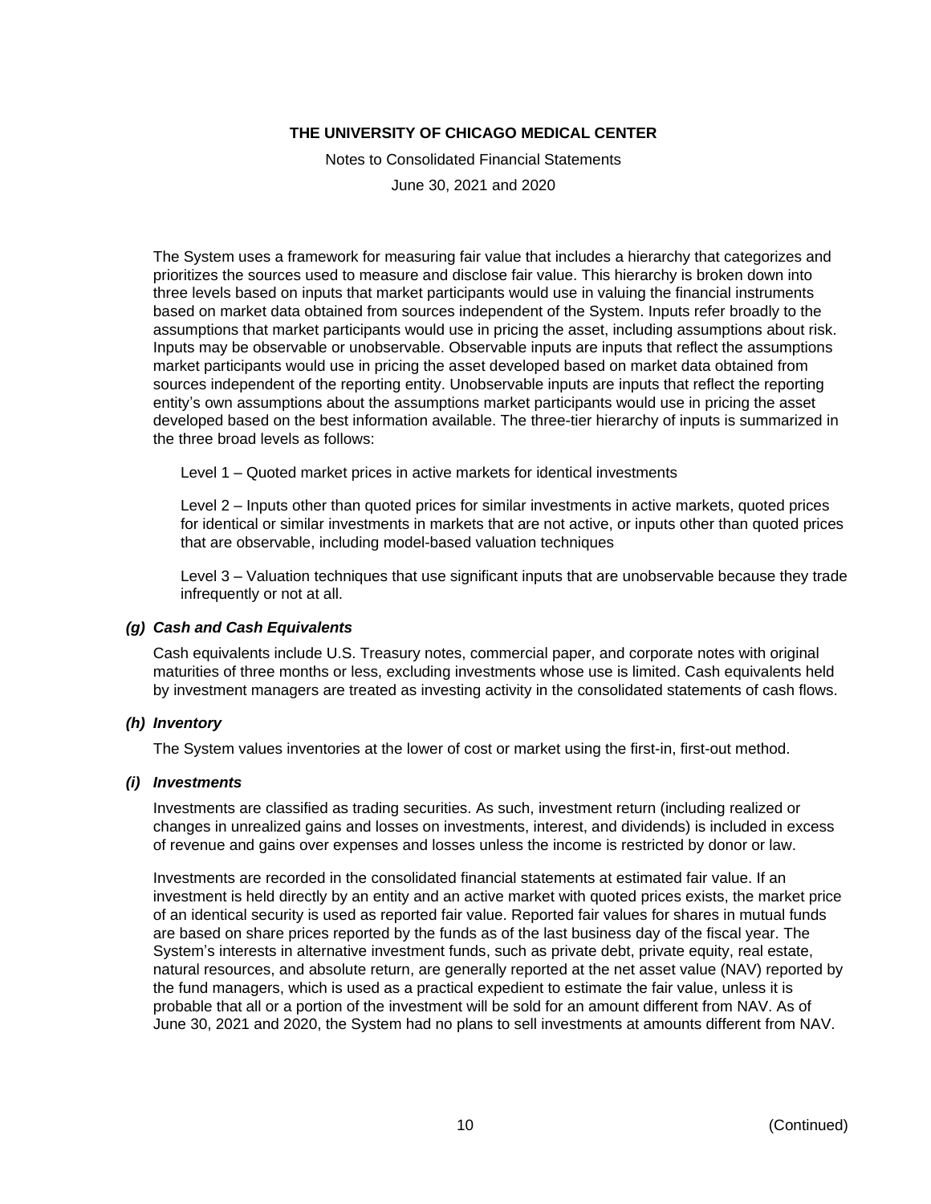The System uses a framework for measuring fair value that includes a hierarchy that categorizes and prioritizes the sources used to measure and disclose fair value. This hierarchy is broken down into three levels based on inputs that market participants would use in valuing the financial instruments based on market data obtained from sources independent of the System. Inputs refer broadly to the assumptions that market participants would use in pricing the asset, including assumptions about risk. Inputs may be observable or unobservable. Observable inputs are inputs that reflect the assumptions market participants would use in pricing the asset developed based on market data obtained from sources independent of the reporting entity. Unobservable inputs are inputs that reflect the reporting entity's own assumptions about the assumptions market participants would use in pricing the asset developed based on the best information available. The three-tier hierarchy of inputs is summarized in the three broad levels as follows:

Level 1 – Quoted market prices in active markets for identical investments

Level 2 – Inputs other than quoted prices for similar investments in active markets, quoted prices for identical or similar investments in markets that are not active, or inputs other than quoted prices that are observable, including model-based valuation techniques

Level 3 – Valuation techniques that use significant inputs that are unobservable because they trade infrequently or not at all.

### *(g) Cash and Cash Equivalents*

Cash equivalents include U.S. Treasury notes, commercial paper, and corporate notes with original maturities of three months or less, excluding investments whose use is limited. Cash equivalents held by investment managers are treated as investing activity in the consolidated statements of cash flows.

### *(h) Inventory*

The System values inventories at the lower of cost or market using the first-in, first-out method.

### *(i) Investments*

Investments are classified as trading securities. As such, investment return (including realized or changes in unrealized gains and losses on investments, interest, and dividends) is included in excess of revenue and gains over expenses and losses unless the income is restricted by donor or law.

Investments are recorded in the consolidated financial statements at estimated fair value. If an investment is held directly by an entity and an active market with quoted prices exists, the market price of an identical security is used as reported fair value. Reported fair values for shares in mutual funds are based on share prices reported by the funds as of the last business day of the fiscal year. The System's interests in alternative investment funds, such as private debt, private equity, real estate, natural resources, and absolute return, are generally reported at the net asset value (NAV) reported by the fund managers, which is used as a practical expedient to estimate the fair value, unless it is probable that all or a portion of the investment will be sold for an amount different from NAV. As of June 30, 2021 and 2020, the System had no plans to sell investments at amounts different from NAV.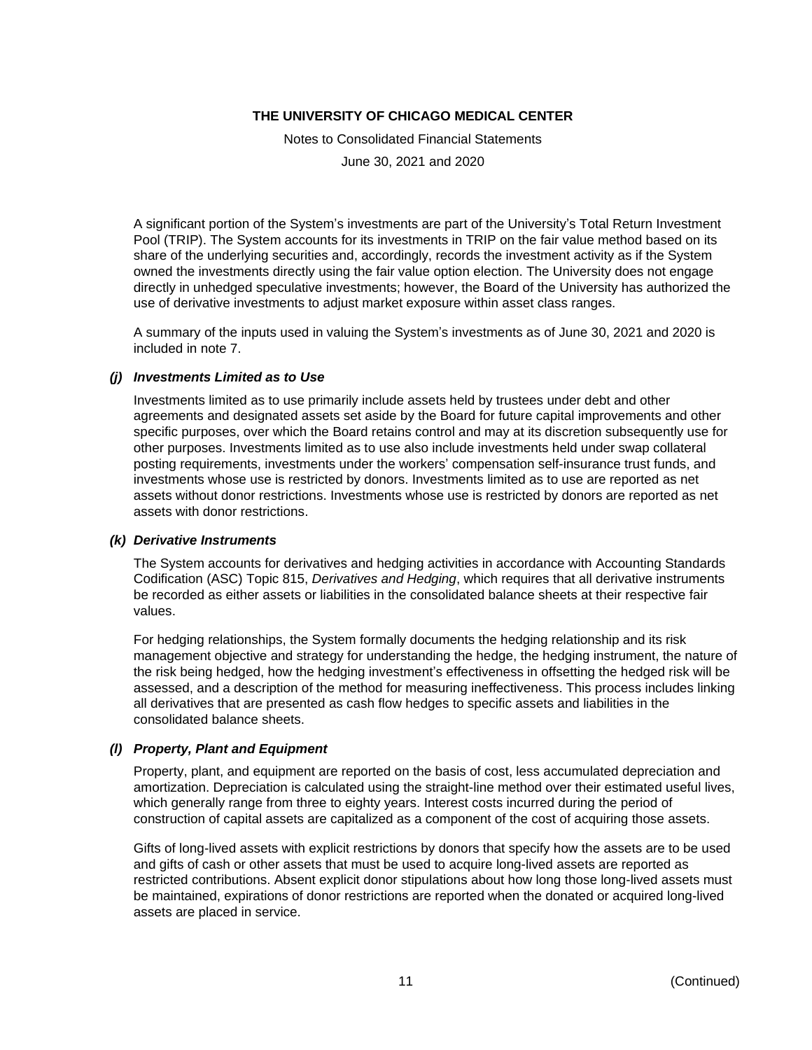A significant portion of the System's investments are part of the University's Total Return Investment Pool (TRIP). The System accounts for its investments in TRIP on the fair value method based on its share of the underlying securities and, accordingly, records the investment activity as if the System owned the investments directly using the fair value option election. The University does not engage directly in unhedged speculative investments; however, the Board of the University has authorized the use of derivative investments to adjust market exposure within asset class ranges.

A summary of the inputs used in valuing the System's investments as of June 30, 2021 and 2020 is included in note 7.

### *(j) Investments Limited as to Use*

Investments limited as to use primarily include assets held by trustees under debt and other agreements and designated assets set aside by the Board for future capital improvements and other specific purposes, over which the Board retains control and may at its discretion subsequently use for other purposes. Investments limited as to use also include investments held under swap collateral posting requirements, investments under the workers' compensation self-insurance trust funds, and investments whose use is restricted by donors. Investments limited as to use are reported as net assets without donor restrictions. Investments whose use is restricted by donors are reported as net assets with donor restrictions.

### *(k) Derivative Instruments*

The System accounts for derivatives and hedging activities in accordance with Accounting Standards Codification (ASC) Topic 815, *Derivatives and Hedging*, which requires that all derivative instruments be recorded as either assets or liabilities in the consolidated balance sheets at their respective fair values.

For hedging relationships, the System formally documents the hedging relationship and its risk management objective and strategy for understanding the hedge, the hedging instrument, the nature of the risk being hedged, how the hedging investment's effectiveness in offsetting the hedged risk will be assessed, and a description of the method for measuring ineffectiveness. This process includes linking all derivatives that are presented as cash flow hedges to specific assets and liabilities in the consolidated balance sheets.

### *(l) Property, Plant and Equipment*

Property, plant, and equipment are reported on the basis of cost, less accumulated depreciation and amortization. Depreciation is calculated using the straight-line method over their estimated useful lives, which generally range from three to eighty years. Interest costs incurred during the period of construction of capital assets are capitalized as a component of the cost of acquiring those assets.

Gifts of long-lived assets with explicit restrictions by donors that specify how the assets are to be used and gifts of cash or other assets that must be used to acquire long-lived assets are reported as restricted contributions. Absent explicit donor stipulations about how long those long-lived assets must be maintained, expirations of donor restrictions are reported when the donated or acquired long-lived assets are placed in service.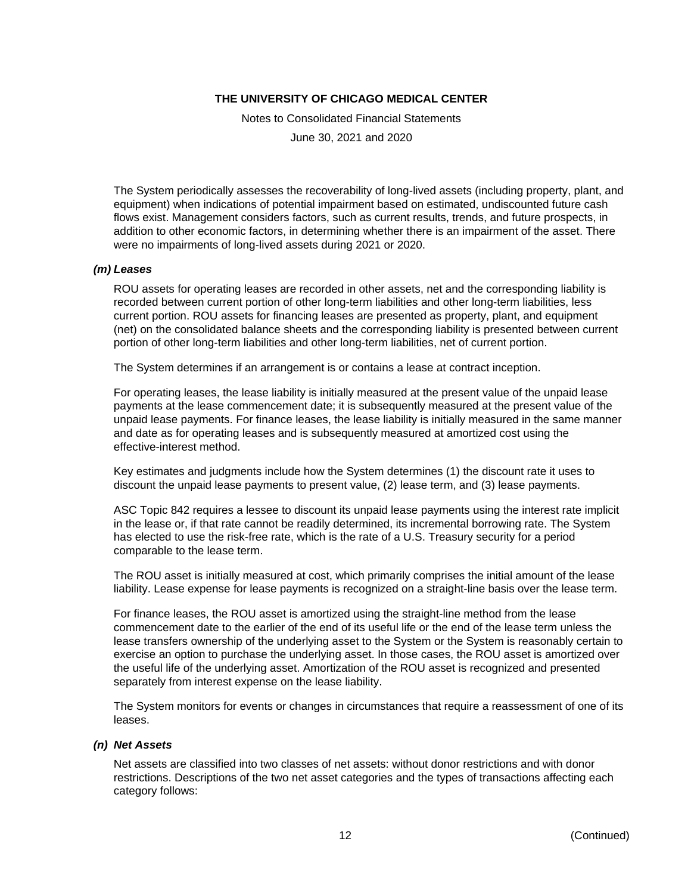The System periodically assesses the recoverability of long-lived assets (including property, plant, and equipment) when indications of potential impairment based on estimated, undiscounted future cash flows exist. Management considers factors, such as current results, trends, and future prospects, in addition to other economic factors, in determining whether there is an impairment of the asset. There were no impairments of long-lived assets during 2021 or 2020.

### *(m) Leases*

ROU assets for operating leases are recorded in other assets, net and the corresponding liability is recorded between current portion of other long-term liabilities and other long-term liabilities, less current portion. ROU assets for financing leases are presented as property, plant, and equipment (net) on the consolidated balance sheets and the corresponding liability is presented between current portion of other long-term liabilities and other long-term liabilities, net of current portion.

The System determines if an arrangement is or contains a lease at contract inception.

For operating leases, the lease liability is initially measured at the present value of the unpaid lease payments at the lease commencement date; it is subsequently measured at the present value of the unpaid lease payments. For finance leases, the lease liability is initially measured in the same manner and date as for operating leases and is subsequently measured at amortized cost using the effective-interest method.

Key estimates and judgments include how the System determines (1) the discount rate it uses to discount the unpaid lease payments to present value, (2) lease term, and (3) lease payments.

ASC Topic 842 requires a lessee to discount its unpaid lease payments using the interest rate implicit in the lease or, if that rate cannot be readily determined, its incremental borrowing rate. The System has elected to use the risk-free rate, which is the rate of a U.S. Treasury security for a period comparable to the lease term.

The ROU asset is initially measured at cost, which primarily comprises the initial amount of the lease liability. Lease expense for lease payments is recognized on a straight-line basis over the lease term.

For finance leases, the ROU asset is amortized using the straight-line method from the lease commencement date to the earlier of the end of its useful life or the end of the lease term unless the lease transfers ownership of the underlying asset to the System or the System is reasonably certain to exercise an option to purchase the underlying asset. In those cases, the ROU asset is amortized over the useful life of the underlying asset. Amortization of the ROU asset is recognized and presented separately from interest expense on the lease liability.

The System monitors for events or changes in circumstances that require a reassessment of one of its leases.

### *(n) Net Assets*

Net assets are classified into two classes of net assets: without donor restrictions and with donor restrictions. Descriptions of the two net asset categories and the types of transactions affecting each category follows: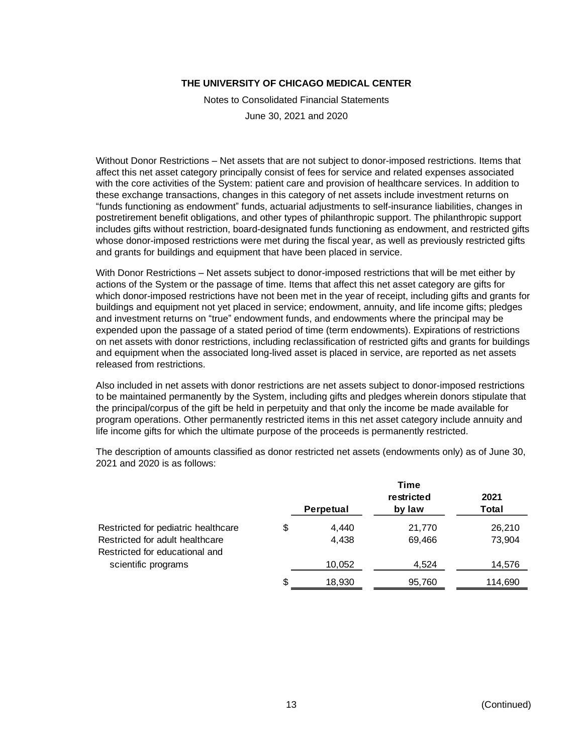Without Donor Restrictions – Net assets that are not subject to donor-imposed restrictions. Items that affect this net asset category principally consist of fees for service and related expenses associated with the core activities of the System: patient care and provision of healthcare services. In addition to these exchange transactions, changes in this category of net assets include investment returns on "funds functioning as endowment" funds, actuarial adjustments to self-insurance liabilities, changes in postretirement benefit obligations, and other types of philanthropic support. The philanthropic support includes gifts without restriction, board-designated funds functioning as endowment, and restricted gifts whose donor-imposed restrictions were met during the fiscal year, as well as previously restricted gifts and grants for buildings and equipment that have been placed in service.

With Donor Restrictions – Net assets subject to donor-imposed restrictions that will be met either by actions of the System or the passage of time. Items that affect this net asset category are gifts for which donor-imposed restrictions have not been met in the year of receipt, including gifts and grants for buildings and equipment not yet placed in service; endowment, annuity, and life income gifts; pledges and investment returns on "true" endowment funds, and endowments where the principal may be expended upon the passage of a stated period of time (term endowments). Expirations of restrictions on net assets with donor restrictions, including reclassification of restricted gifts and grants for buildings and equipment when the associated long-lived asset is placed in service, are reported as net assets released from restrictions.

Also included in net assets with donor restrictions are net assets subject to donor-imposed restrictions to be maintained permanently by the System, including gifts and pledges wherein donors stipulate that the principal/corpus of the gift be held in perpetuity and that only the income be made available for program operations. Other permanently restricted items in this net asset category include annuity and life income gifts for which the ultimate purpose of the proceeds is permanently restricted.

The description of amounts classified as donor restricted net assets (endowments only) as of June 30, 2021 and 2020 is as follows:

| | Perpetual | Time restricted by law | 2021 Total |
|---|---|---|---|
| Restricted for pediatric healthcare | $ 4,440 | 21,770 | 26,210 |
| Restricted for adult healthcare | 4,438 | 69,466 | 73,904 |
| Restricted for educational and scientific programs | 10,052 | 4,524 | 14,576 |
| | $ 18,930 | 95,760 | 114,690 |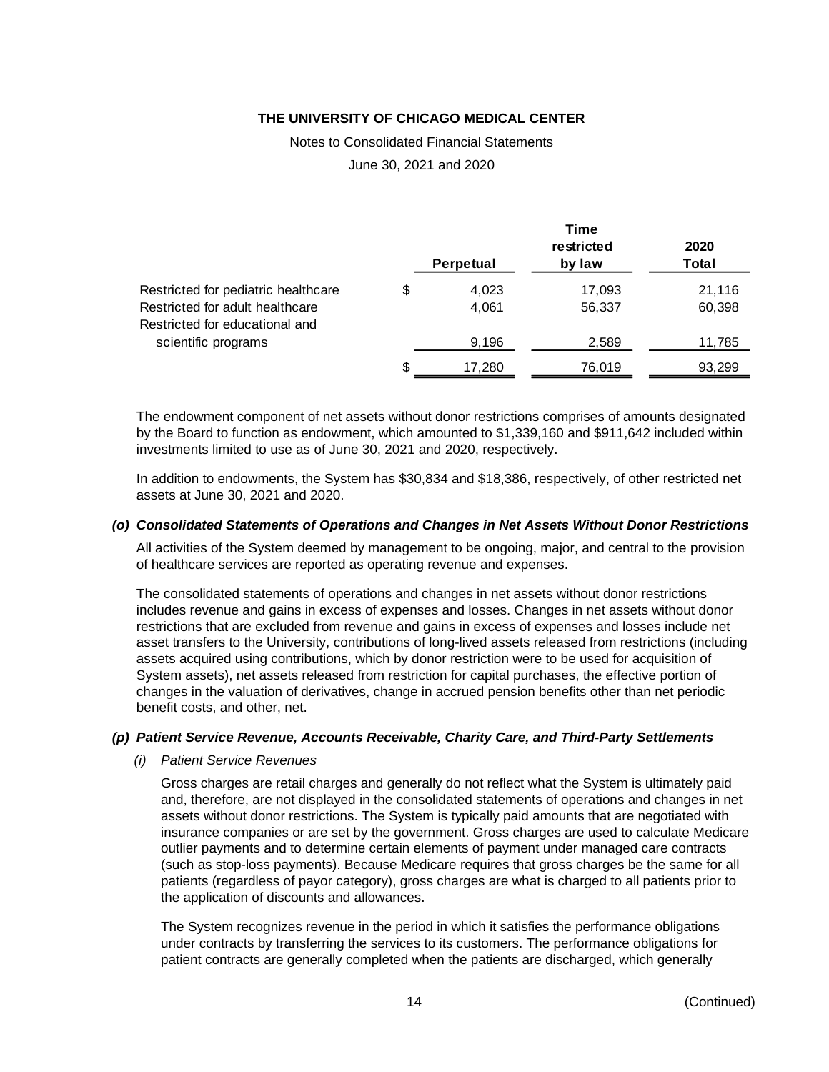|  | Perpetual | Time restricted by law | 2020 Total |
|---|---|---|---|
| Restricted for pediatric healthcare | $ 4,023 | 17,093 | 21,116 |
| Restricted for adult healthcare | 4,061 | 56,337 | 60,398 |
| Restricted for educational and scientific programs | 9,196 | 2,589 | 11,785 |
|  | $ 17,280 | 76,019 | 93,299 |

The endowment component of net assets without donor restrictions comprises of amounts designated by the Board to function as endowment, which amounted to $1,339,160 and $911,642 included within investments limited to use as of June 30, 2021 and 2020, respectively.

In addition to endowments, the System has $30,834 and $18,386, respectively, of other restricted net assets at June 30, 2021 and 2020.

### *(o) Consolidated Statements of Operations and Changes in Net Assets Without Donor Restrictions*

All activities of the System deemed by management to be ongoing, major, and central to the provision of healthcare services are reported as operating revenue and expenses.

The consolidated statements of operations and changes in net assets without donor restrictions includes revenue and gains in excess of expenses and losses. Changes in net assets without donor restrictions that are excluded from revenue and gains in excess of expenses and losses include net asset transfers to the University, contributions of long-lived assets released from restrictions (including assets acquired using contributions, which by donor restriction were to be used for acquisition of System assets), net assets released from restriction for capital purchases, the effective portion of changes in the valuation of derivatives, change in accrued pension benefits other than net periodic benefit costs, and other, net.

### *(p) Patient Service Revenue, Accounts Receivable, Charity Care, and Third-Party Settlements*

*(i) Patient Service Revenues*

Gross charges are retail charges and generally do not reflect what the System is ultimately paid and, therefore, are not displayed in the consolidated statements of operations and changes in net assets without donor restrictions. The System is typically paid amounts that are negotiated with insurance companies or are set by the government. Gross charges are used to calculate Medicare outlier payments and to determine certain elements of payment under managed care contracts (such as stop-loss payments). Because Medicare requires that gross charges be the same for all patients (regardless of payor category), gross charges are what is charged to all patients prior to the application of discounts and allowances.

The System recognizes revenue in the period in which it satisfies the performance obligations under contracts by transferring the services to its customers. The performance obligations for patient contracts are generally completed when the patients are discharged, which generally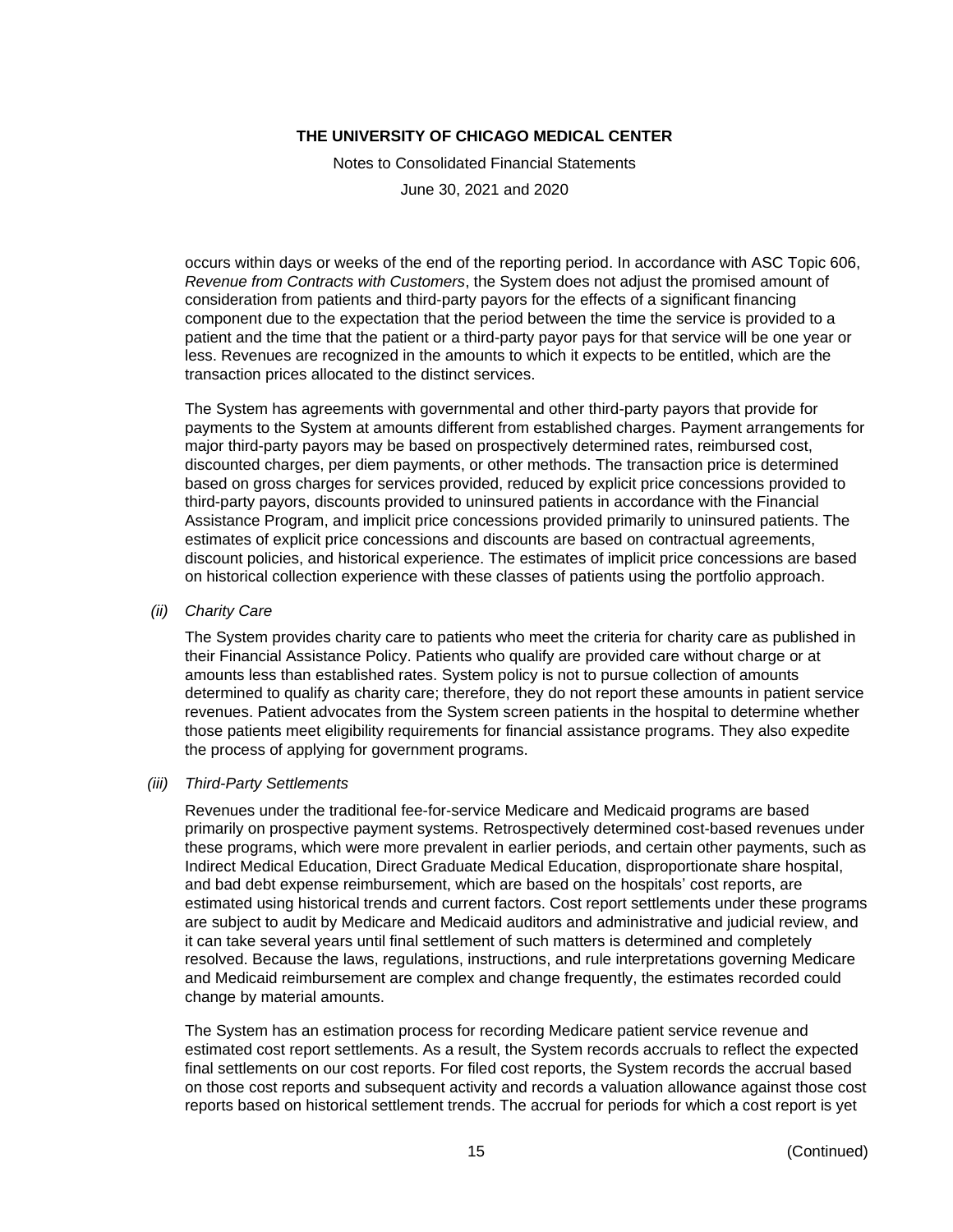occurs within days or weeks of the end of the reporting period. In accordance with ASC Topic 606, *Revenue from Contracts with Customers*, the System does not adjust the promised amount of consideration from patients and third-party payors for the effects of a significant financing component due to the expectation that the period between the time the service is provided to a patient and the time that the patient or a third-party payor pays for that service will be one year or less. Revenues are recognized in the amounts to which it expects to be entitled, which are the transaction prices allocated to the distinct services.

The System has agreements with governmental and other third-party payors that provide for payments to the System at amounts different from established charges. Payment arrangements for major third-party payors may be based on prospectively determined rates, reimbursed cost, discounted charges, per diem payments, or other methods. The transaction price is determined based on gross charges for services provided, reduced by explicit price concessions provided to third-party payors, discounts provided to uninsured patients in accordance with the Financial Assistance Program, and implicit price concessions provided primarily to uninsured patients. The estimates of explicit price concessions and discounts are based on contractual agreements, discount policies, and historical experience. The estimates of implicit price concessions are based on historical collection experience with these classes of patients using the portfolio approach.

*(ii) Charity Care*

The System provides charity care to patients who meet the criteria for charity care as published in their Financial Assistance Policy. Patients who qualify are provided care without charge or at amounts less than established rates. System policy is not to pursue collection of amounts determined to qualify as charity care; therefore, they do not report these amounts in patient service revenues. Patient advocates from the System screen patients in the hospital to determine whether those patients meet eligibility requirements for financial assistance programs. They also expedite the process of applying for government programs.

*(iii) Third-Party Settlements*

Revenues under the traditional fee-for-service Medicare and Medicaid programs are based primarily on prospective payment systems. Retrospectively determined cost-based revenues under these programs, which were more prevalent in earlier periods, and certain other payments, such as Indirect Medical Education, Direct Graduate Medical Education, disproportionate share hospital, and bad debt expense reimbursement, which are based on the hospitals' cost reports, are estimated using historical trends and current factors. Cost report settlements under these programs are subject to audit by Medicare and Medicaid auditors and administrative and judicial review, and it can take several years until final settlement of such matters is determined and completely resolved. Because the laws, regulations, instructions, and rule interpretations governing Medicare and Medicaid reimbursement are complex and change frequently, the estimates recorded could change by material amounts.

The System has an estimation process for recording Medicare patient service revenue and estimated cost report settlements. As a result, the System records accruals to reflect the expected final settlements on our cost reports. For filed cost reports, the System records the accrual based on those cost reports and subsequent activity and records a valuation allowance against those cost reports based on historical settlement trends. The accrual for periods for which a cost report is yet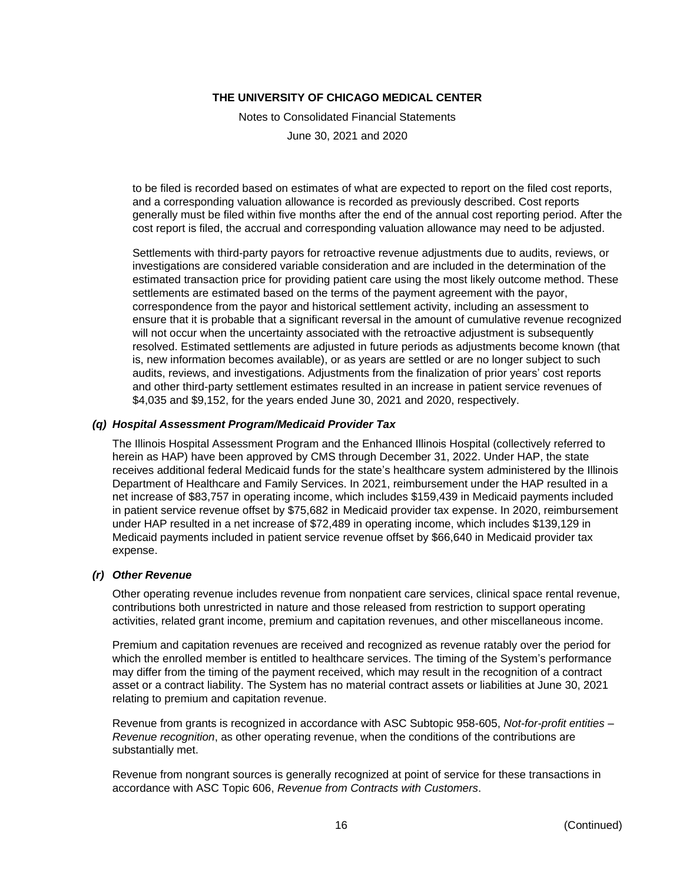to be filed is recorded based on estimates of what are expected to report on the filed cost reports, and a corresponding valuation allowance is recorded as previously described. Cost reports generally must be filed within five months after the end of the annual cost reporting period. After the cost report is filed, the accrual and corresponding valuation allowance may need to be adjusted.

Settlements with third-party payors for retroactive revenue adjustments due to audits, reviews, or investigations are considered variable consideration and are included in the determination of the estimated transaction price for providing patient care using the most likely outcome method. These settlements are estimated based on the terms of the payment agreement with the payor, correspondence from the payor and historical settlement activity, including an assessment to ensure that it is probable that a significant reversal in the amount of cumulative revenue recognized will not occur when the uncertainty associated with the retroactive adjustment is subsequently resolved. Estimated settlements are adjusted in future periods as adjustments become known (that is, new information becomes available), or as years are settled or are no longer subject to such audits, reviews, and investigations. Adjustments from the finalization of prior years' cost reports and other third-party settlement estimates resulted in an increase in patient service revenues of $4,035 and $9,152, for the years ended June 30, 2021 and 2020, respectively.

### *(q) Hospital Assessment Program/Medicaid Provider Tax*

The Illinois Hospital Assessment Program and the Enhanced Illinois Hospital (collectively referred to herein as HAP) have been approved by CMS through December 31, 2022. Under HAP, the state receives additional federal Medicaid funds for the state's healthcare system administered by the Illinois Department of Healthcare and Family Services. In 2021, reimbursement under the HAP resulted in a net increase of $83,757 in operating income, which includes $159,439 in Medicaid payments included in patient service revenue offset by $75,682 in Medicaid provider tax expense. In 2020, reimbursement under HAP resulted in a net increase of $72,489 in operating income, which includes $139,129 in Medicaid payments included in patient service revenue offset by $66,640 in Medicaid provider tax expense.

### *(r) Other Revenue*

Other operating revenue includes revenue from nonpatient care services, clinical space rental revenue, contributions both unrestricted in nature and those released from restriction to support operating activities, related grant income, premium and capitation revenues, and other miscellaneous income.

Premium and capitation revenues are received and recognized as revenue ratably over the period for which the enrolled member is entitled to healthcare services. The timing of the System's performance may differ from the timing of the payment received, which may result in the recognition of a contract asset or a contract liability. The System has no material contract assets or liabilities at June 30, 2021 relating to premium and capitation revenue.

Revenue from grants is recognized in accordance with ASC Subtopic 958-605, *Not-for-profit entities – Revenue recognition*, as other operating revenue, when the conditions of the contributions are substantially met.

Revenue from nongrant sources is generally recognized at point of service for these transactions in accordance with ASC Topic 606, *Revenue from Contracts with Customers*.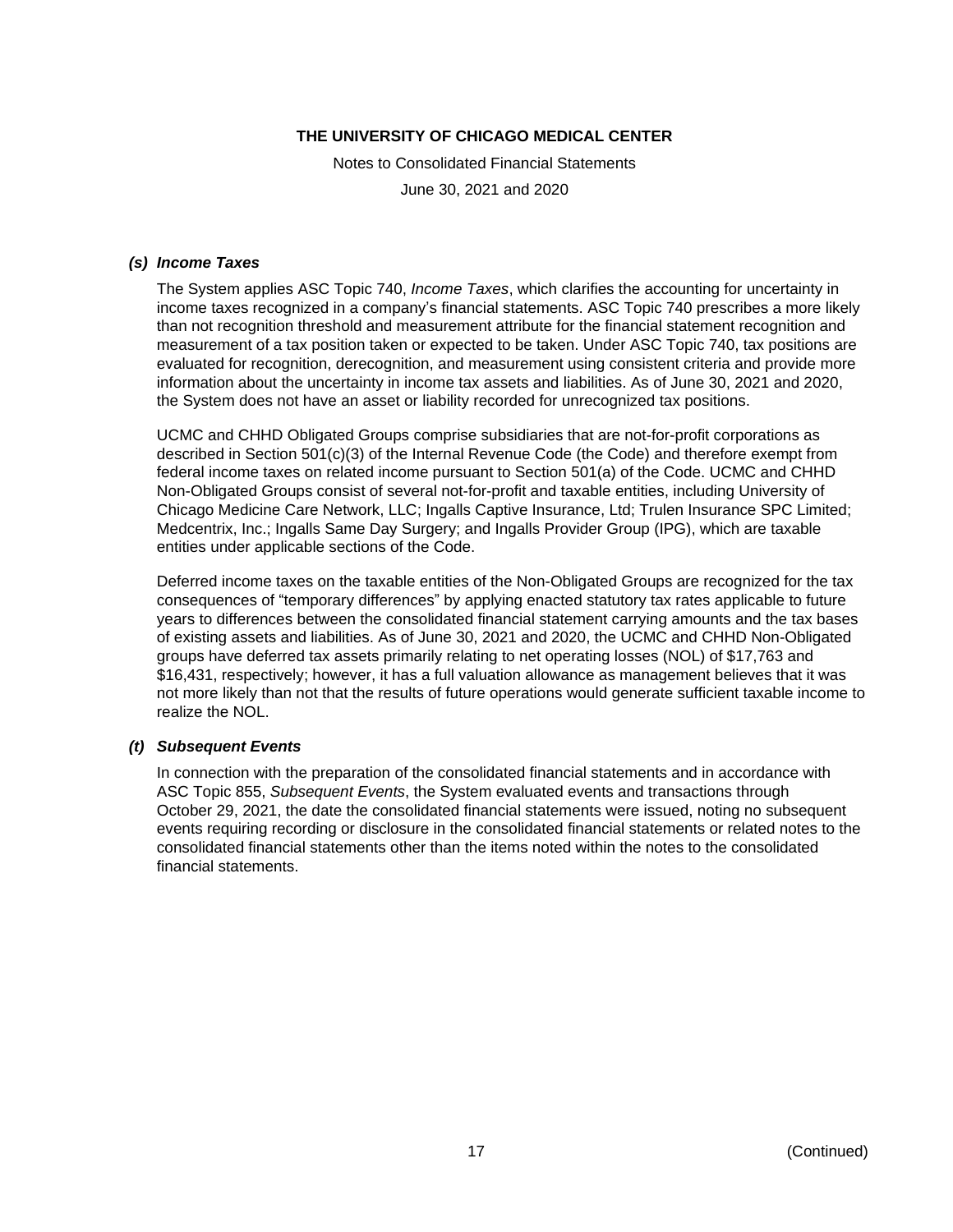### *(s) Income Taxes*

The System applies ASC Topic 740, *Income Taxes*, which clarifies the accounting for uncertainty in income taxes recognized in a company's financial statements. ASC Topic 740 prescribes a more likely than not recognition threshold and measurement attribute for the financial statement recognition and measurement of a tax position taken or expected to be taken. Under ASC Topic 740, tax positions are evaluated for recognition, derecognition, and measurement using consistent criteria and provide more information about the uncertainty in income tax assets and liabilities. As of June 30, 2021 and 2020, the System does not have an asset or liability recorded for unrecognized tax positions.

UCMC and CHHD Obligated Groups comprise subsidiaries that are not-for-profit corporations as described in Section 501(c)(3) of the Internal Revenue Code (the Code) and therefore exempt from federal income taxes on related income pursuant to Section 501(a) of the Code. UCMC and CHHD Non-Obligated Groups consist of several not-for-profit and taxable entities, including University of Chicago Medicine Care Network, LLC; Ingalls Captive Insurance, Ltd; Trulen Insurance SPC Limited; Medcentrix, Inc.; Ingalls Same Day Surgery; and Ingalls Provider Group (IPG), which are taxable entities under applicable sections of the Code.

Deferred income taxes on the taxable entities of the Non-Obligated Groups are recognized for the tax consequences of "temporary differences" by applying enacted statutory tax rates applicable to future years to differences between the consolidated financial statement carrying amounts and the tax bases of existing assets and liabilities. As of June 30, 2021 and 2020, the UCMC and CHHD Non-Obligated groups have deferred tax assets primarily relating to net operating losses (NOL) of $17,763 and $16,431, respectively; however, it has a full valuation allowance as management believes that it was not more likely than not that the results of future operations would generate sufficient taxable income to realize the NOL.

### *(t) Subsequent Events*

In connection with the preparation of the consolidated financial statements and in accordance with ASC Topic 855, *Subsequent Events*, the System evaluated events and transactions through October 29, 2021, the date the consolidated financial statements were issued, noting no subsequent events requiring recording or disclosure in the consolidated financial statements or related notes to the consolidated financial statements other than the items noted within the notes to the consolidated financial statements.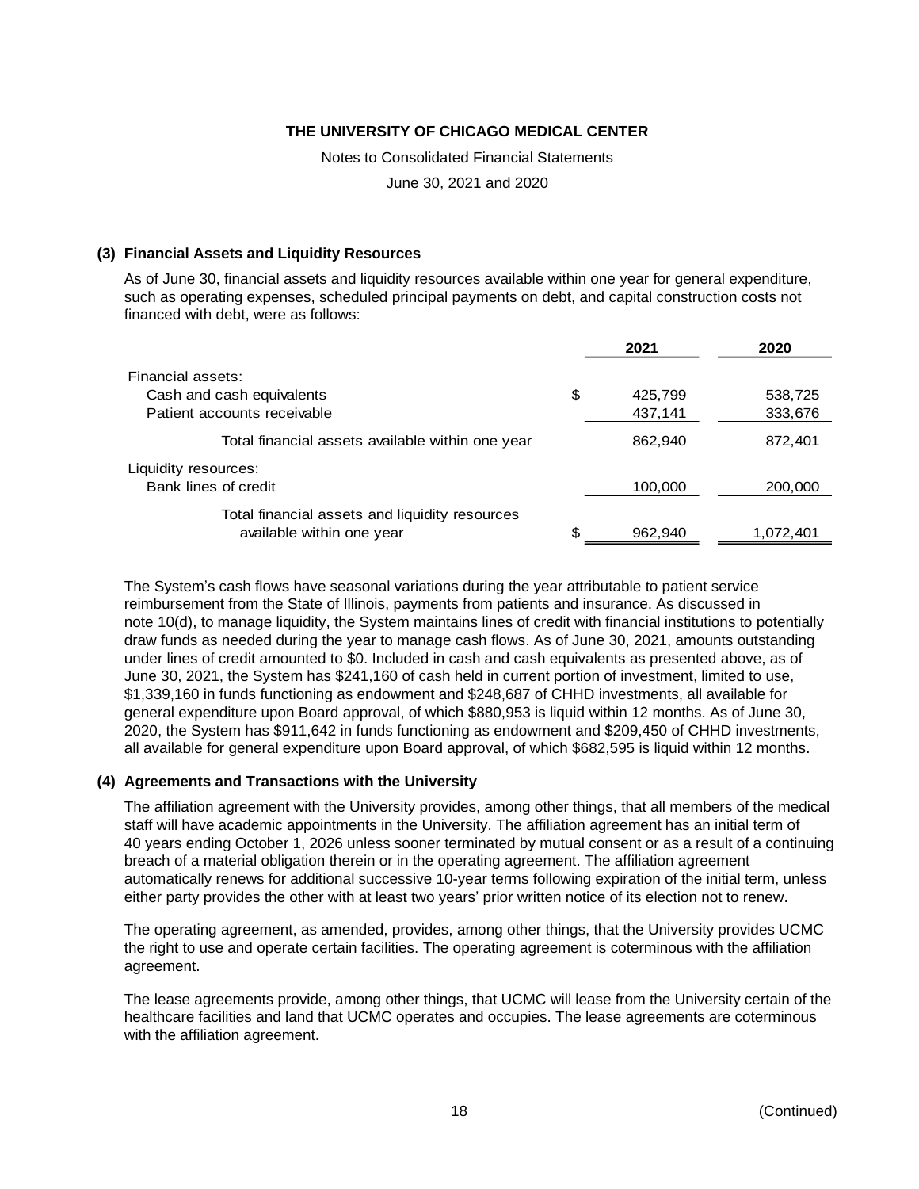# THE UNIVERSITY OF CHICAGO MEDICAL CENTER

Notes to Consolidated Financial Statements

June 30, 2021 and 2020

## (3) Financial Assets and Liquidity Resources

As of June 30, financial assets and liquidity resources available within one year for general expenditure, such as operating expenses, scheduled principal payments on debt, and capital construction costs not financed with debt, were as follows:

| | | 2021 | 2020 |
|---|---|---|---|
| Financial assets: | | | |
| Cash and cash equivalents | $ | 425,799 | 538,725 |
| Patient accounts receivable | | 437,141 | 333,676 |
| Total financial assets available within one year | | 862,940 | 872,401 |
| Liquidity resources: | | | |
| Bank lines of credit | | 100,000 | 200,000 |
| Total financial assets and liquidity resources available within one year | $ | 962,940 | 1,072,401 |

The System's cash flows have seasonal variations during the year attributable to patient service reimbursement from the State of Illinois, payments from patients and insurance. As discussed in note 10(d), to manage liquidity, the System maintains lines of credit with financial institutions to potentially draw funds as needed during the year to manage cash flows. As of June 30, 2021, amounts outstanding under lines of credit amounted to $0. Included in cash and cash equivalents as presented above, as of June 30, 2021, the System has $241,160 of cash held in current portion of investment, limited to use, $1,339,160 in funds functioning as endowment and $248,687 of CHHD investments, all available for general expenditure upon Board approval, of which $880,953 is liquid within 12 months. As of June 30, 2020, the System has $911,642 in funds functioning as endowment and $209,450 of CHHD investments, all available for general expenditure upon Board approval, of which $682,595 is liquid within 12 months.

## (4) Agreements and Transactions with the University

The affiliation agreement with the University provides, among other things, that all members of the medical staff will have academic appointments in the University. The affiliation agreement has an initial term of 40 years ending October 1, 2026 unless sooner terminated by mutual consent or as a result of a continuing breach of a material obligation therein or in the operating agreement. The affiliation agreement automatically renews for additional successive 10-year terms following expiration of the initial term, unless either party provides the other with at least two years' prior written notice of its election not to renew.

The operating agreement, as amended, provides, among other things, that the University provides UCMC the right to use and operate certain facilities. The operating agreement is coterminous with the affiliation agreement.

The lease agreements provide, among other things, that UCMC will lease from the University certain of the healthcare facilities and land that UCMC operates and occupies. The lease agreements are coterminous with the affiliation agreement.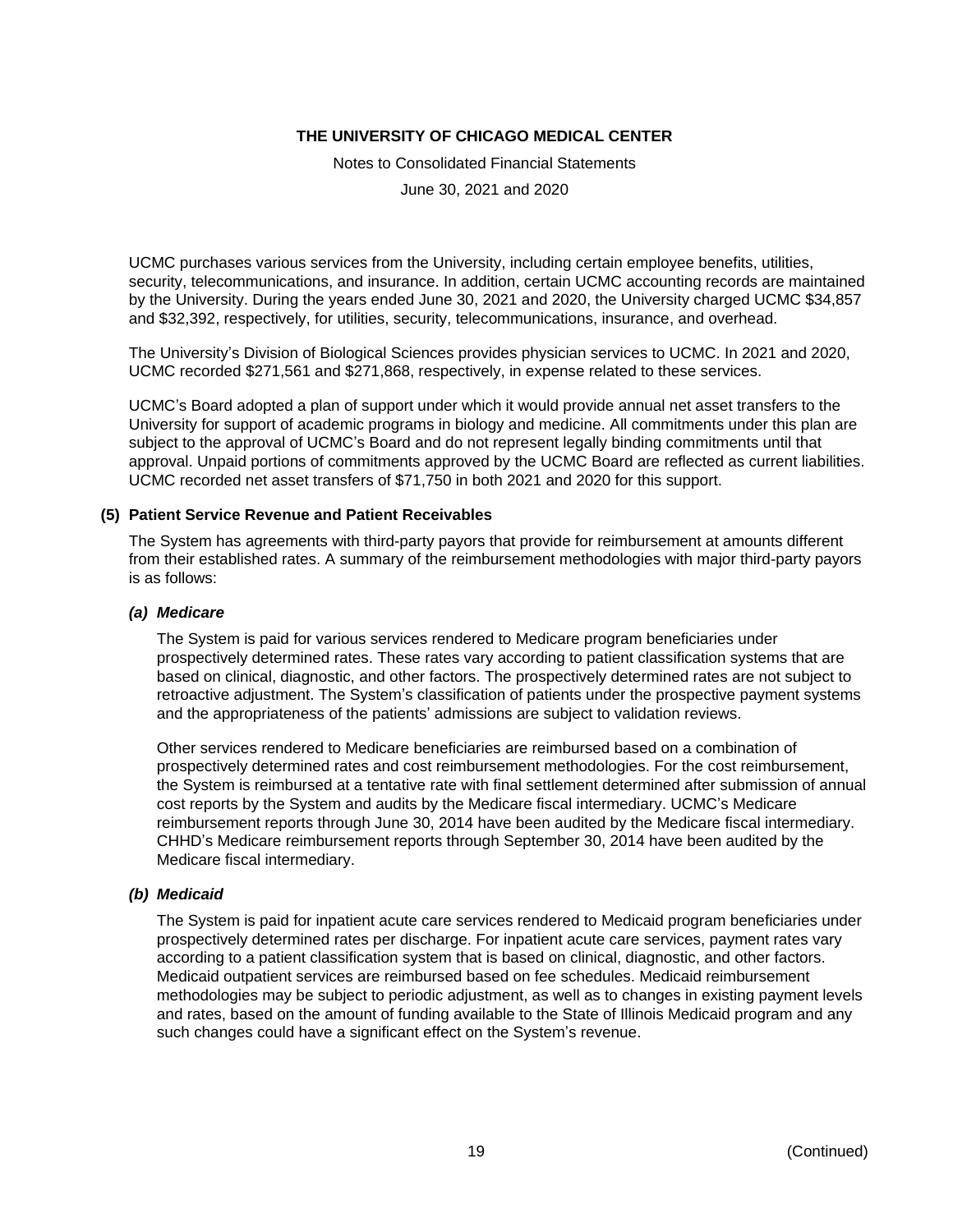UCMC purchases various services from the University, including certain employee benefits, utilities, security, telecommunications, and insurance. In addition, certain UCMC accounting records are maintained by the University. During the years ended June 30, 2021 and 2020, the University charged UCMC $34,857 and $32,392, respectively, for utilities, security, telecommunications, insurance, and overhead.

The University's Division of Biological Sciences provides physician services to UCMC. In 2021 and 2020, UCMC recorded $271,561 and $271,868, respectively, in expense related to these services.

UCMC's Board adopted a plan of support under which it would provide annual net asset transfers to the University for support of academic programs in biology and medicine. All commitments under this plan are subject to the approval of UCMC's Board and do not represent legally binding commitments until that approval. Unpaid portions of commitments approved by the UCMC Board are reflected as current liabilities. UCMC recorded net asset transfers of $71,750 in both 2021 and 2020 for this support.

## (5) Patient Service Revenue and Patient Receivables

The System has agreements with third-party payors that provide for reimbursement at amounts different from their established rates. A summary of the reimbursement methodologies with major third-party payors is as follows:

### *(a) Medicare*

The System is paid for various services rendered to Medicare program beneficiaries under prospectively determined rates. These rates vary according to patient classification systems that are based on clinical, diagnostic, and other factors. The prospectively determined rates are not subject to retroactive adjustment. The System's classification of patients under the prospective payment systems and the appropriateness of the patients' admissions are subject to validation reviews.

Other services rendered to Medicare beneficiaries are reimbursed based on a combination of prospectively determined rates and cost reimbursement methodologies. For the cost reimbursement, the System is reimbursed at a tentative rate with final settlement determined after submission of annual cost reports by the System and audits by the Medicare fiscal intermediary. UCMC's Medicare reimbursement reports through June 30, 2014 have been audited by the Medicare fiscal intermediary. CHHD's Medicare reimbursement reports through September 30, 2014 have been audited by the Medicare fiscal intermediary.

### *(b) Medicaid*

The System is paid for inpatient acute care services rendered to Medicaid program beneficiaries under prospectively determined rates per discharge. For inpatient acute care services, payment rates vary according to a patient classification system that is based on clinical, diagnostic, and other factors. Medicaid outpatient services are reimbursed based on fee schedules. Medicaid reimbursement methodologies may be subject to periodic adjustment, as well as to changes in existing payment levels and rates, based on the amount of funding available to the State of Illinois Medicaid program and any such changes could have a significant effect on the System's revenue.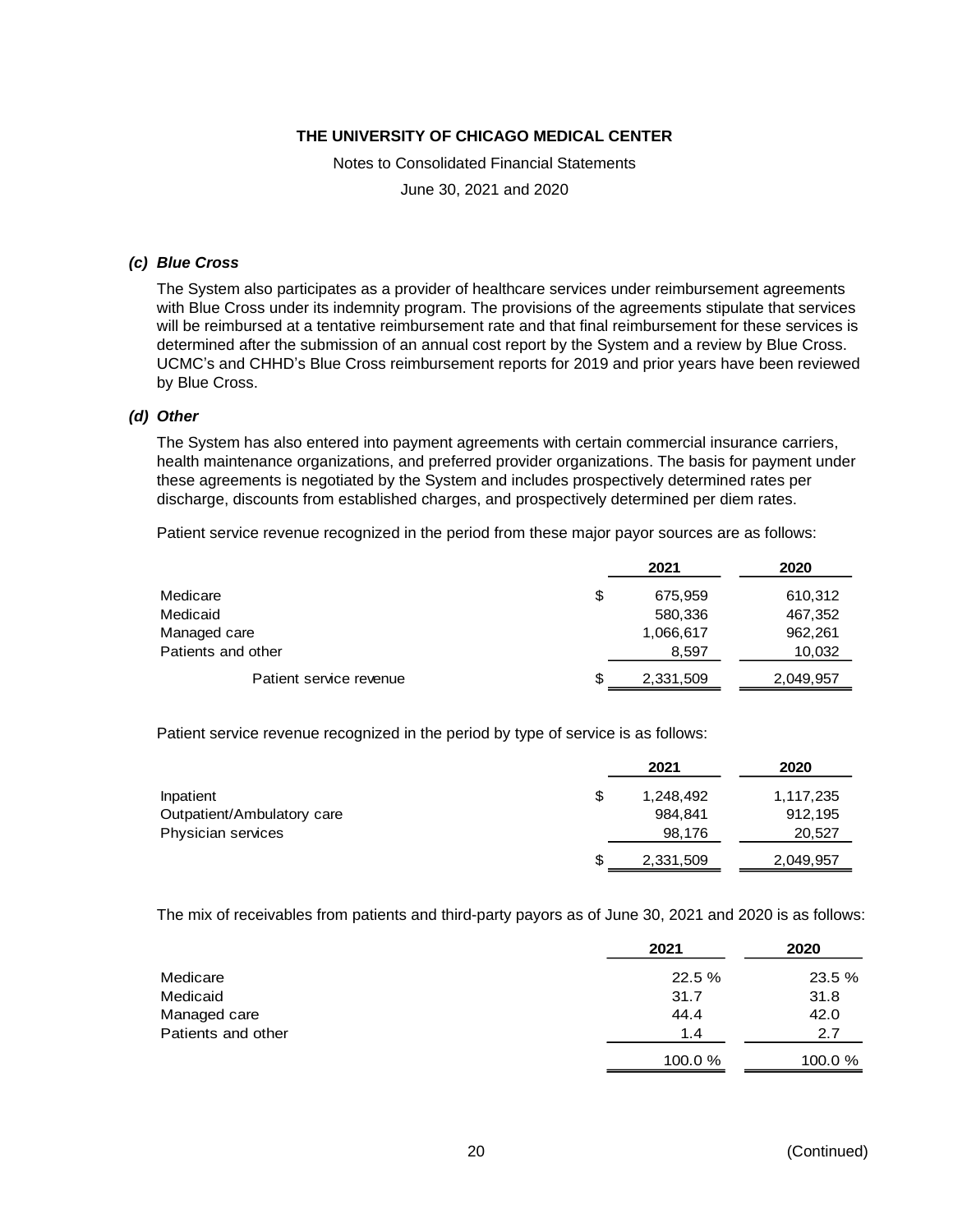### *(c) Blue Cross*

The System also participates as a provider of healthcare services under reimbursement agreements with Blue Cross under its indemnity program. The provisions of the agreements stipulate that services will be reimbursed at a tentative reimbursement rate and that final reimbursement for these services is determined after the submission of an annual cost report by the System and a review by Blue Cross. UCMC's and CHHD's Blue Cross reimbursement reports for 2019 and prior years have been reviewed by Blue Cross.

### *(d) Other*

The System has also entered into payment agreements with certain commercial insurance carriers, health maintenance organizations, and preferred provider organizations. The basis for payment under these agreements is negotiated by the System and includes prospectively determined rates per discharge, discounts from established charges, and prospectively determined per diem rates.

Patient service revenue recognized in the period from these major payor sources are as follows:

| | 2021 | 2020 |
|---|---|---|
| Medicare | $ 675,959 | 610,312 |
| Medicaid | 580,336 | 467,352 |
| Managed care | 1,066,617 | 962,261 |
| Patients and other | 8,597 | 10,032 |
| Patient service revenue | $ 2,331,509 | 2,049,957 |

Patient service revenue recognized in the period by type of service is as follows:

| | 2021 | 2020 |
|---|---|---|
| Inpatient | $ 1,248,492 | 1,117,235 |
| Outpatient/Ambulatory care | 984,841 | 912,195 |
| Physician services | 98,176 | 20,527 |
| | $ 2,331,509 | 2,049,957 |

The mix of receivables from patients and third-party payors as of June 30, 2021 and 2020 is as follows:

| | 2021 | 2020 |
|---|---|---|
| Medicare | 22.5 % | 23.5 % |
| Medicaid | 31.7 | 31.8 |
| Managed care | 44.4 | 42.0 |
| Patients and other | 1.4 | 2.7 |
| | 100.0 % | 100.0 % |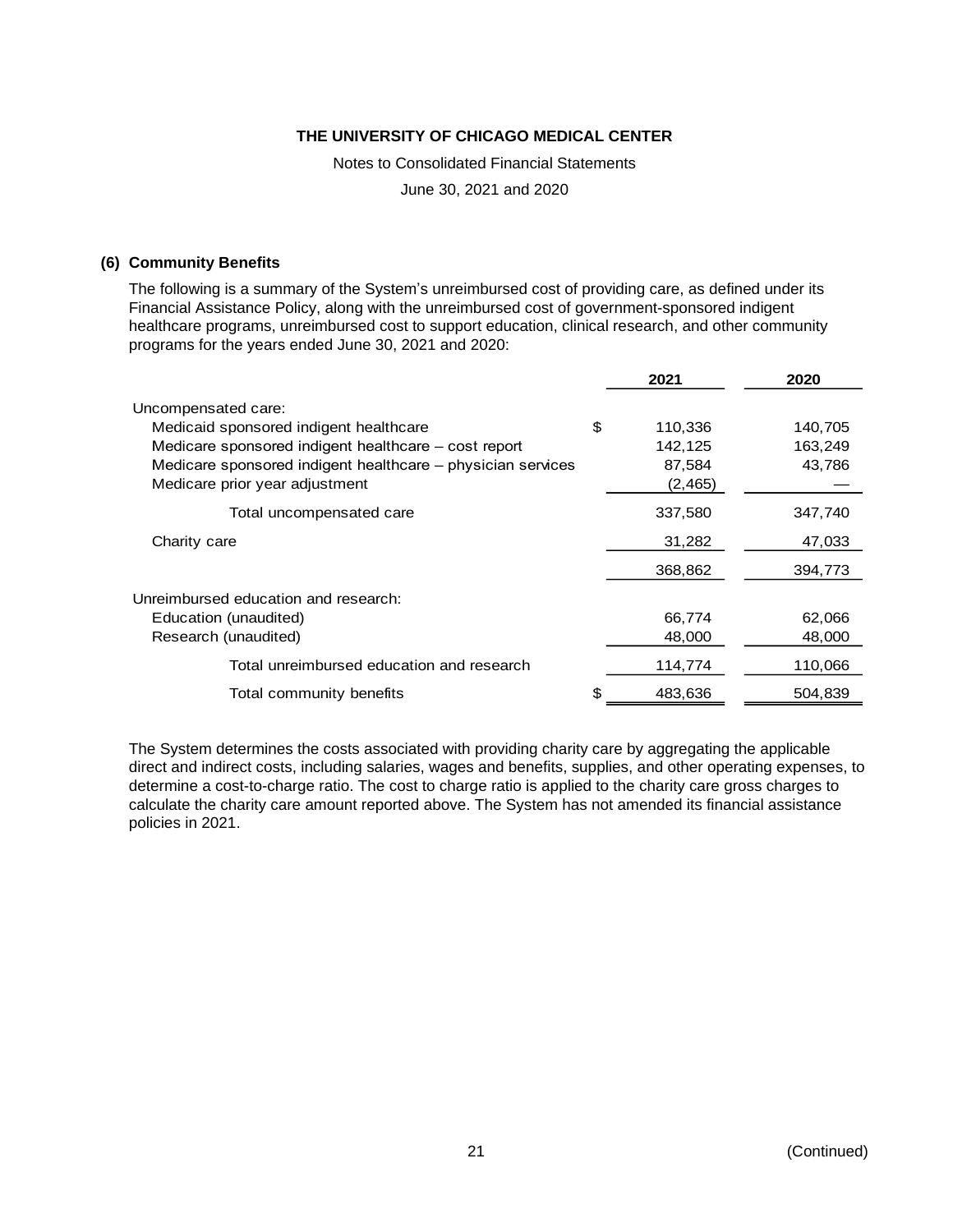# THE UNIVERSITY OF CHICAGO MEDICAL CENTER

Notes to Consolidated Financial Statements

June 30, 2021 and 2020

## (6) Community Benefits

The following is a summary of the System's unreimbursed cost of providing care, as defined under its Financial Assistance Policy, along with the unreimbursed cost of government-sponsored indigent healthcare programs, unreimbursed cost to support education, clinical research, and other community programs for the years ended June 30, 2021 and 2020:

| | | 2021 | 2020 |
|---|---|---|---|
| Uncompensated care: | | | |
| Medicaid sponsored indigent healthcare | $ | 110,336 | 140,705 |
| Medicare sponsored indigent healthcare – cost report | | 142,125 | 163,249 |
| Medicare sponsored indigent healthcare – physician services | | 87,584 | 43,786 |
| Medicare prior year adjustment | | (2,465) | — |
| Total uncompensated care | | 337,580 | 347,740 |
| Charity care | | 31,282 | 47,033 |
| | | 368,862 | 394,773 |
| Unreimbursed education and research: | | | |
| Education (unaudited) | | 66,774 | 62,066 |
| Research (unaudited) | | 48,000 | 48,000 |
| Total unreimbursed education and research | | 114,774 | 110,066 |
| Total community benefits | $ | 483,636 | 504,839 |

The System determines the costs associated with providing charity care by aggregating the applicable direct and indirect costs, including salaries, wages and benefits, supplies, and other operating expenses, to determine a cost-to-charge ratio. The cost to charge ratio is applied to the charity care gross charges to calculate the charity care amount reported above. The System has not amended its financial assistance policies in 2021.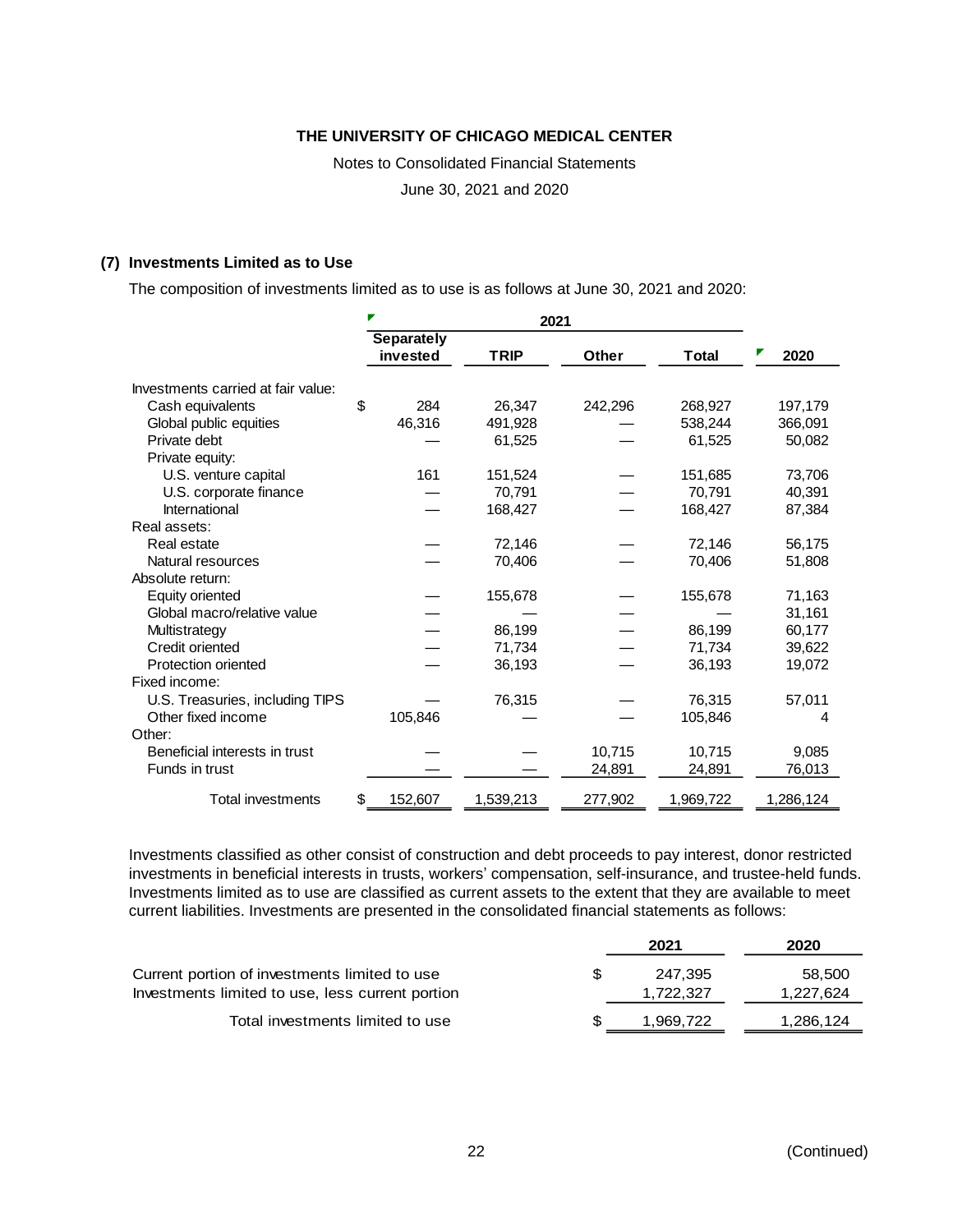# THE UNIVERSITY OF CHICAGO MEDICAL CENTER

Notes to Consolidated Financial Statements

June 30, 2021 and 2020

## (7) Investments Limited as to Use

The composition of investments limited as to use is as follows at June 30, 2021 and 2020:

| | 2021 | | | | |
|---|---|---|---|---|---|
| | Separately invested | TRIP | Other | Total | 2020 |
| Investments carried at fair value: | | | | | |
| Cash equivalents | $ 284 | 26,347 | 242,296 | 268,927 | 197,179 |
| Global public equities | 46,316 | 491,928 | — | 538,244 | 366,091 |
| Private debt | — | 61,525 | — | 61,525 | 50,082 |
| Private equity: | | | | | |
| U.S. venture capital | 161 | 151,524 | — | 151,685 | 73,706 |
| U.S. corporate finance | — | 70,791 | — | 70,791 | 40,391 |
| International | — | 168,427 | — | 168,427 | 87,384 |
| Real assets: | | | | | |
| Real estate | — | 72,146 | — | 72,146 | 56,175 |
| Natural resources | — | 70,406 | — | 70,406 | 51,808 |
| Absolute return: | | | | | |
| Equity oriented | — | 155,678 | — | 155,678 | 71,163 |
| Global macro/relative value | — | — | — | — | 31,161 |
| Multistrategy | — | 86,199 | — | 86,199 | 60,177 |
| Credit oriented | — | 71,734 | — | 71,734 | 39,622 |
| Protection oriented | — | 36,193 | — | 36,193 | 19,072 |
| Fixed income: | | | | | |
| U.S. Treasuries, including TIPS | — | 76,315 | — | 76,315 | 57,011 |
| Other fixed income | 105,846 | — | — | 105,846 | 4 |
| Other: | | | | | |
| Beneficial interests in trust | — | — | 10,715 | 10,715 | 9,085 |
| Funds in trust | — | — | 24,891 | 24,891 | 76,013 |
| Total investments | $ 152,607 | 1,539,213 | 277,902 | 1,969,722 | 1,286,124 |

Investments classified as other consist of construction and debt proceeds to pay interest, donor restricted investments in beneficial interests in trusts, workers' compensation, self-insurance, and trustee-held funds. Investments limited as to use are classified as current assets to the extent that they are available to meet current liabilities. Investments are presented in the consolidated financial statements as follows:

| | 2021 | 2020 |
|---|---|---|
| Current portion of investments limited to use | $ 247,395 | 58,500 |
| Investments limited to use, less current portion | 1,722,327 | 1,227,624 |
| Total investments limited to use | $ 1,969,722 | 1,286,124 |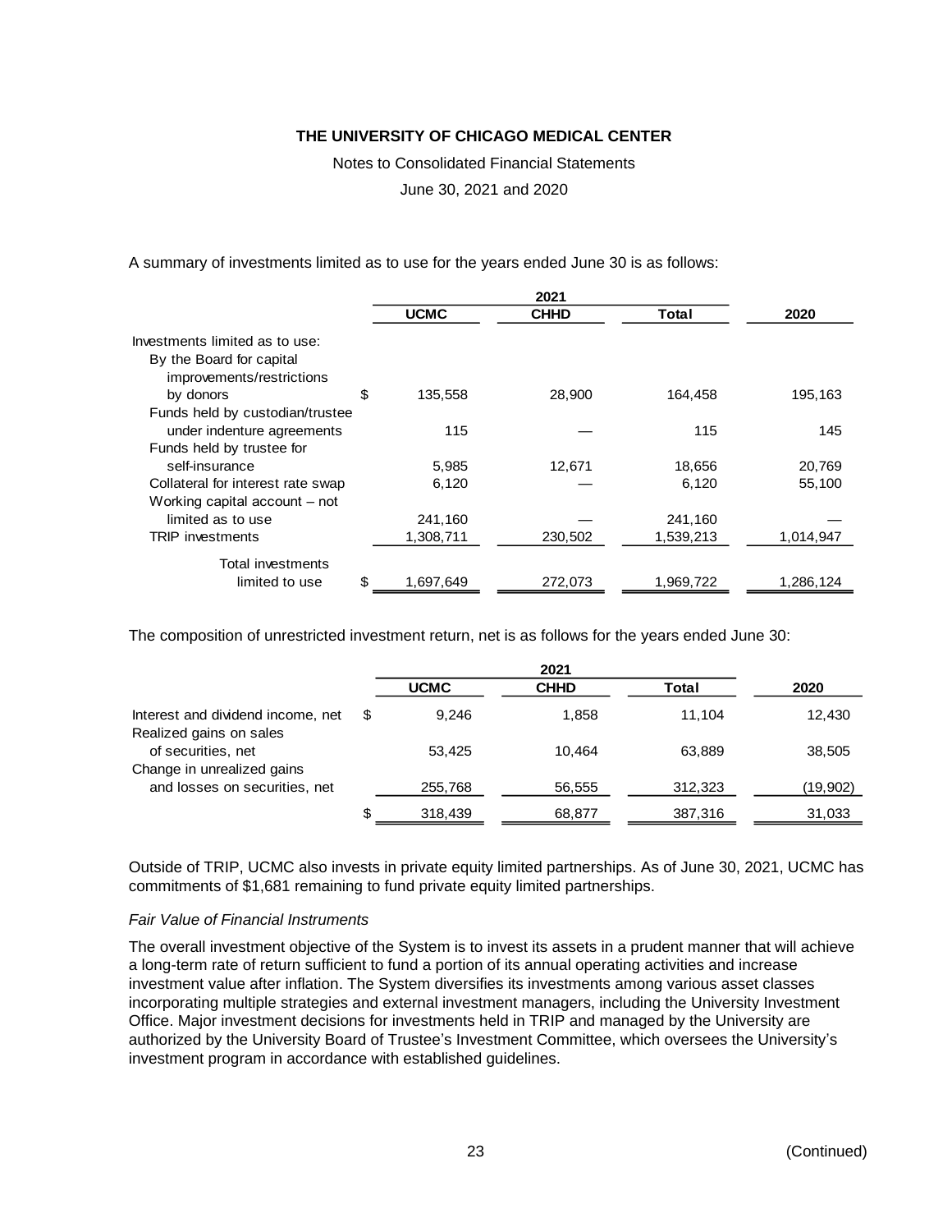A summary of investments limited as to use for the years ended June 30 is as follows:

| | 2021 | | | |
|---|---|---|---|---|
| | UCMC | CHHD | Total | 2020 |
| Investments limited as to use: | | | | |
| By the Board for capital improvements/restrictions by donors | $ 135,558 | 28,900 | 164,458 | 195,163 |
| Funds held by custodian/trustee under indenture agreements | 115 | — | 115 | 145 |
| Funds held by trustee for self-insurance | 5,985 | 12,671 | 18,656 | 20,769 |
| Collateral for interest rate swap | 6,120 | — | 6,120 | 55,100 |
| Working capital account – not limited as to use | 241,160 | — | 241,160 | — |
| TRIP investments | 1,308,711 | 230,502 | 1,539,213 | 1,014,947 |
| Total investments limited to use | $ 1,697,649 | 272,073 | 1,969,722 | 1,286,124 |

The composition of unrestricted investment return, net is as follows for the years ended June 30:

| | 2021 | | | |
|---|---|---|---|---|
| | UCMC | CHHD | Total | 2020 |
| Interest and dividend income, net | $ 9,246 | 1,858 | 11,104 | 12,430 |
| Realized gains on sales of securities, net | 53,425 | 10,464 | 63,889 | 38,505 |
| Change in unrealized gains and losses on securities, net | 255,768 | 56,555 | 312,323 | (19,902) |
| | $ 318,439 | 68,877 | 387,316 | 31,033 |

Outside of TRIP, UCMC also invests in private equity limited partnerships. As of June 30, 2021, UCMC has commitments of $1,681 remaining to fund private equity limited partnerships.

*Fair Value of Financial Instruments*

The overall investment objective of the System is to invest its assets in a prudent manner that will achieve a long-term rate of return sufficient to fund a portion of its annual operating activities and increase investment value after inflation. The System diversifies its investments among various asset classes incorporating multiple strategies and external investment managers, including the University Investment Office. Major investment decisions for investments held in TRIP and managed by the University are authorized by the University Board of Trustee's Investment Committee, which oversees the University's investment program in accordance with established guidelines.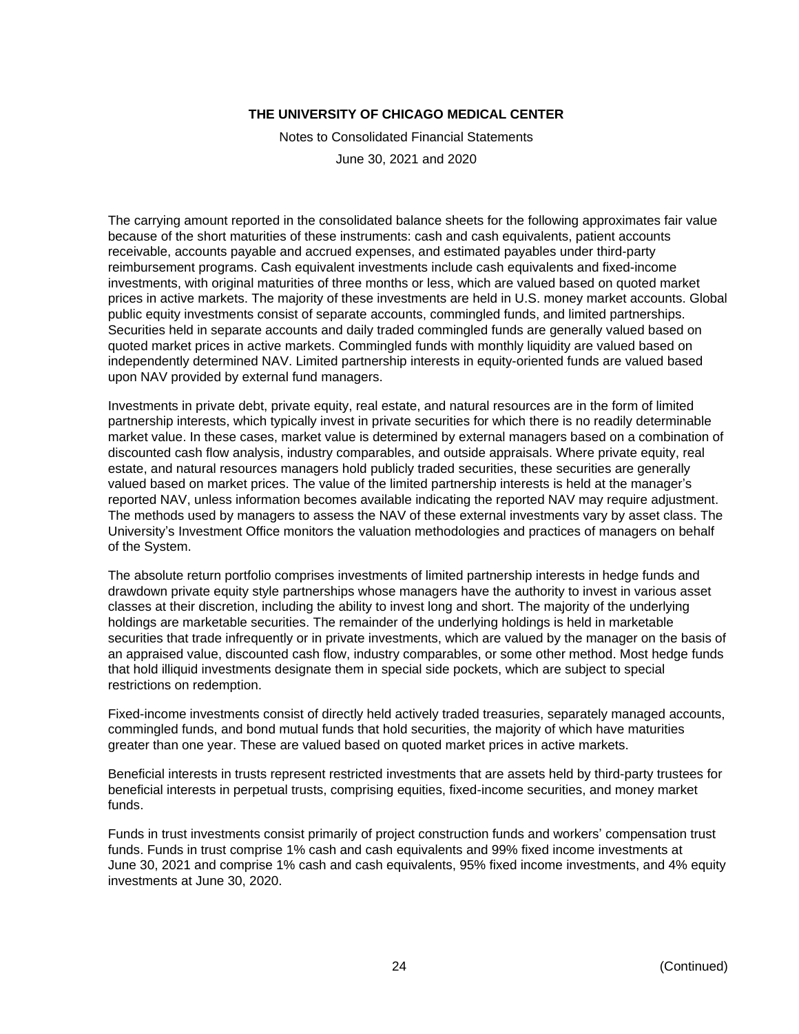The carrying amount reported in the consolidated balance sheets for the following approximates fair value because of the short maturities of these instruments: cash and cash equivalents, patient accounts receivable, accounts payable and accrued expenses, and estimated payables under third-party reimbursement programs. Cash equivalent investments include cash equivalents and fixed-income investments, with original maturities of three months or less, which are valued based on quoted market prices in active markets. The majority of these investments are held in U.S. money market accounts. Global public equity investments consist of separate accounts, commingled funds, and limited partnerships. Securities held in separate accounts and daily traded commingled funds are generally valued based on quoted market prices in active markets. Commingled funds with monthly liquidity are valued based on independently determined NAV. Limited partnership interests in equity-oriented funds are valued based upon NAV provided by external fund managers.

Investments in private debt, private equity, real estate, and natural resources are in the form of limited partnership interests, which typically invest in private securities for which there is no readily determinable market value. In these cases, market value is determined by external managers based on a combination of discounted cash flow analysis, industry comparables, and outside appraisals. Where private equity, real estate, and natural resources managers hold publicly traded securities, these securities are generally valued based on market prices. The value of the limited partnership interests is held at the manager's reported NAV, unless information becomes available indicating the reported NAV may require adjustment. The methods used by managers to assess the NAV of these external investments vary by asset class. The University's Investment Office monitors the valuation methodologies and practices of managers on behalf of the System.

The absolute return portfolio comprises investments of limited partnership interests in hedge funds and drawdown private equity style partnerships whose managers have the authority to invest in various asset classes at their discretion, including the ability to invest long and short. The majority of the underlying holdings are marketable securities. The remainder of the underlying holdings is held in marketable securities that trade infrequently or in private investments, which are valued by the manager on the basis of an appraised value, discounted cash flow, industry comparables, or some other method. Most hedge funds that hold illiquid investments designate them in special side pockets, which are subject to special restrictions on redemption.

Fixed-income investments consist of directly held actively traded treasuries, separately managed accounts, commingled funds, and bond mutual funds that hold securities, the majority of which have maturities greater than one year. These are valued based on quoted market prices in active markets.

Beneficial interests in trusts represent restricted investments that are assets held by third-party trustees for beneficial interests in perpetual trusts, comprising equities, fixed-income securities, and money market funds.

Funds in trust investments consist primarily of project construction funds and workers' compensation trust funds. Funds in trust comprise 1% cash and cash equivalents and 99% fixed income investments at June 30, 2021 and comprise 1% cash and cash equivalents, 95% fixed income investments, and 4% equity investments at June 30, 2020.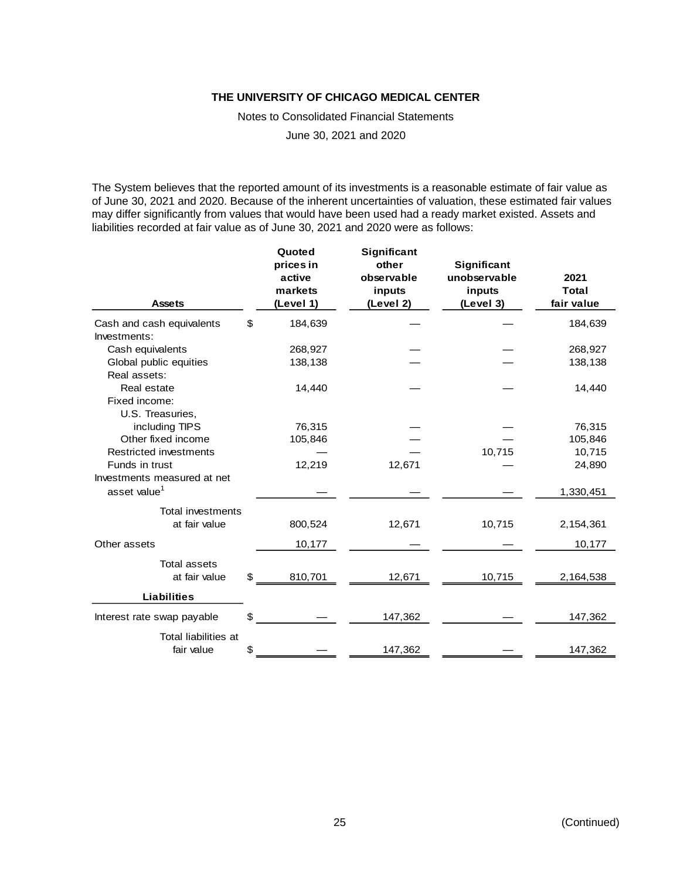# THE UNIVERSITY OF CHICAGO MEDICAL CENTER

Notes to Consolidated Financial Statements

June 30, 2021 and 2020

The System believes that the reported amount of its investments is a reasonable estimate of fair value as of June 30, 2021 and 2020. Because of the inherent uncertainties of valuation, these estimated fair values may differ significantly from values that would have been used had a ready market existed. Assets and liabilities recorded at fair value as of June 30, 2021 and 2020 were as follows:

| Assets | Quoted prices in active markets (Level 1) | Significant other observable inputs (Level 2) | Significant unobservable inputs (Level 3) | 2021 Total fair value |
|---|---|---|---|---|
| Cash and cash equivalents | $ 184,639 | — | — | 184,639 |
| Investments: | | | | |
| Cash equivalents | 268,927 | — | — | 268,927 |
| Global public equities | 138,138 | — | — | 138,138 |
| Real assets: | | | | |
| Real estate | 14,440 | — | — | 14,440 |
| Fixed income: | | | | |
| U.S. Treasuries, including TIPS | 76,315 | — | — | 76,315 |
| Other fixed income | 105,846 | — | — | 105,846 |
| Restricted investments | — | — | 10,715 | 10,715 |
| Funds in trust | 12,219 | 12,671 | — | 24,890 |
| Investments measured at net asset value[1] | — | — | — | 1,330,451 |
| Total investments at fair value | 800,524 | 12,671 | 10,715 | 2,154,361 |
| Other assets | 10,177 | — | — | 10,177 |
| Total assets at fair value | $ 810,701 | 12,671 | 10,715 | 2,164,538 |
| **Liabilities** | | | | |
| Interest rate swap payable | $ — | 147,362 | — | 147,362 |
| Total liabilities at fair value | $ — | 147,362 | — | 147,362 |

(Continued)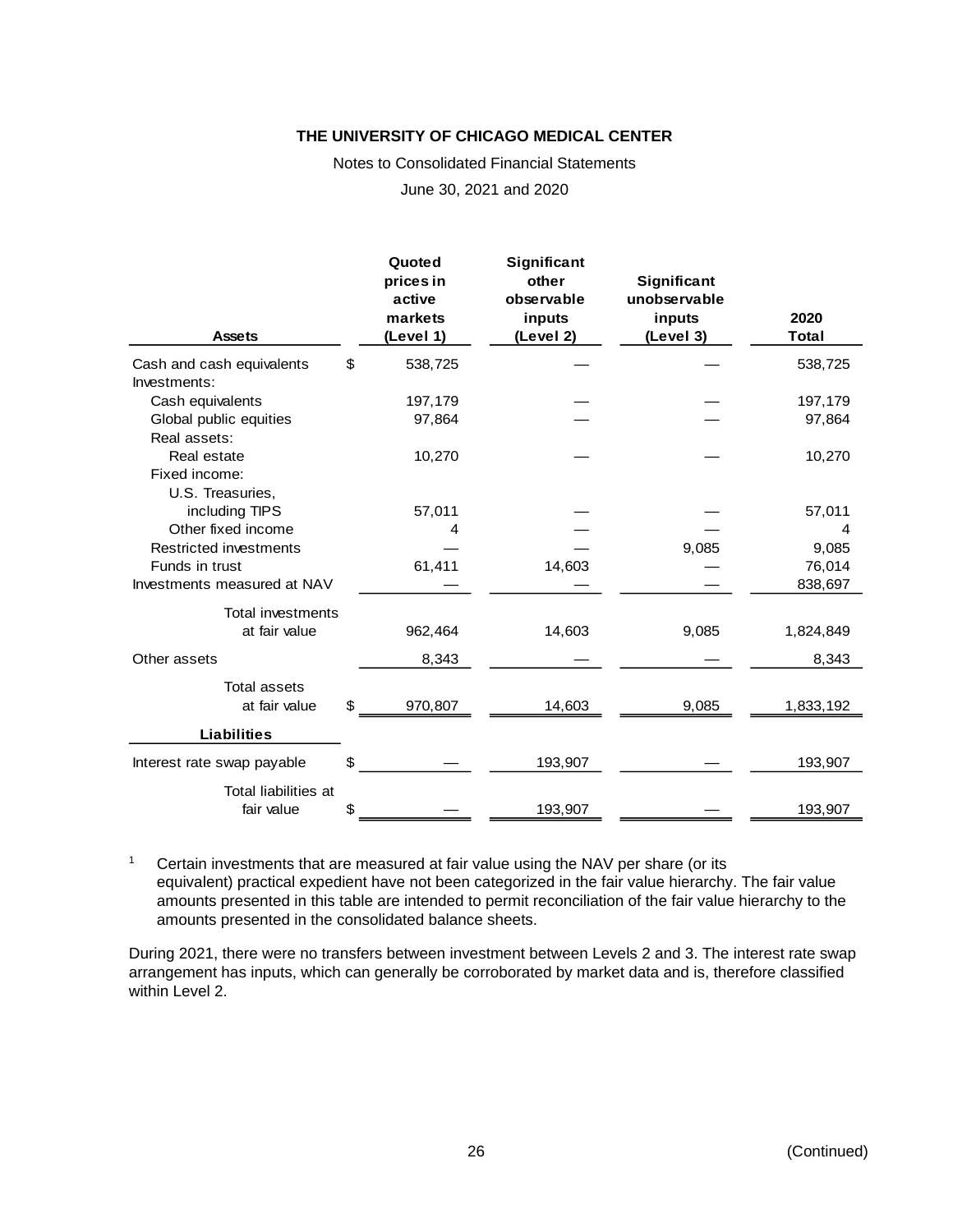# THE UNIVERSITY OF CHICAGO MEDICAL CENTER

Notes to Consolidated Financial Statements

June 30, 2021 and 2020

| Assets | | Quoted prices in active markets (Level 1) | Significant other observable inputs (Level 2) | Significant unobservable inputs (Level 3) | 2020 Total |
|---|---|---|---|---|---|
| Cash and cash equivalents | $ | 538,725 | — | — | 538,725 |
| Investments: | | | | | |
| Cash equivalents | | 197,179 | — | — | 197,179 |
| Global public equities | | 97,864 | — | — | 97,864 |
| Real assets: | | | | | |
| Real estate | | 10,270 | — | — | 10,270 |
| Fixed income: | | | | | |
| U.S. Treasuries, including TIPS | | 57,011 | — | — | 57,011 |
| Other fixed income | | 4 | — | — | 4 |
| Restricted investments | | — | — | 9,085 | 9,085 |
| Funds in trust | | 61,411 | 14,603 | — | 76,014 |
| Investments measured at NAV | | — | — | — | 838,697 |
| Total investments at fair value | | 962,464 | 14,603 | 9,085 | 1,824,849 |
| Other assets | | 8,343 | — | — | 8,343 |
| Total assets at fair value | $ | 970,807 | 14,603 | 9,085 | 1,833,192 |
| **Liabilities** | | | | | |
| Interest rate swap payable | $ | — | 193,907 | — | 193,907 |
| Total liabilities at fair value | $ | — | 193,907 | — | 193,907 |

[1] Certain investments that are measured at fair value using the NAV per share (or its equivalent) practical expedient have not been categorized in the fair value hierarchy. The fair value amounts presented in this table are intended to permit reconciliation of the fair value hierarchy to the amounts presented in the consolidated balance sheets.

During 2021, there were no transfers between investment between Levels 2 and 3. The interest rate swap arrangement has inputs, which can generally be corroborated by market data and is, therefore classified within Level 2.

(Continued)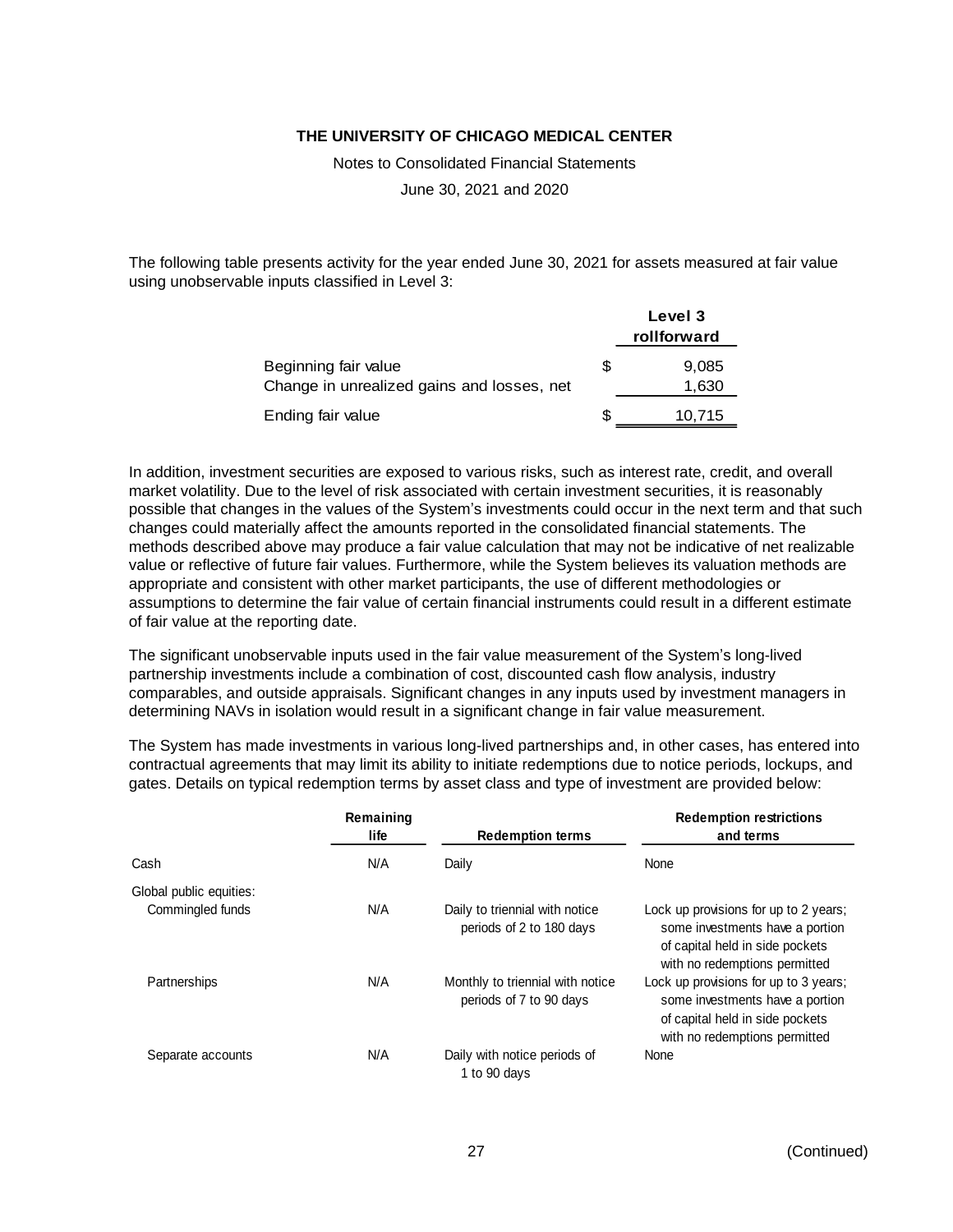The following table presents activity for the year ended June 30, 2021 for assets measured at fair value using unobservable inputs classified in Level 3:

| | Level 3 rollforward |
|---|---|
| Beginning fair value | $ 9,085 |
| Change in unrealized gains and losses, net | 1,630 |
| Ending fair value | $ 10,715 |

In addition, investment securities are exposed to various risks, such as interest rate, credit, and overall market volatility. Due to the level of risk associated with certain investment securities, it is reasonably possible that changes in the values of the System's investments could occur in the next term and that such changes could materially affect the amounts reported in the consolidated financial statements. The methods described above may produce a fair value calculation that may not be indicative of net realizable value or reflective of future fair values. Furthermore, while the System believes its valuation methods are appropriate and consistent with other market participants, the use of different methodologies or assumptions to determine the fair value of certain financial instruments could result in a different estimate of fair value at the reporting date.

The significant unobservable inputs used in the fair value measurement of the System's long-lived partnership investments include a combination of cost, discounted cash flow analysis, industry comparables, and outside appraisals. Significant changes in any inputs used by investment managers in determining NAVs in isolation would result in a significant change in fair value measurement.

The System has made investments in various long-lived partnerships and, in other cases, has entered into contractual agreements that may limit its ability to initiate redemptions due to notice periods, lockups, and gates. Details on typical redemption terms by asset class and type of investment are provided below:

| | Remaining life | Redemption terms | Redemption restrictions and terms |
|---|---|---|---|
| Cash | N/A | Daily | None |
| Global public equities: | | | |
| Commingled funds | N/A | Daily to triennial with notice periods of 2 to 180 days | Lock up provisions for up to 2 years; some investments have a portion of capital held in side pockets with no redemptions permitted |
| Partnerships | N/A | Monthly to triennial with notice periods of 7 to 90 days | Lock up provisions for up to 3 years; some investments have a portion of capital held in side pockets with no redemptions permitted |
| Separate accounts | N/A | Daily with notice periods of 1 to 90 days | None |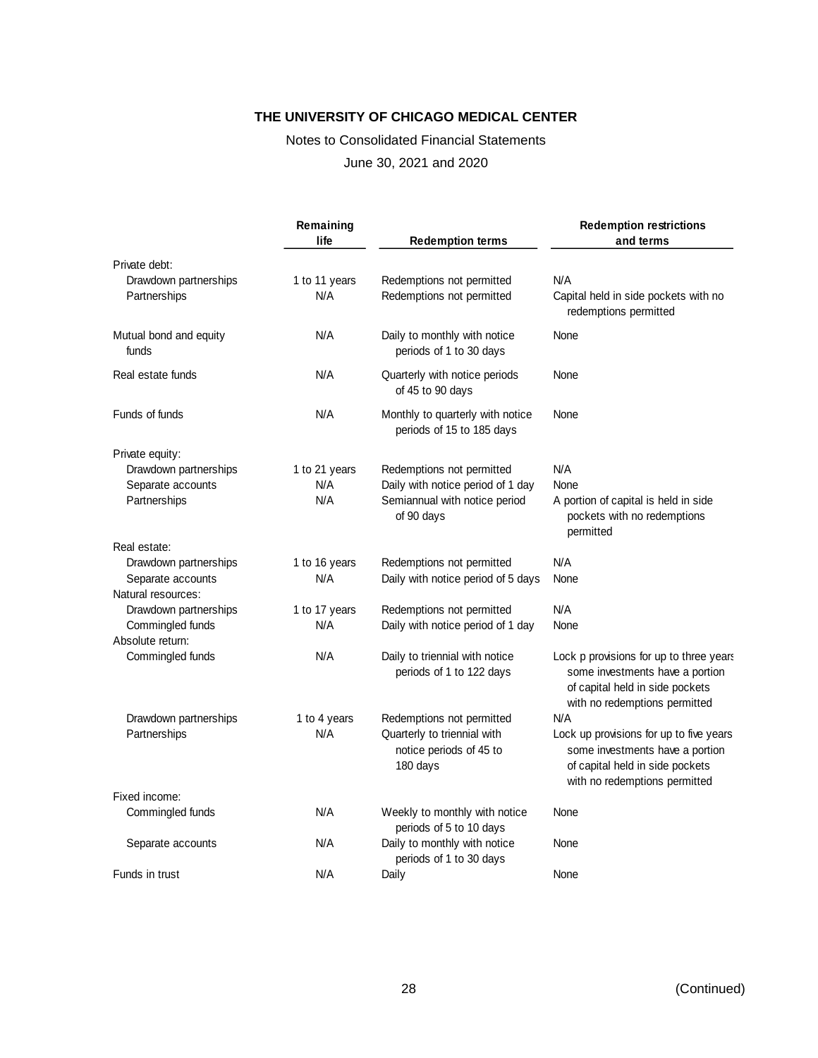# THE UNIVERSITY OF CHICAGO MEDICAL CENTER

Notes to Consolidated Financial Statements

June 30, 2021 and 2020

| | Remaining life | Redemption terms | Redemption restrictions and terms |
|---|---|---|---|
| Private debt: | | | |
| Drawdown partnerships | 1 to 11 years | Redemptions not permitted | N/A |
| Partnerships | N/A | Redemptions not permitted | Capital held in side pockets with no redemptions permitted |
| Mutual bond and equity funds | N/A | Daily to monthly with notice periods of 1 to 30 days | None |
| Real estate funds | N/A | Quarterly with notice periods of 45 to 90 days | None |
| Funds of funds | N/A | Monthly to quarterly with notice periods of 15 to 185 days | None |
| Private equity: | | | |
| Drawdown partnerships | 1 to 21 years | Redemptions not permitted | N/A |
| Separate accounts | N/A | Daily with notice period of 1 day | None |
| Partnerships | N/A | Semiannual with notice period of 90 days | A portion of capital is held in side pockets with no redemptions permitted |
| Real estate: | | | |
| Drawdown partnerships | 1 to 16 years | Redemptions not permitted | N/A |
| Separate accounts | N/A | Daily with notice period of 5 days | None |
| Natural resources: | | | |
| Drawdown partnerships | 1 to 17 years | Redemptions not permitted | N/A |
| Commingled funds | N/A | Daily with notice period of 1 day | None |
| Absolute return: | | | |
| Commingled funds | N/A | Daily to triennial with notice periods of 1 to 122 days | Lock p provisions for up to three years some investments have a portion of capital held in side pockets with no redemptions permitted |
| Drawdown partnerships | 1 to 4 years | Redemptions not permitted | N/A |
| Partnerships | N/A | Quarterly to triennial with notice periods of 45 to 180 days | Lock up provisions for up to five years some investments have a portion of capital held in side pockets with no redemptions permitted |
| Fixed income: | | | |
| Commingled funds | N/A | Weekly to monthly with notice periods of 5 to 10 days | None |
| Separate accounts | N/A | Daily to monthly with notice periods of 1 to 30 days | None |
| Funds in trust | N/A | Daily | None |

(Continued)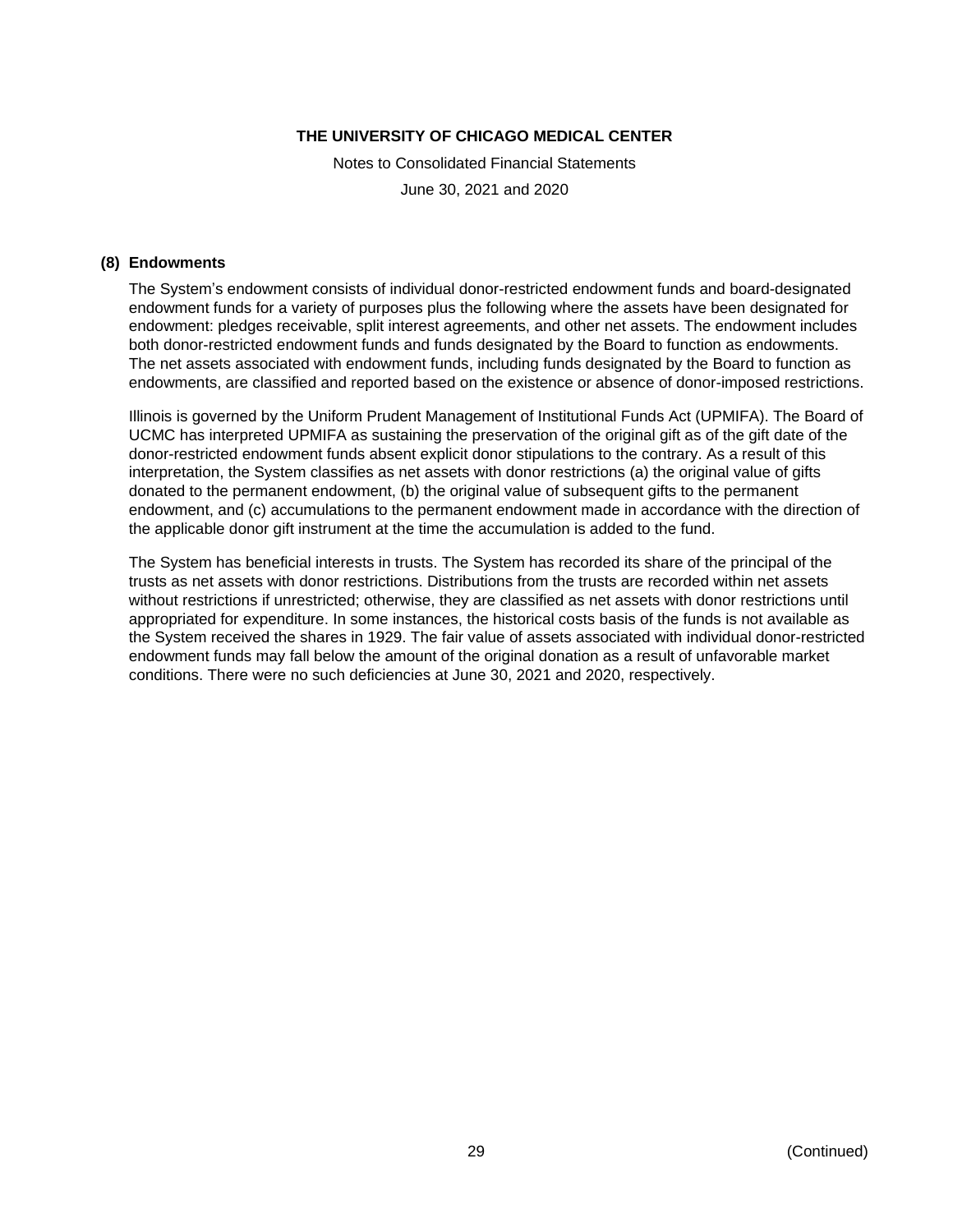## (8) Endowments

The System's endowment consists of individual donor-restricted endowment funds and board-designated endowment funds for a variety of purposes plus the following where the assets have been designated for endowment: pledges receivable, split interest agreements, and other net assets. The endowment includes both donor-restricted endowment funds and funds designated by the Board to function as endowments. The net assets associated with endowment funds, including funds designated by the Board to function as endowments, are classified and reported based on the existence or absence of donor-imposed restrictions.

Illinois is governed by the Uniform Prudent Management of Institutional Funds Act (UPMIFA). The Board of UCMC has interpreted UPMIFA as sustaining the preservation of the original gift as of the gift date of the donor-restricted endowment funds absent explicit donor stipulations to the contrary. As a result of this interpretation, the System classifies as net assets with donor restrictions (a) the original value of gifts donated to the permanent endowment, (b) the original value of subsequent gifts to the permanent endowment, and (c) accumulations to the permanent endowment made in accordance with the direction of the applicable donor gift instrument at the time the accumulation is added to the fund.

The System has beneficial interests in trusts. The System has recorded its share of the principal of the trusts as net assets with donor restrictions. Distributions from the trusts are recorded within net assets without restrictions if unrestricted; otherwise, they are classified as net assets with donor restrictions until appropriated for expenditure. In some instances, the historical costs basis of the funds is not available as the System received the shares in 1929. The fair value of assets associated with individual donor-restricted endowment funds may fall below the amount of the original donation as a result of unfavorable market conditions. There were no such deficiencies at June 30, 2021 and 2020, respectively.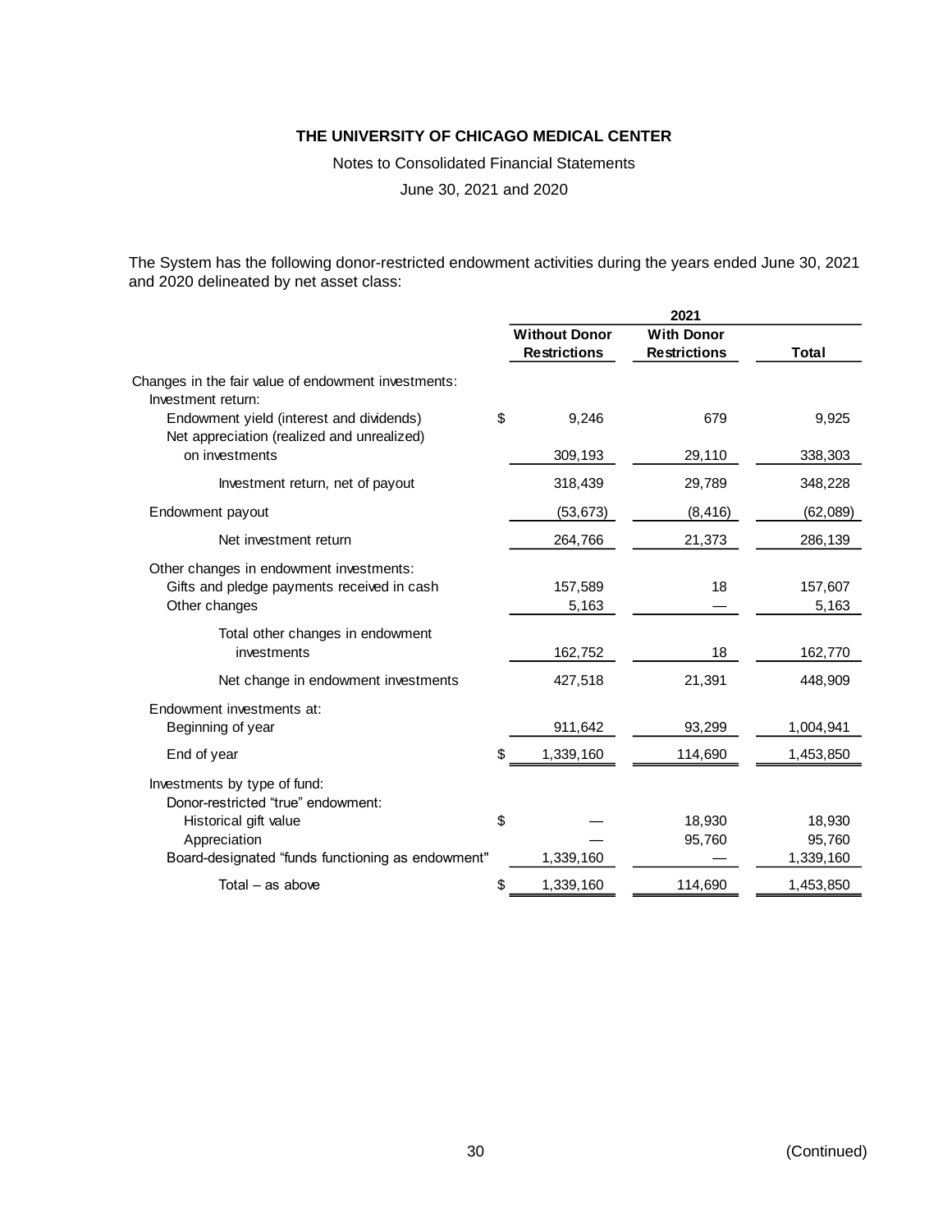# THE UNIVERSITY OF CHICAGO MEDICAL CENTER

Notes to Consolidated Financial Statements

June 30, 2021 and 2020

The System has the following donor-restricted endowment activities during the years ended June 30, 2021 and 2020 delineated by net asset class:

| | 2021 | | |
|---|---|---|---|
| | Without Donor Restrictions | With Donor Restrictions | Total |
| Changes in the fair value of endowment investments: | | | |
| Investment return: | | | |
| Endowment yield (interest and dividends) | $ 9,246 | 679 | 9,925 |
| Net appreciation (realized and unrealized) on investments | 309,193 | 29,110 | 338,303 |
| Investment return, net of payout | 318,439 | 29,789 | 348,228 |
| Endowment payout | (53,673) | (8,416) | (62,089) |
| Net investment return | 264,766 | 21,373 | 286,139 |
| Other changes in endowment investments: | | | |
| Gifts and pledge payments received in cash | 157,589 | 18 | 157,607 |
| Other changes | 5,163 | — | 5,163 |
| Total other changes in endowment investments | 162,752 | 18 | 162,770 |
| Net change in endowment investments | 427,518 | 21,391 | 448,909 |
| Endowment investments at: | | | |
| Beginning of year | 911,642 | 93,299 | 1,004,941 |
| End of year | $ 1,339,160 | 114,690 | 1,453,850 |
| Investments by type of fund: | | | |
| Donor-restricted "true" endowment: | | | |
| Historical gift value | $ — | 18,930 | 18,930 |
| Appreciation | — | 95,760 | 95,760 |
| Board-designated "funds functioning as endowment" | 1,339,160 | — | 1,339,160 |
| Total – as above | $ 1,339,160 | 114,690 | 1,453,850 |

(Continued)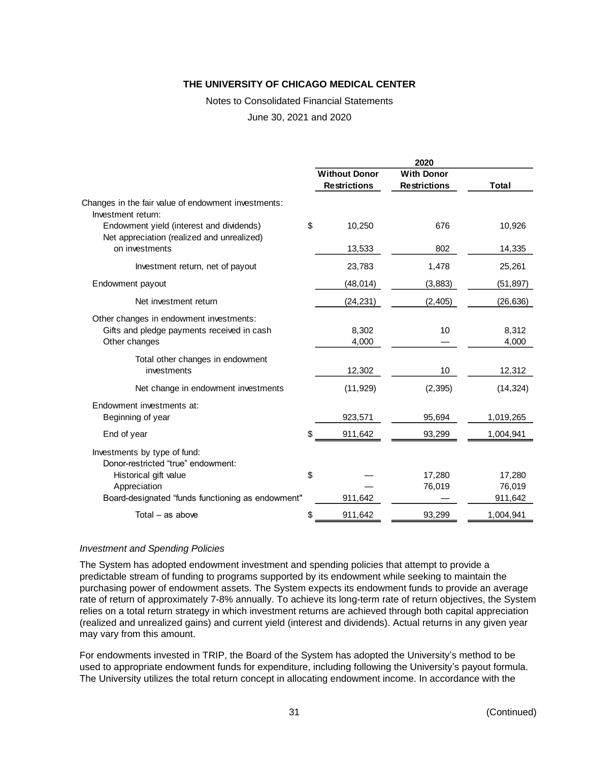**THE UNIVERSITY OF CHICAGO MEDICAL CENTER**

Notes to Consolidated Financial Statements

June 30, 2021 and 2020

| | 2020 | | |
|---|---|---|---|
| | **Without Donor Restrictions** | **With Donor Restrictions** | **Total** |
| Changes in the fair value of endowment investments: | | | |
| Investment return: | | | |
| Endowment yield (interest and dividends) | $ 10,250 | 676 | 10,926 |
| Net appreciation (realized and unrealized) on investments | 13,533 | 802 | 14,335 |
| Investment return, net of payout | 23,783 | 1,478 | 25,261 |
| Endowment payout | (48,014) | (3,883) | (51,897) |
| Net investment return | (24,231) | (2,405) | (26,636) |
| Other changes in endowment investments: | | | |
| Gifts and pledge payments received in cash | 8,302 | 10 | 8,312 |
| Other changes | 4,000 | — | 4,000 |
| Total other changes in endowment investments | 12,302 | 10 | 12,312 |
| Net change in endowment investments | (11,929) | (2,395) | (14,324) |
| Endowment investments at: | | | |
| Beginning of year | 923,571 | 95,694 | 1,019,265 |
| End of year | $ 911,642 | 93,299 | 1,004,941 |
| Investments by type of fund: | | | |
| Donor-restricted "true" endowment: | | | |
| Historical gift value | $ — | 17,280 | 17,280 |
| Appreciation | — | 76,019 | 76,019 |
| Board-designated "funds functioning as endowment" | 911,642 | — | 911,642 |
| Total – as above | $ 911,642 | 93,299 | 1,004,941 |

*Investment and Spending Policies*

The System has adopted endowment investment and spending policies that attempt to provide a predictable stream of funding to programs supported by its endowment while seeking to maintain the purchasing power of endowment assets. The System expects its endowment funds to provide an average rate of return of approximately 7-8% annually. To achieve its long-term rate of return objectives, the System relies on a total return strategy in which investment returns are achieved through both capital appreciation (realized and unrealized gains) and current yield (interest and dividends). Actual returns in any given year may vary from this amount.

For endowments invested in TRIP, the Board of the System has adopted the University's method to be used to appropriate endowment funds for expenditure, including following the University's payout formula. The University utilizes the total return concept in allocating endowment income. In accordance with the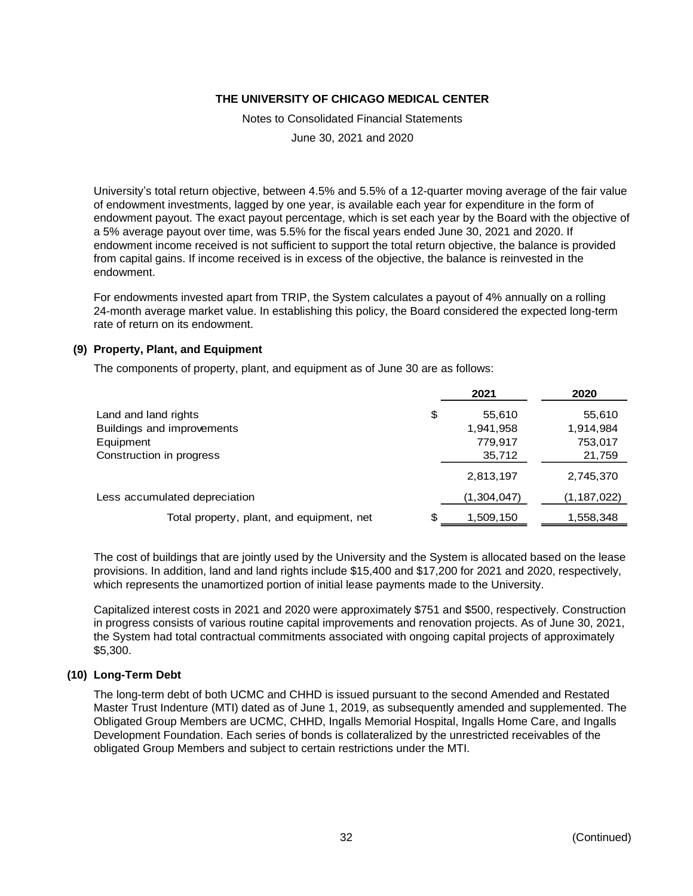University's total return objective, between 4.5% and 5.5% of a 12-quarter moving average of the fair value of endowment investments, lagged by one year, is available each year for expenditure in the form of endowment payout. The exact payout percentage, which is set each year by the Board with the objective of a 5% average payout over time, was 5.5% for the fiscal years ended June 30, 2021 and 2020. If endowment income received is not sufficient to support the total return objective, the balance is provided from capital gains. If income received is in excess of the objective, the balance is reinvested in the endowment.

For endowments invested apart from TRIP, the System calculates a payout of 4% annually on a rolling 24-month average market value. In establishing this policy, the Board considered the expected long-term rate of return on its endowment.

## (9) Property, Plant, and Equipment

The components of property, plant, and equipment as of June 30 are as follows:

| | 2021 | 2020 |
|---|---|---|
| Land and land rights | $ 55,610 | 55,610 |
| Buildings and improvements | 1,941,958 | 1,914,984 |
| Equipment | 779,917 | 753,017 |
| Construction in progress | 35,712 | 21,759 |
| | 2,813,197 | 2,745,370 |
| Less accumulated depreciation | (1,304,047) | (1,187,022) |
| Total property, plant, and equipment, net | $ 1,509,150 | 1,558,348 |

The cost of buildings that are jointly used by the University and the System is allocated based on the lease provisions. In addition, land and land rights include $15,400 and $17,200 for 2021 and 2020, respectively, which represents the unamortized portion of initial lease payments made to the University.

Capitalized interest costs in 2021 and 2020 were approximately $751 and $500, respectively. Construction in progress consists of various routine capital improvements and renovation projects. As of June 30, 2021, the System had total contractual commitments associated with ongoing capital projects of approximately $5,300.

## (10) Long-Term Debt

The long-term debt of both UCMC and CHHD is issued pursuant to the second Amended and Restated Master Trust Indenture (MTI) dated as of June 1, 2019, as subsequently amended and supplemented. The Obligated Group Members are UCMC, CHHD, Ingalls Memorial Hospital, Ingalls Home Care, and Ingalls Development Foundation. Each series of bonds is collateralized by the unrestricted receivables of the obligated Group Members and subject to certain restrictions under the MTI.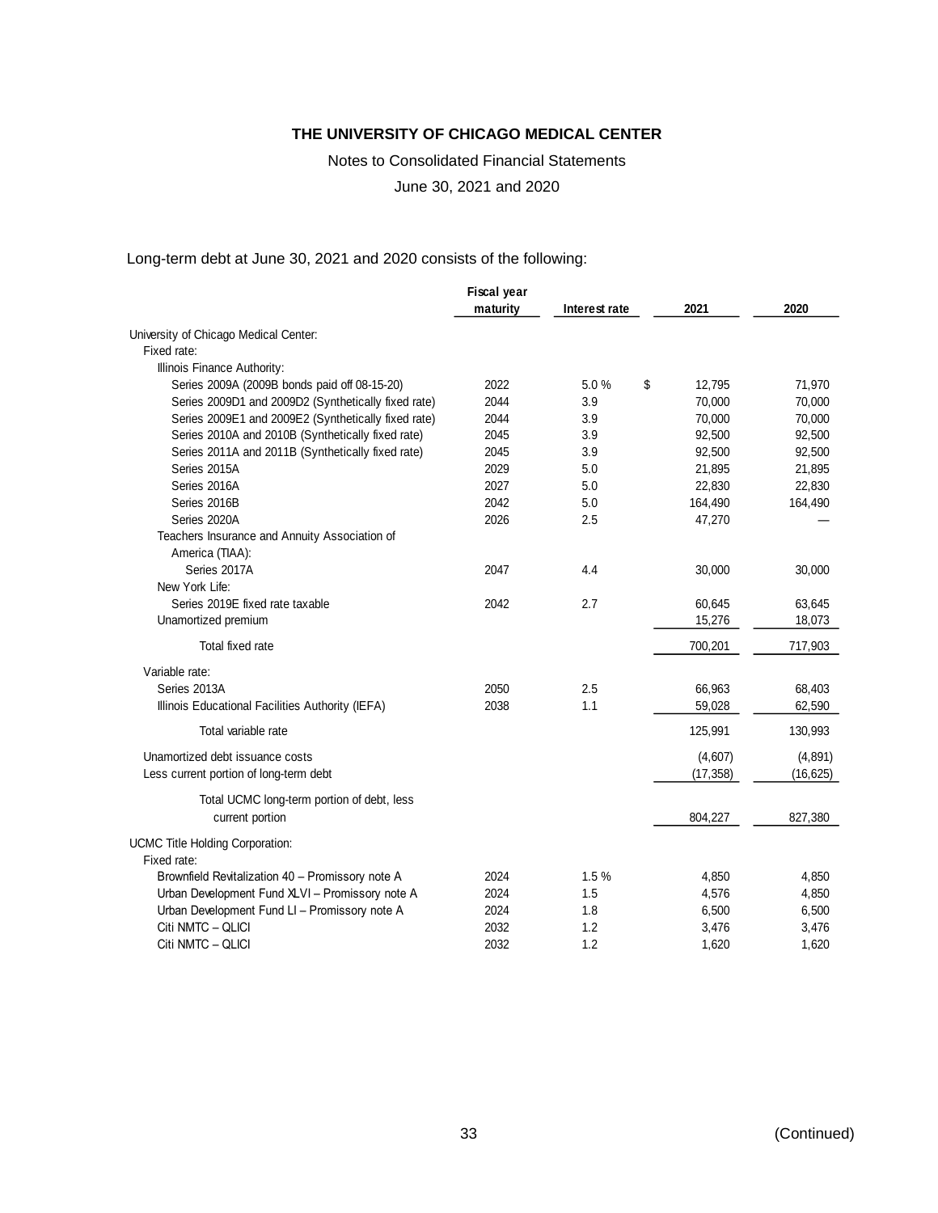# THE UNIVERSITY OF CHICAGO MEDICAL CENTER

Notes to Consolidated Financial Statements

June 30, 2021 and 2020

Long-term debt at June 30, 2021 and 2020 consists of the following:

| | Fiscal year maturity | Interest rate | 2021 | 2020 |
|---|---|---|---|---|
| University of Chicago Medical Center: | | | | |
| Fixed rate: | | | | |
| Illinois Finance Authority: | | | | |
| Series 2009A (2009B bonds paid off 08-15-20) | 2022 | 5.0 % | $ 12,795 | 71,970 |
| Series 2009D1 and 2009D2 (Synthetically fixed rate) | 2044 | 3.9 | 70,000 | 70,000 |
| Series 2009E1 and 2009E2 (Synthetically fixed rate) | 2044 | 3.9 | 70,000 | 70,000 |
| Series 2010A and 2010B (Synthetically fixed rate) | 2045 | 3.9 | 92,500 | 92,500 |
| Series 2011A and 2011B (Synthetically fixed rate) | 2045 | 3.9 | 92,500 | 92,500 |
| Series 2015A | 2029 | 5.0 | 21,895 | 21,895 |
| Series 2016A | 2027 | 5.0 | 22,830 | 22,830 |
| Series 2016B | 2042 | 5.0 | 164,490 | 164,490 |
| Series 2020A | 2026 | 2.5 | 47,270 | — |
| Teachers Insurance and Annuity Association of America (TIAA): | | | | |
| Series 2017A | 2047 | 4.4 | 30,000 | 30,000 |
| New York Life: | | | | |
| Series 2019E fixed rate taxable | 2042 | 2.7 | 60,645 | 63,645 |
| Unamortized premium | | | 15,276 | 18,073 |
| Total fixed rate | | | 700,201 | 717,903 |
| Variable rate: | | | | |
| Series 2013A | 2050 | 2.5 | 66,963 | 68,403 |
| Illinois Educational Facilities Authority (IEFA) | 2038 | 1.1 | 59,028 | 62,590 |
| Total variable rate | | | 125,991 | 130,993 |
| Unamortized debt issuance costs | | | (4,607) | (4,891) |
| Less current portion of long-term debt | | | (17,358) | (16,625) |
| Total UCMC long-term portion of debt, less current portion | | | 804,227 | 827,380 |
| UCMC Title Holding Corporation: | | | | |
| Fixed rate: | | | | |
| Brownfield Revitalization 40 – Promissory note A | 2024 | 1.5 % | 4,850 | 4,850 |
| Urban Development Fund XLVI – Promissory note A | 2024 | 1.5 | 4,576 | 4,850 |
| Urban Development Fund LI – Promissory note A | 2024 | 1.8 | 6,500 | 6,500 |
| Citi NMTC – QLICI | 2032 | 1.2 | 3,476 | 3,476 |
| Citi NMTC – QLICI | 2032 | 1.2 | 1,620 | 1,620 |

(Continued)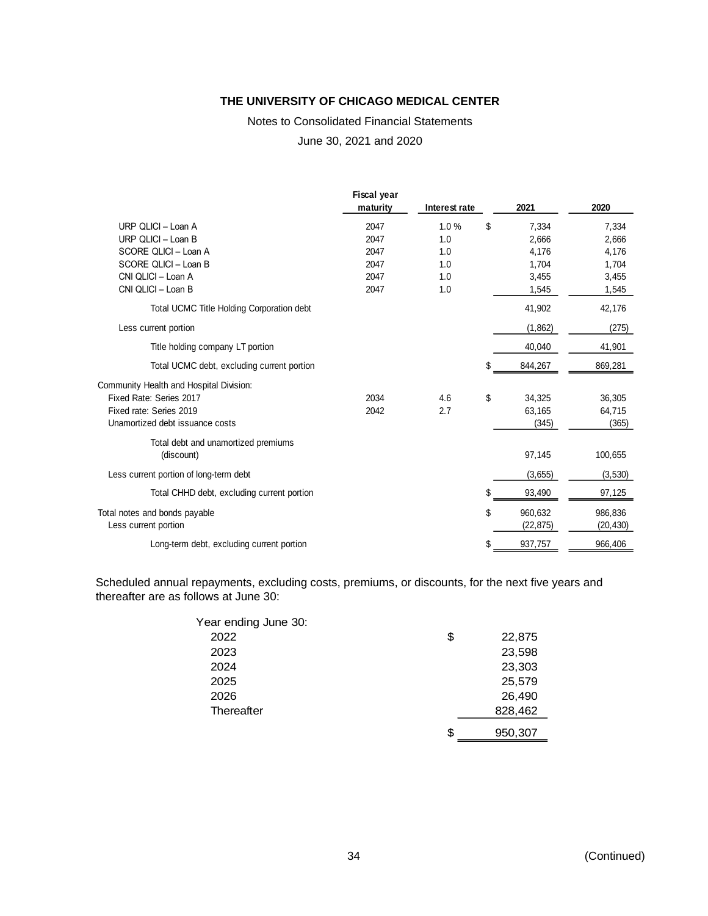**THE UNIVERSITY OF CHICAGO MEDICAL CENTER**

Notes to Consolidated Financial Statements

June 30, 2021 and 2020

| | Fiscal year maturity | Interest rate | 2021 | 2020 |
|---|---|---|---|---|
| URP QLICI – Loan A | 2047 | 1.0 % | $ 7,334 | 7,334 |
| URP QLICI – Loan B | 2047 | 1.0 | 2,666 | 2,666 |
| SCORE QLICI – Loan A | 2047 | 1.0 | 4,176 | 4,176 |
| SCORE QLICI – Loan B | 2047 | 1.0 | 1,704 | 1,704 |
| CNI QLICI – Loan A | 2047 | 1.0 | 3,455 | 3,455 |
| CNI QLICI – Loan B | 2047 | 1.0 | 1,545 | 1,545 |
| Total UCMC Title Holding Corporation debt | | | 41,902 | 42,176 |
| Less current portion | | | (1,862) | (275) |
| Title holding company LT portion | | | 40,040 | 41,901 |
| Total UCMC debt, excluding current portion | | | $ 844,267 | 869,281 |
| Community Health and Hospital Division: | | | | |
| Fixed Rate: Series 2017 | 2034 | 4.6 | $ 34,325 | 36,305 |
| Fixed rate: Series 2019 | 2042 | 2.7 | 63,165 | 64,715 |
| Unamortized debt issuance costs | | | (345) | (365) |
| Total debt and unamortized premiums (discount) | | | 97,145 | 100,655 |
| Less current portion of long-term debt | | | (3,655) | (3,530) |
| Total CHHD debt, excluding current portion | | | $ 93,490 | 97,125 |
| Total notes and bonds payable | | | $ 960,632 | 986,836 |
| Less current portion | | | (22,875) | (20,430) |
| Long-term debt, excluding current portion | | | $ 937,757 | 966,406 |

Scheduled annual repayments, excluding costs, premiums, or discounts, for the next five years and thereafter are as follows at June 30:

| Year ending June 30: | |
|---|---|
| 2022 | $ 22,875 |
| 2023 | 23,598 |
| 2024 | 23,303 |
| 2025 | 25,579 |
| 2026 | 26,490 |
| Thereafter | 828,462 |
| | $ 950,307 |

(Continued)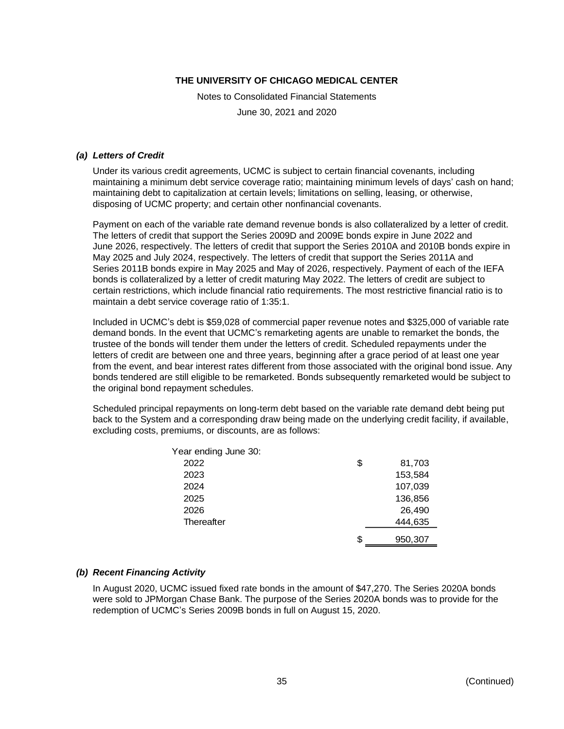### *(a) Letters of Credit*

Under its various credit agreements, UCMC is subject to certain financial covenants, including maintaining a minimum debt service coverage ratio; maintaining minimum levels of days' cash on hand; maintaining debt to capitalization at certain levels; limitations on selling, leasing, or otherwise, disposing of UCMC property; and certain other nonfinancial covenants.

Payment on each of the variable rate demand revenue bonds is also collateralized by a letter of credit. The letters of credit that support the Series 2009D and 2009E bonds expire in June 2022 and June 2026, respectively. The letters of credit that support the Series 2010A and 2010B bonds expire in May 2025 and July 2024, respectively. The letters of credit that support the Series 2011A and Series 2011B bonds expire in May 2025 and May of 2026, respectively. Payment of each of the IEFA bonds is collateralized by a letter of credit maturing May 2022. The letters of credit are subject to certain restrictions, which include financial ratio requirements. The most restrictive financial ratio is to maintain a debt service coverage ratio of 1:35:1.

Included in UCMC's debt is $59,028 of commercial paper revenue notes and $325,000 of variable rate demand bonds. In the event that UCMC's remarketing agents are unable to remarket the bonds, the trustee of the bonds will tender them under the letters of credit. Scheduled repayments under the letters of credit are between one and three years, beginning after a grace period of at least one year from the event, and bear interest rates different from those associated with the original bond issue. Any bonds tendered are still eligible to be remarketed. Bonds subsequently remarketed would be subject to the original bond repayment schedules.

Scheduled principal repayments on long-term debt based on the variable rate demand debt being put back to the System and a corresponding draw being made on the underlying credit facility, if available, excluding costs, premiums, or discounts, are as follows:

| Year ending June 30: | |
|---|---|
| 2022 | $ 81,703 |
| 2023 | 153,584 |
| 2024 | 107,039 |
| 2025 | 136,856 |
| 2026 | 26,490 |
| Thereafter | 444,635 |
| | $ 950,307 |

### *(b) Recent Financing Activity*

In August 2020, UCMC issued fixed rate bonds in the amount of $47,270. The Series 2020A bonds were sold to JPMorgan Chase Bank. The purpose of the Series 2020A bonds was to provide for the redemption of UCMC's Series 2009B bonds in full on August 15, 2020.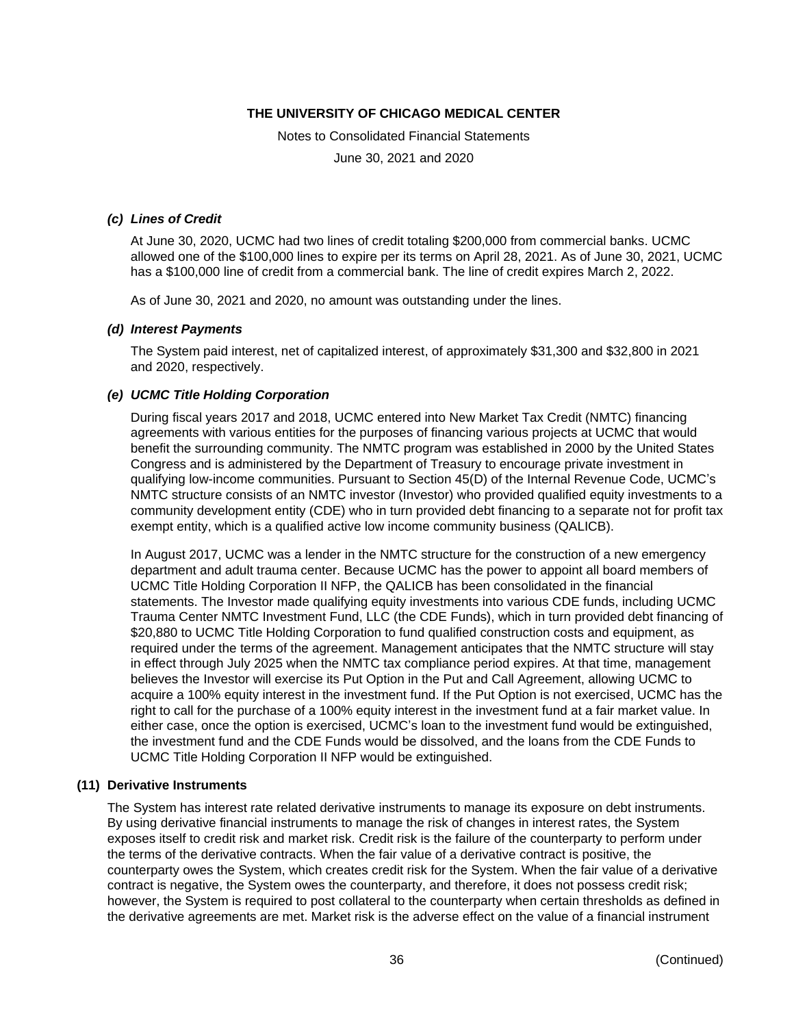### *(c) Lines of Credit*

At June 30, 2020, UCMC had two lines of credit totaling $200,000 from commercial banks. UCMC allowed one of the $100,000 lines to expire per its terms on April 28, 2021. As of June 30, 2021, UCMC has a $100,000 line of credit from a commercial bank. The line of credit expires March 2, 2022.

As of June 30, 2021 and 2020, no amount was outstanding under the lines.

### *(d) Interest Payments*

The System paid interest, net of capitalized interest, of approximately $31,300 and $32,800 in 2021 and 2020, respectively.

### *(e) UCMC Title Holding Corporation*

During fiscal years 2017 and 2018, UCMC entered into New Market Tax Credit (NMTC) financing agreements with various entities for the purposes of financing various projects at UCMC that would benefit the surrounding community. The NMTC program was established in 2000 by the United States Congress and is administered by the Department of Treasury to encourage private investment in qualifying low-income communities. Pursuant to Section 45(D) of the Internal Revenue Code, UCMC's NMTC structure consists of an NMTC investor (Investor) who provided qualified equity investments to a community development entity (CDE) who in turn provided debt financing to a separate not for profit tax exempt entity, which is a qualified active low income community business (QALICB).

In August 2017, UCMC was a lender in the NMTC structure for the construction of a new emergency department and adult trauma center. Because UCMC has the power to appoint all board members of UCMC Title Holding Corporation II NFP, the QALICB has been consolidated in the financial statements. The Investor made qualifying equity investments into various CDE funds, including UCMC Trauma Center NMTC Investment Fund, LLC (the CDE Funds), which in turn provided debt financing of $20,880 to UCMC Title Holding Corporation to fund qualified construction costs and equipment, as required under the terms of the agreement. Management anticipates that the NMTC structure will stay in effect through July 2025 when the NMTC tax compliance period expires. At that time, management believes the Investor will exercise its Put Option in the Put and Call Agreement, allowing UCMC to acquire a 100% equity interest in the investment fund. If the Put Option is not exercised, UCMC has the right to call for the purchase of a 100% equity interest in the investment fund at a fair market value. In either case, once the option is exercised, UCMC's loan to the investment fund would be extinguished, the investment fund and the CDE Funds would be dissolved, and the loans from the CDE Funds to UCMC Title Holding Corporation II NFP would be extinguished.

## (11) Derivative Instruments

The System has interest rate related derivative instruments to manage its exposure on debt instruments. By using derivative financial instruments to manage the risk of changes in interest rates, the System exposes itself to credit risk and market risk. Credit risk is the failure of the counterparty to perform under the terms of the derivative contracts. When the fair value of a derivative contract is positive, the counterparty owes the System, which creates credit risk for the System. When the fair value of a derivative contract is negative, the System owes the counterparty, and therefore, it does not possess credit risk; however, the System is required to post collateral to the counterparty when certain thresholds as defined in the derivative agreements are met. Market risk is the adverse effect on the value of a financial instrument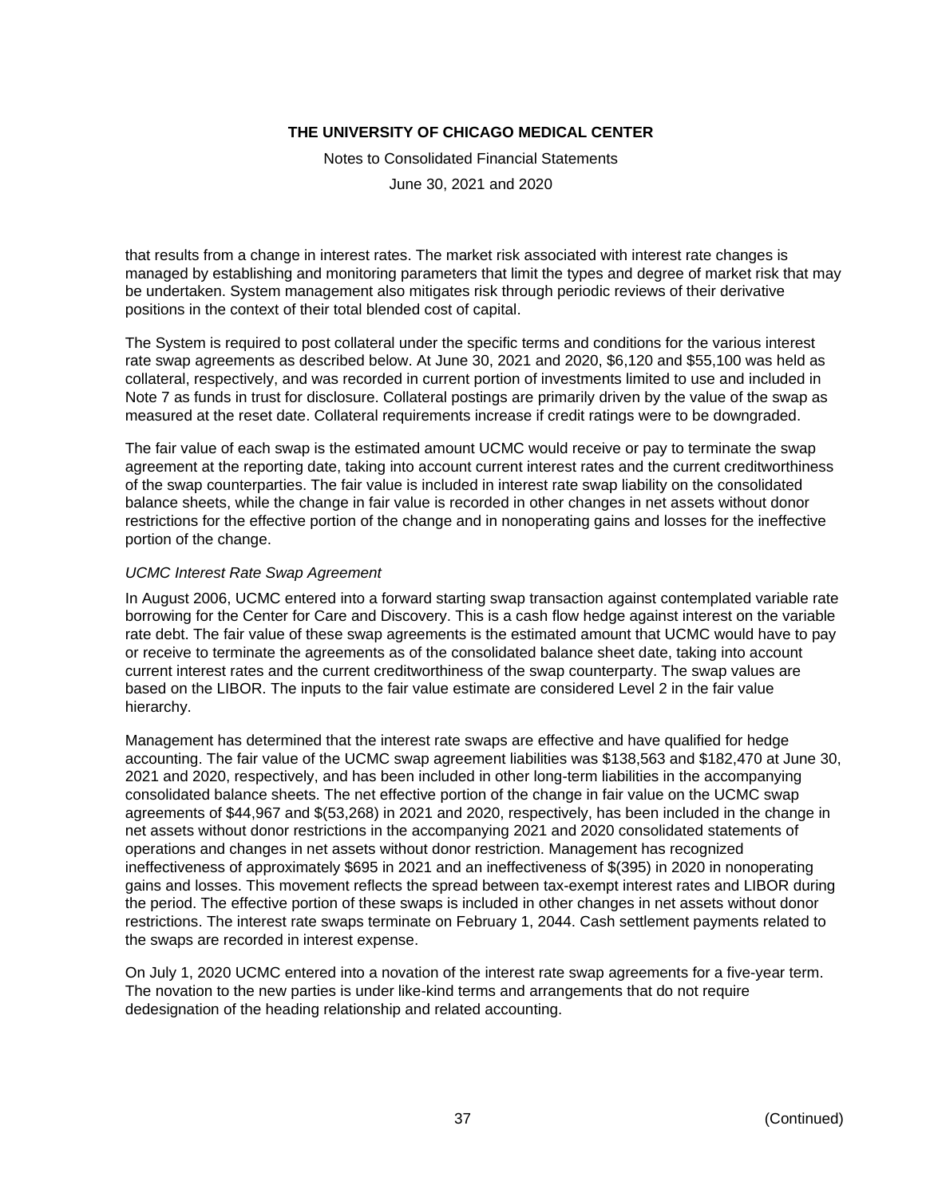that results from a change in interest rates. The market risk associated with interest rate changes is managed by establishing and monitoring parameters that limit the types and degree of market risk that may be undertaken. System management also mitigates risk through periodic reviews of their derivative positions in the context of their total blended cost of capital.

The System is required to post collateral under the specific terms and conditions for the various interest rate swap agreements as described below. At June 30, 2021 and 2020, $6,120 and $55,100 was held as collateral, respectively, and was recorded in current portion of investments limited to use and included in Note 7 as funds in trust for disclosure. Collateral postings are primarily driven by the value of the swap as measured at the reset date. Collateral requirements increase if credit ratings were to be downgraded.

The fair value of each swap is the estimated amount UCMC would receive or pay to terminate the swap agreement at the reporting date, taking into account current interest rates and the current creditworthiness of the swap counterparties. The fair value is included in interest rate swap liability on the consolidated balance sheets, while the change in fair value is recorded in other changes in net assets without donor restrictions for the effective portion of the change and in nonoperating gains and losses for the ineffective portion of the change.

*UCMC Interest Rate Swap Agreement*

In August 2006, UCMC entered into a forward starting swap transaction against contemplated variable rate borrowing for the Center for Care and Discovery. This is a cash flow hedge against interest on the variable rate debt. The fair value of these swap agreements is the estimated amount that UCMC would have to pay or receive to terminate the agreements as of the consolidated balance sheet date, taking into account current interest rates and the current creditworthiness of the swap counterparty. The swap values are based on the LIBOR. The inputs to the fair value estimate are considered Level 2 in the fair value hierarchy.

Management has determined that the interest rate swaps are effective and have qualified for hedge accounting. The fair value of the UCMC swap agreement liabilities was $138,563 and $182,470 at June 30, 2021 and 2020, respectively, and has been included in other long-term liabilities in the accompanying consolidated balance sheets. The net effective portion of the change in fair value on the UCMC swap agreements of $44,967 and $(53,268) in 2021 and 2020, respectively, has been included in the change in net assets without donor restrictions in the accompanying 2021 and 2020 consolidated statements of operations and changes in net assets without donor restriction. Management has recognized ineffectiveness of approximately $695 in 2021 and an ineffectiveness of $(395) in 2020 in nonoperating gains and losses. This movement reflects the spread between tax-exempt interest rates and LIBOR during the period. The effective portion of these swaps is included in other changes in net assets without donor restrictions. The interest rate swaps terminate on February 1, 2044. Cash settlement payments related to the swaps are recorded in interest expense.

On July 1, 2020 UCMC entered into a novation of the interest rate swap agreements for a five-year term. The novation to the new parties is under like-kind terms and arrangements that do not require dedesignation of the heading relationship and related accounting.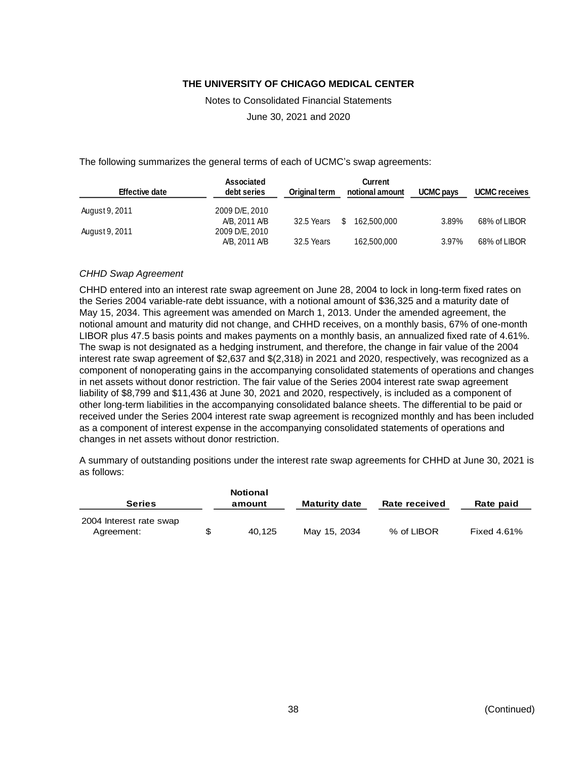# THE UNIVERSITY OF CHICAGO MEDICAL CENTER

Notes to Consolidated Financial Statements

June 30, 2021 and 2020

The following summarizes the general terms of each of UCMC's swap agreements:

| Effective date | Associated debt series | Original term | Current notional amount | UCMC pays | UCMC receives |
|---|---|---|---|---|---|
| August 9, 2011 | 2009 D/E, 2010 A/B, 2011 A/B | 32.5 Years | $ 162,500,000 | 3.89% | 68% of LIBOR |
| August 9, 2011 | 2009 D/E, 2010 A/B, 2011 A/B | 32.5 Years | 162,500,000 | 3.97% | 68% of LIBOR |

*CHHD Swap Agreement*

CHHD entered into an interest rate swap agreement on June 28, 2004 to lock in long-term fixed rates on the Series 2004 variable-rate debt issuance, with a notional amount of $36,325 and a maturity date of May 15, 2034. This agreement was amended on March 1, 2013. Under the amended agreement, the notional amount and maturity did not change, and CHHD receives, on a monthly basis, 67% of one-month LIBOR plus 47.5 basis points and makes payments on a monthly basis, an annualized fixed rate of 4.61%. The swap is not designated as a hedging instrument, and therefore, the change in fair value of the 2004 interest rate swap agreement of $2,637 and $(2,318) in 2021 and 2020, respectively, was recognized as a component of nonoperating gains in the accompanying consolidated statements of operations and changes in net assets without donor restriction. The fair value of the Series 2004 interest rate swap agreement liability of $8,799 and $11,436 at June 30, 2021 and 2020, respectively, is included as a component of other long-term liabilities in the accompanying consolidated balance sheets. The differential to be paid or received under the Series 2004 interest rate swap agreement is recognized monthly and has been included as a component of interest expense in the accompanying consolidated statements of operations and changes in net assets without donor restriction.

A summary of outstanding positions under the interest rate swap agreements for CHHD at June 30, 2021 is as follows:

| Series | Notional amount | Maturity date | Rate received | Rate paid |
|---|---|---|---|---|
| 2004 Interest rate swap Agreement: | $ 40,125 | May 15, 2034 | % of LIBOR | Fixed 4.61% |

(Continued)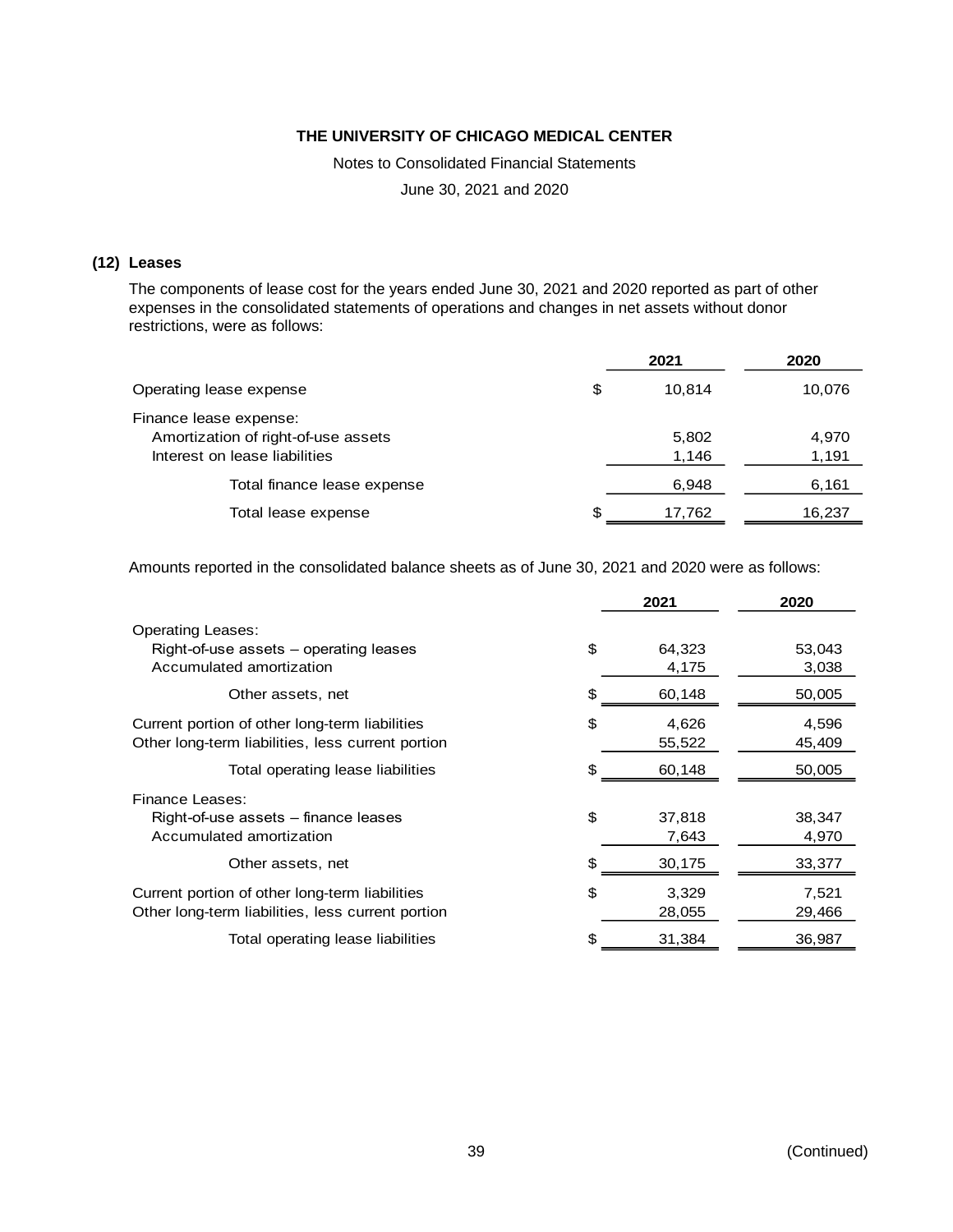THE UNIVERSITY OF CHICAGO MEDICAL CENTER

Notes to Consolidated Financial Statements

June 30, 2021 and 2020

### (12) Leases

The components of lease cost for the years ended June 30, 2021 and 2020 reported as part of other expenses in the consolidated statements of operations and changes in net assets without donor restrictions, were as follows:

| | 2021 | 2020 |
|---|---|---|
| Operating lease expense | $ 10,814 | 10,076 |
| Finance lease expense: | | |
| Amortization of right-of-use assets | 5,802 | 4,970 |
| Interest on lease liabilities | 1,146 | 1,191 |
| Total finance lease expense | 6,948 | 6,161 |
| Total lease expense | $ 17,762 | 16,237 |

Amounts reported in the consolidated balance sheets as of June 30, 2021 and 2020 were as follows:

| | 2021 | 2020 |
|---|---|---|
| Operating Leases: | | |
| Right-of-use assets – operating leases | $ 64,323 | 53,043 |
| Accumulated amortization | 4,175 | 3,038 |
| Other assets, net | $ 60,148 | 50,005 |
| Current portion of other long-term liabilities | $ 4,626 | 4,596 |
| Other long-term liabilities, less current portion | 55,522 | 45,409 |
| Total operating lease liabilities | $ 60,148 | 50,005 |
| Finance Leases: | | |
| Right-of-use assets – finance leases | $ 37,818 | 38,347 |
| Accumulated amortization | 7,643 | 4,970 |
| Other assets, net | $ 30,175 | 33,377 |
| Current portion of other long-term liabilities | $ 3,329 | 7,521 |
| Other long-term liabilities, less current portion | 28,055 | 29,466 |
| Total operating lease liabilities | $ 31,384 | 36,987 |

(Continued)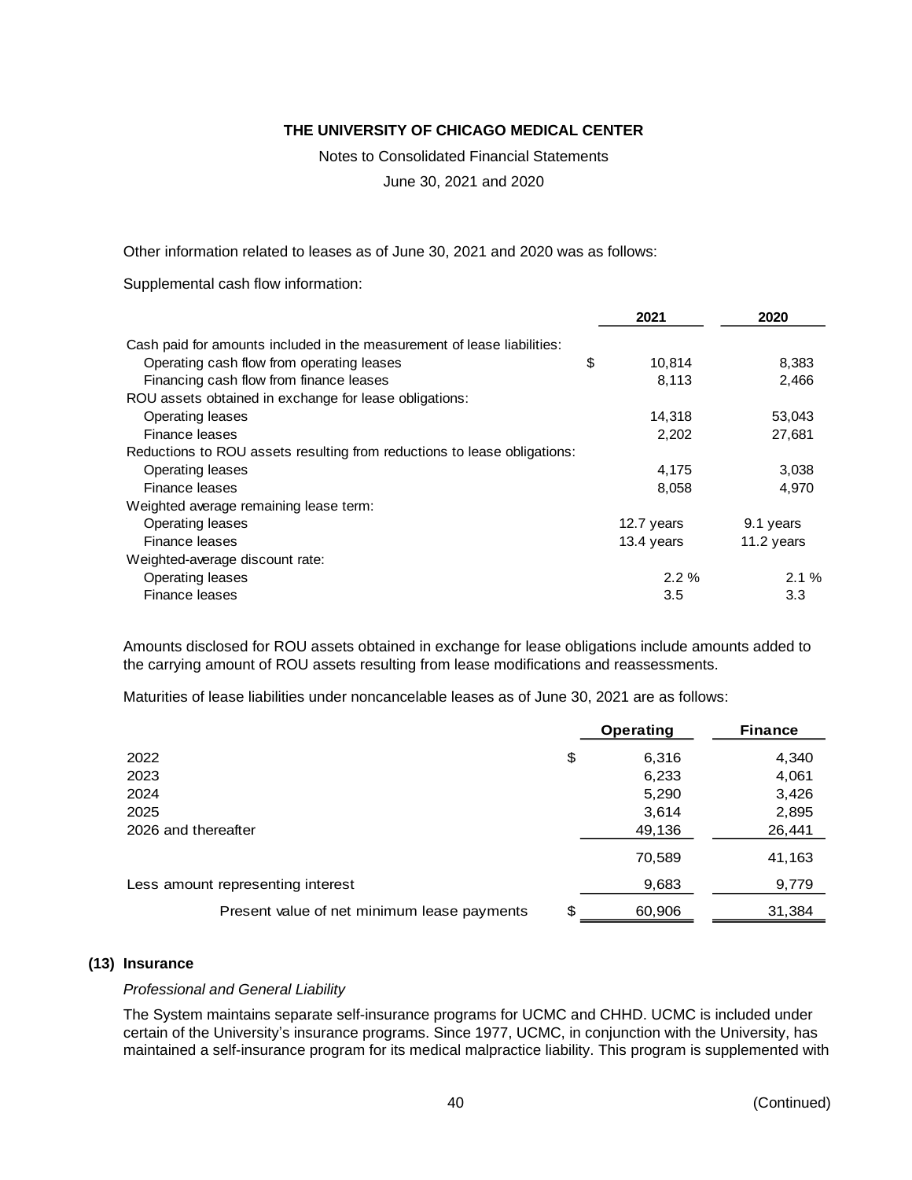Other information related to leases as of June 30, 2021 and 2020 was as follows:

Supplemental cash flow information:

| | 2021 | 2020 |
|---|---|---|
| Cash paid for amounts included in the measurement of lease liabilities: | | |
| Operating cash flow from operating leases | $ 10,814 | 8,383 |
| Financing cash flow from finance leases | 8,113 | 2,466 |
| ROU assets obtained in exchange for lease obligations: | | |
| Operating leases | 14,318 | 53,043 |
| Finance leases | 2,202 | 27,681 |
| Reductions to ROU assets resulting from reductions to lease obligations: | | |
| Operating leases | 4,175 | 3,038 |
| Finance leases | 8,058 | 4,970 |
| Weighted average remaining lease term: | | |
| Operating leases | 12.7 years | 9.1 years |
| Finance leases | 13.4 years | 11.2 years |
| Weighted-average discount rate: | | |
| Operating leases | 2.2 % | 2.1 % |
| Finance leases | 3.5 | 3.3 |

Amounts disclosed for ROU assets obtained in exchange for lease obligations include amounts added to the carrying amount of ROU assets resulting from lease modifications and reassessments.

Maturities of lease liabilities under noncancelable leases as of June 30, 2021 are as follows:

| | Operating | Finance |
|---|---|---|
| 2022 | $ 6,316 | 4,340 |
| 2023 | 6,233 | 4,061 |
| 2024 | 5,290 | 3,426 |
| 2025 | 3,614 | 2,895 |
| 2026 and thereafter | 49,136 | 26,441 |
| | 70,589 | 41,163 |
| Less amount representing interest | 9,683 | 9,779 |
| Present value of net minimum lease payments | $ 60,906 | 31,384 |

## (13) Insurance

*Professional and General Liability*

The System maintains separate self-insurance programs for UCMC and CHHD. UCMC is included under certain of the University's insurance programs. Since 1977, UCMC, in conjunction with the University, has maintained a self-insurance program for its medical malpractice liability. This program is supplemented with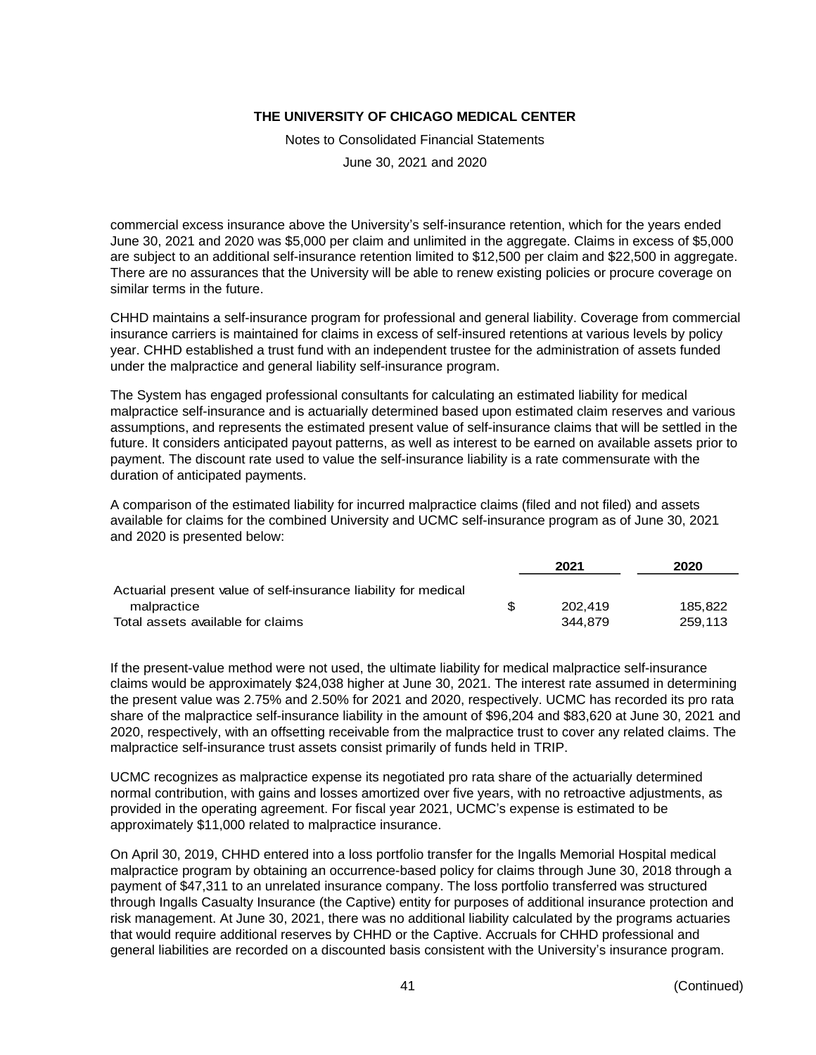commercial excess insurance above the University's self-insurance retention, which for the years ended June 30, 2021 and 2020 was $5,000 per claim and unlimited in the aggregate. Claims in excess of $5,000 are subject to an additional self-insurance retention limited to $12,500 per claim and $22,500 in aggregate. There are no assurances that the University will be able to renew existing policies or procure coverage on similar terms in the future.

CHHD maintains a self-insurance program for professional and general liability. Coverage from commercial insurance carriers is maintained for claims in excess of self-insured retentions at various levels by policy year. CHHD established a trust fund with an independent trustee for the administration of assets funded under the malpractice and general liability self-insurance program.

The System has engaged professional consultants for calculating an estimated liability for medical malpractice self-insurance and is actuarially determined based upon estimated claim reserves and various assumptions, and represents the estimated present value of self-insurance claims that will be settled in the future. It considers anticipated payout patterns, as well as interest to be earned on available assets prior to payment. The discount rate used to value the self-insurance liability is a rate commensurate with the duration of anticipated payments.

A comparison of the estimated liability for incurred malpractice claims (filed and not filed) and assets available for claims for the combined University and UCMC self-insurance program as of June 30, 2021 and 2020 is presented below:

| | | 2021 | 2020 |
|---|---|---|---|
| Actuarial present value of self-insurance liability for medical malpractice | $ | 202,419 | 185,822 |
| Total assets available for claims | | 344,879 | 259,113 |

If the present-value method were not used, the ultimate liability for medical malpractice self-insurance claims would be approximately $24,038 higher at June 30, 2021. The interest rate assumed in determining the present value was 2.75% and 2.50% for 2021 and 2020, respectively. UCMC has recorded its pro rata share of the malpractice self-insurance liability in the amount of $96,204 and $83,620 at June 30, 2021 and 2020, respectively, with an offsetting receivable from the malpractice trust to cover any related claims. The malpractice self-insurance trust assets consist primarily of funds held in TRIP.

UCMC recognizes as malpractice expense its negotiated pro rata share of the actuarially determined normal contribution, with gains and losses amortized over five years, with no retroactive adjustments, as provided in the operating agreement. For fiscal year 2021, UCMC's expense is estimated to be approximately $11,000 related to malpractice insurance.

On April 30, 2019, CHHD entered into a loss portfolio transfer for the Ingalls Memorial Hospital medical malpractice program by obtaining an occurrence-based policy for claims through June 30, 2018 through a payment of $47,311 to an unrelated insurance company. The loss portfolio transferred was structured through Ingalls Casualty Insurance (the Captive) entity for purposes of additional insurance protection and risk management. At June 30, 2021, there was no additional liability calculated by the programs actuaries that would require additional reserves by CHHD or the Captive. Accruals for CHHD professional and general liabilities are recorded on a discounted basis consistent with the University's insurance program.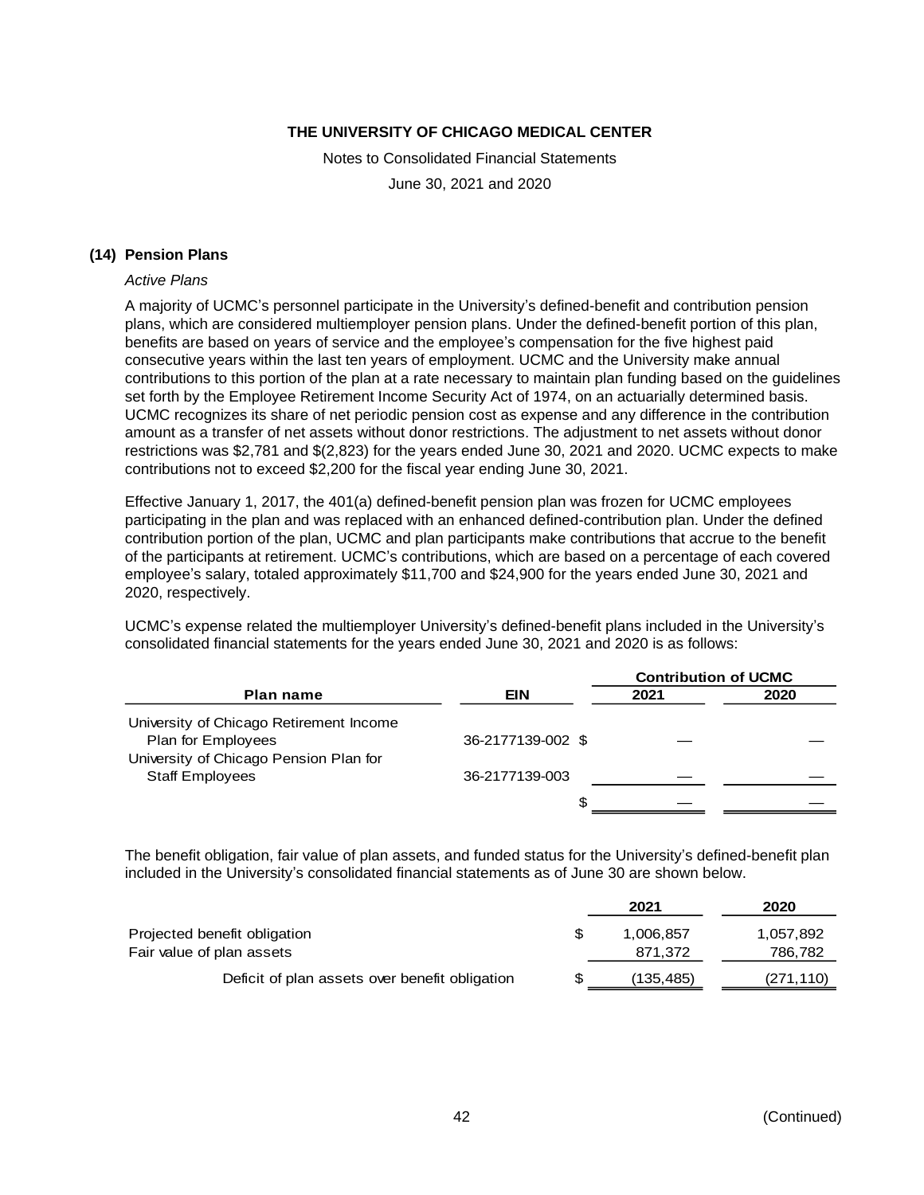**THE UNIVERSITY OF CHICAGO MEDICAL CENTER**

Notes to Consolidated Financial Statements

June 30, 2021 and 2020

## (14) Pension Plans

*Active Plans*

A majority of UCMC's personnel participate in the University's defined-benefit and contribution pension plans, which are considered multiemployer pension plans. Under the defined-benefit portion of this plan, benefits are based on years of service and the employee's compensation for the five highest paid consecutive years within the last ten years of employment. UCMC and the University make annual contributions to this portion of the plan at a rate necessary to maintain plan funding based on the guidelines set forth by the Employee Retirement Income Security Act of 1974, on an actuarially determined basis. UCMC recognizes its share of net periodic pension cost as expense and any difference in the contribution amount as a transfer of net assets without donor restrictions. The adjustment to net assets without donor restrictions was $2,781 and $(2,823) for the years ended June 30, 2021 and 2020. UCMC expects to make contributions not to exceed $2,200 for the fiscal year ending June 30, 2021.

Effective January 1, 2017, the 401(a) defined-benefit pension plan was frozen for UCMC employees participating in the plan and was replaced with an enhanced defined-contribution plan. Under the defined contribution portion of the plan, UCMC and plan participants make contributions that accrue to the benefit of the participants at retirement. UCMC's contributions, which are based on a percentage of each covered employee's salary, totaled approximately $11,700 and $24,900 for the years ended June 30, 2021 and 2020, respectively.

UCMC's expense related the multiemployer University's defined-benefit plans included in the University's consolidated financial statements for the years ended June 30, 2021 and 2020 is as follows:

| Plan name | EIN | Contribution of UCMC 2021 | Contribution of UCMC 2020 |
|---|---|---|---|
| University of Chicago Retirement Income Plan for Employees | 36-2177139-002 | $ — | — |
| University of Chicago Pension Plan for Staff Employees | 36-2177139-003 | — | — |
| | | $ — | — |

The benefit obligation, fair value of plan assets, and funded status for the University's defined-benefit plan included in the University's consolidated financial statements as of June 30 are shown below.

| | 2021 | 2020 |
|---|---|---|
| Projected benefit obligation | $ 1,006,857 | 1,057,892 |
| Fair value of plan assets | 871,372 | 786,782 |
| Deficit of plan assets over benefit obligation | $ (135,485) | (271,110) |

(Continued)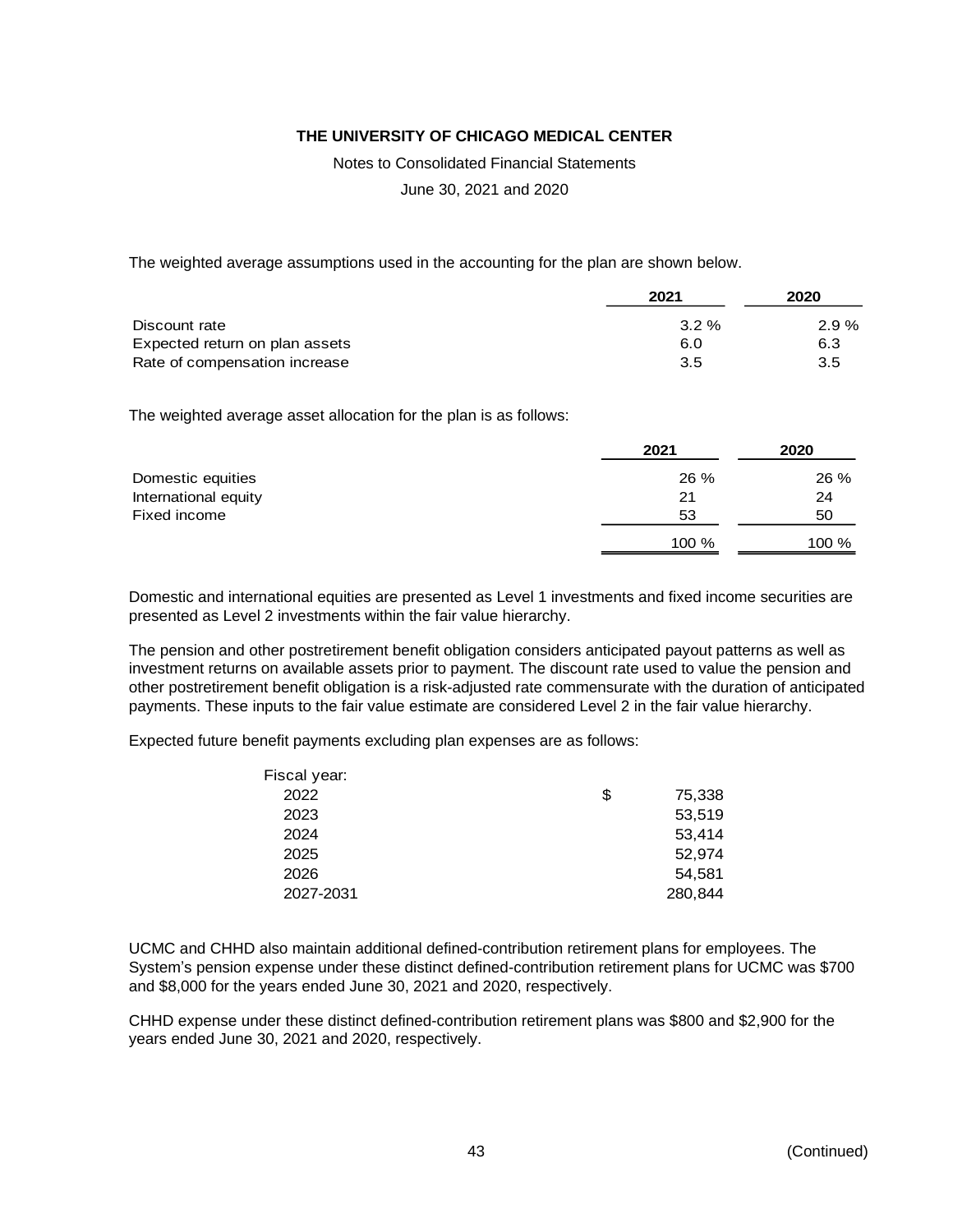# THE UNIVERSITY OF CHICAGO MEDICAL CENTER

Notes to Consolidated Financial Statements

June 30, 2021 and 2020

The weighted average assumptions used in the accounting for the plan are shown below.

| | 2021 | 2020 |
|---|---|---|
| Discount rate | 3.2 % | 2.9 % |
| Expected return on plan assets | 6.0 | 6.3 |
| Rate of compensation increase | 3.5 | 3.5 |

The weighted average asset allocation for the plan is as follows:

| | 2021 | 2020 |
|---|---|---|
| Domestic equities | 26 % | 26 % |
| International equity | 21 | 24 |
| Fixed income | 53 | 50 |
| | 100 % | 100 % |

Domestic and international equities are presented as Level 1 investments and fixed income securities are presented as Level 2 investments within the fair value hierarchy.

The pension and other postretirement benefit obligation considers anticipated payout patterns as well as investment returns on available assets prior to payment. The discount rate used to value the pension and other postretirement benefit obligation is a risk-adjusted rate commensurate with the duration of anticipated payments. These inputs to the fair value estimate are considered Level 2 in the fair value hierarchy.

Expected future benefit payments excluding plan expenses are as follows:

| Fiscal year: | |
|---|---|
| 2022 | $ 75,338 |
| 2023 | 53,519 |
| 2024 | 53,414 |
| 2025 | 52,974 |
| 2026 | 54,581 |
| 2027-2031 | 280,844 |

UCMC and CHHD also maintain additional defined-contribution retirement plans for employees. The System's pension expense under these distinct defined-contribution retirement plans for UCMC was $700 and $8,000 for the years ended June 30, 2021 and 2020, respectively.

CHHD expense under these distinct defined-contribution retirement plans was $800 and $2,900 for the years ended June 30, 2021 and 2020, respectively.

(Continued)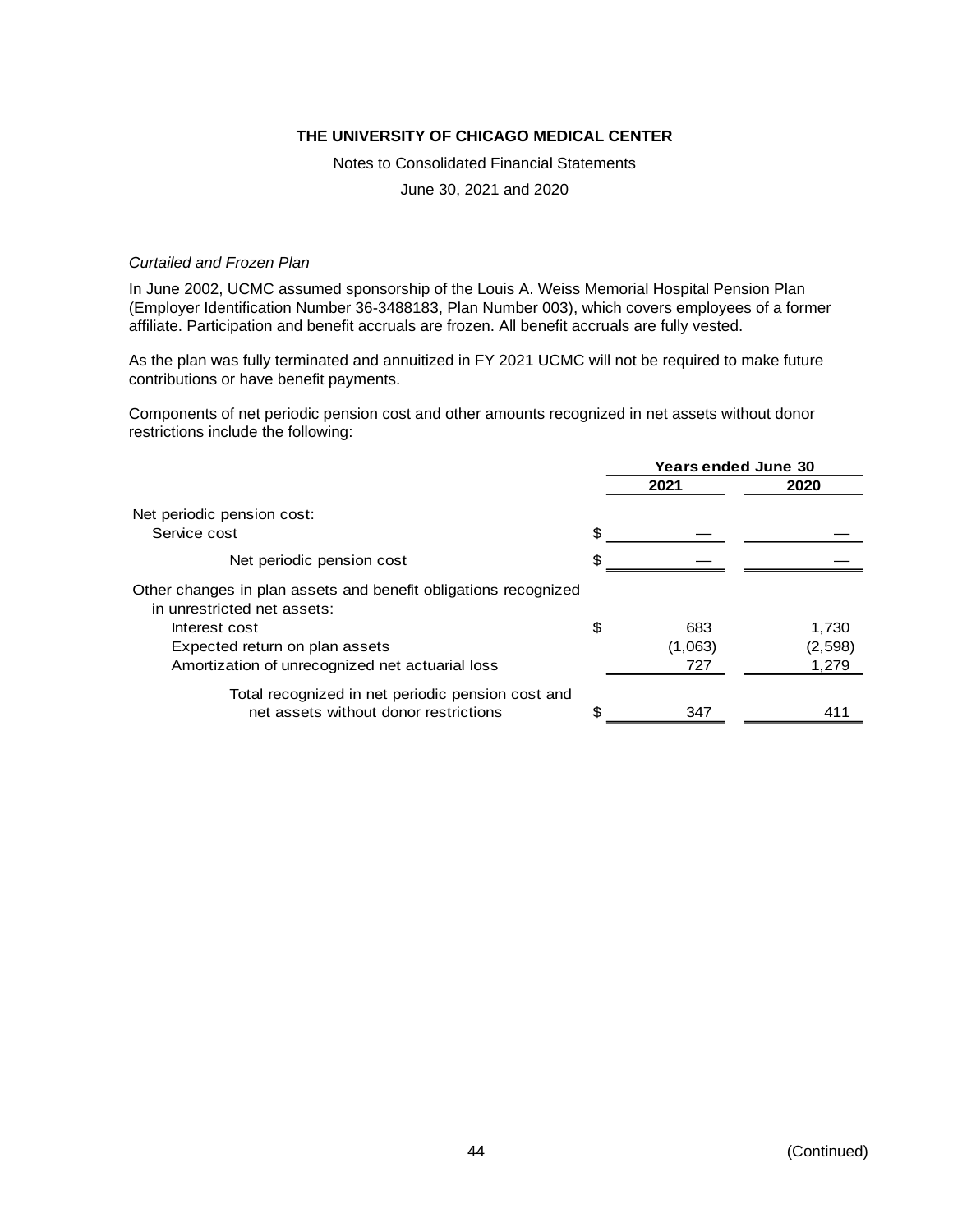*Curtailed and Frozen Plan*

In June 2002, UCMC assumed sponsorship of the Louis A. Weiss Memorial Hospital Pension Plan (Employer Identification Number 36-3488183, Plan Number 003), which covers employees of a former affiliate. Participation and benefit accruals are frozen. All benefit accruals are fully vested.

As the plan was fully terminated and annuitized in FY 2021 UCMC will not be required to make future contributions or have benefit payments.

Components of net periodic pension cost and other amounts recognized in net assets without donor restrictions include the following:

| | Years ended June 30 | |
|---|---|---|
| | **2021** | **2020** |
| Net periodic pension cost: | | |
| Service cost | $ — | — |
| Net periodic pension cost | $ — | — |
| Other changes in plan assets and benefit obligations recognized in unrestricted net assets: | | |
| Interest cost | $ 683 | 1,730 |
| Expected return on plan assets | (1,063) | (2,598) |
| Amortization of unrecognized net actuarial loss | 727 | 1,279 |
| Total recognized in net periodic pension cost and net assets without donor restrictions | $ 347 | 411 |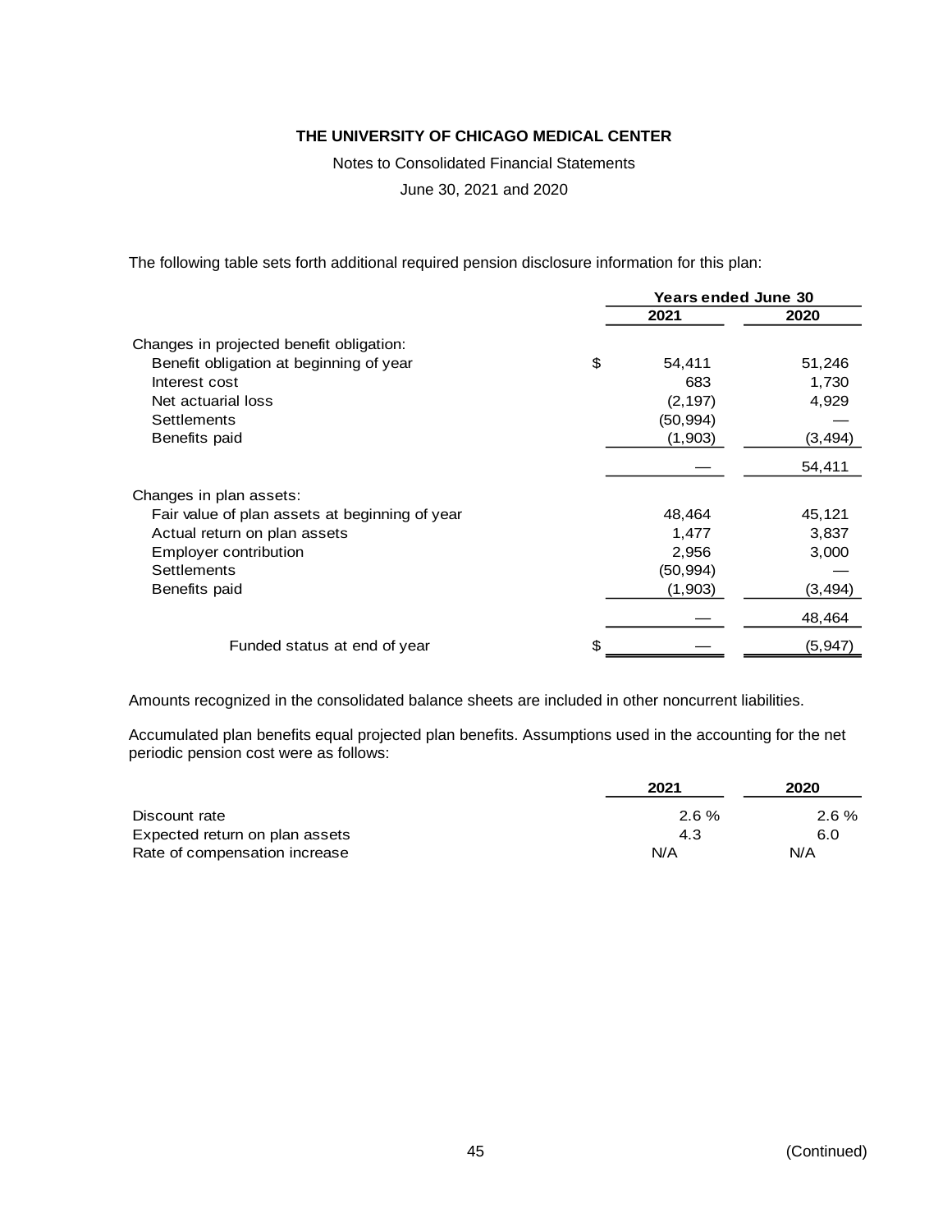THE UNIVERSITY OF CHICAGO MEDICAL CENTER

Notes to Consolidated Financial Statements

June 30, 2021 and 2020

The following table sets forth additional required pension disclosure information for this plan:

| | Years ended June 30 | |
|---|---|---|
| | 2021 | 2020 |
| Changes in projected benefit obligation: | | |
| Benefit obligation at beginning of year | $ 54,411 | 51,246 |
| Interest cost | 683 | 1,730 |
| Net actuarial loss | (2,197) | 4,929 |
| Settlements | (50,994) | — |
| Benefits paid | (1,903) | (3,494) |
| | — | 54,411 |
| Changes in plan assets: | | |
| Fair value of plan assets at beginning of year | 48,464 | 45,121 |
| Actual return on plan assets | 1,477 | 3,837 |
| Employer contribution | 2,956 | 3,000 |
| Settlements | (50,994) | — |
| Benefits paid | (1,903) | (3,494) |
| | — | 48,464 |
| Funded status at end of year | $ — | (5,947) |

Amounts recognized in the consolidated balance sheets are included in other noncurrent liabilities.

Accumulated plan benefits equal projected plan benefits. Assumptions used in the accounting for the net periodic pension cost were as follows:

| | 2021 | 2020 |
|---|---|---|
| Discount rate | 2.6 % | 2.6 % |
| Expected return on plan assets | 4.3 | 6.0 |
| Rate of compensation increase | N/A | N/A |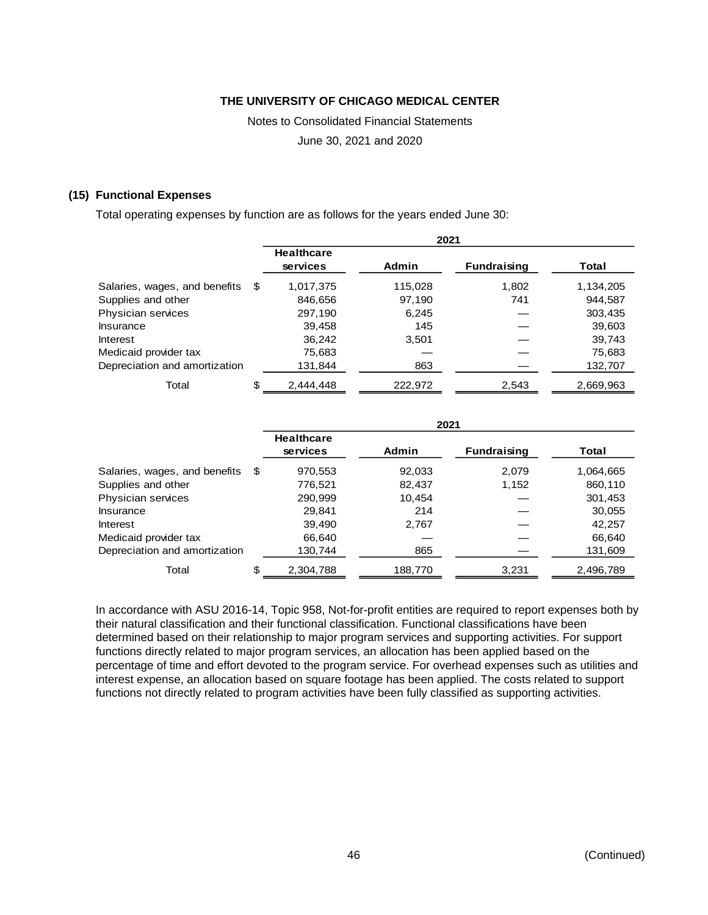**THE UNIVERSITY OF CHICAGO MEDICAL CENTER**

Notes to Consolidated Financial Statements

June 30, 2021 and 2020

## (15) Functional Expenses

Total operating expenses by function are as follows for the years ended June 30:

| | 2021 | | | |
|---|---|---|---|---|
| | Healthcare services | Admin | Fundraising | Total |
| Salaries, wages, and benefits | $ 1,017,375 | 115,028 | 1,802 | 1,134,205 |
| Supplies and other | 846,656 | 97,190 | 741 | 944,587 |
| Physician services | 297,190 | 6,245 | — | 303,435 |
| Insurance | 39,458 | 145 | — | 39,603 |
| Interest | 36,242 | 3,501 | — | 39,743 |
| Medicaid provider tax | 75,683 | — | — | 75,683 |
| Depreciation and amortization | 131,844 | 863 | — | 132,707 |
| Total | $ 2,444,448 | 222,972 | 2,543 | 2,669,963 |

| | 2021 | | | |
|---|---|---|---|---|
| | Healthcare services | Admin | Fundraising | Total |
| Salaries, wages, and benefits | $ 970,553 | 92,033 | 2,079 | 1,064,665 |
| Supplies and other | 776,521 | 82,437 | 1,152 | 860,110 |
| Physician services | 290,999 | 10,454 | — | 301,453 |
| Insurance | 29,841 | 214 | — | 30,055 |
| Interest | 39,490 | 2,767 | — | 42,257 |
| Medicaid provider tax | 66,640 | — | — | 66,640 |
| Depreciation and amortization | 130,744 | 865 | — | 131,609 |
| Total | $ 2,304,788 | 188,770 | 3,231 | 2,496,789 |

In accordance with ASU 2016-14, Topic 958, Not-for-profit entities are required to report expenses both by their natural classification and their functional classification. Functional classifications have been determined based on their relationship to major program services and supporting activities. For support functions directly related to major program services, an allocation has been applied based on the percentage of time and effort devoted to the program service. For overhead expenses such as utilities and interest expense, an allocation based on square footage has been applied. The costs related to support functions not directly related to program activities have been fully classified as supporting activities.

(Continued)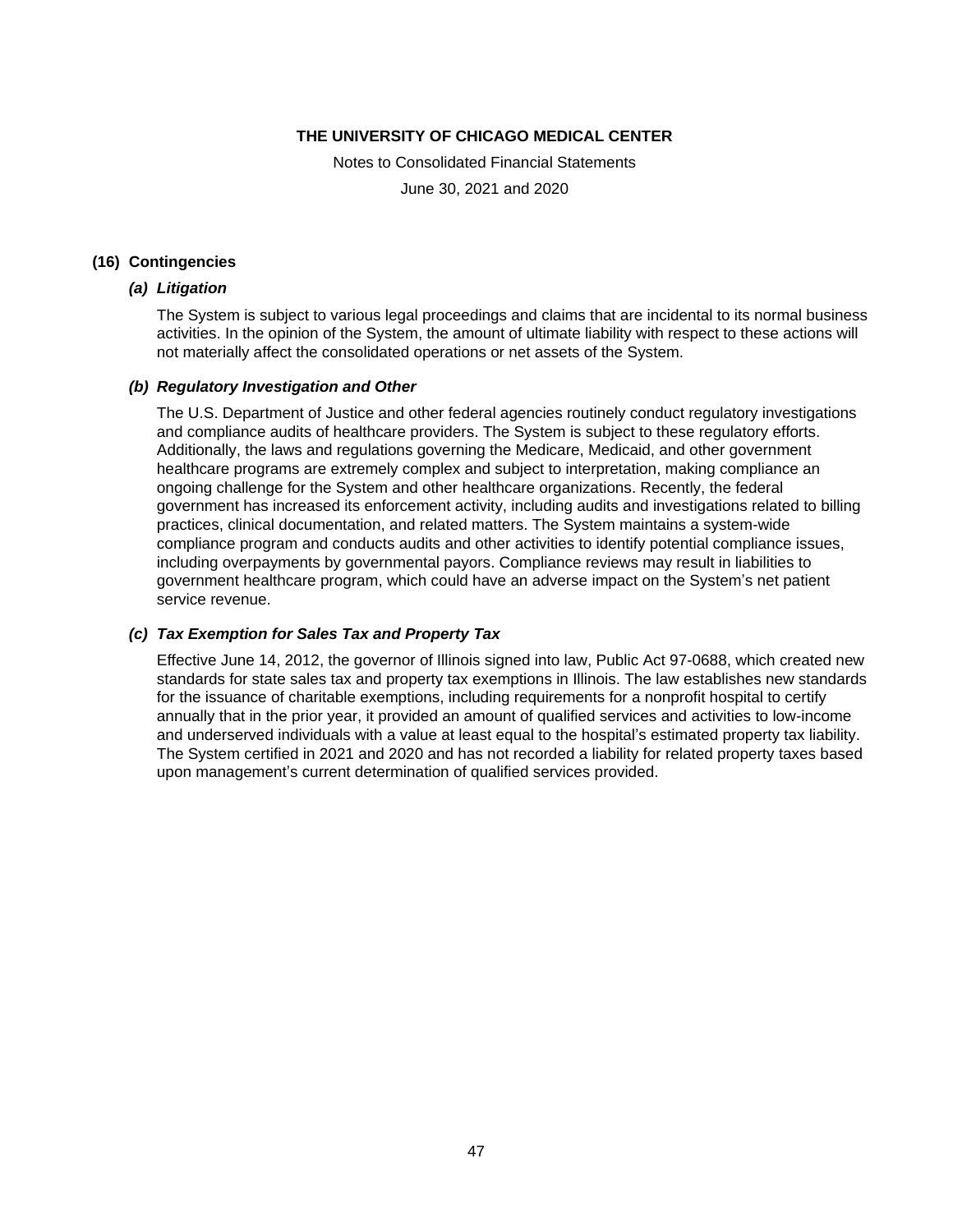**THE UNIVERSITY OF CHICAGO MEDICAL CENTER**

Notes to Consolidated Financial Statements

June 30, 2021 and 2020

## (16) Contingencies

### *(a) Litigation*

The System is subject to various legal proceedings and claims that are incidental to its normal business activities. In the opinion of the System, the amount of ultimate liability with respect to these actions will not materially affect the consolidated operations or net assets of the System.

### *(b) Regulatory Investigation and Other*

The U.S. Department of Justice and other federal agencies routinely conduct regulatory investigations and compliance audits of healthcare providers. The System is subject to these regulatory efforts. Additionally, the laws and regulations governing the Medicare, Medicaid, and other government healthcare programs are extremely complex and subject to interpretation, making compliance an ongoing challenge for the System and other healthcare organizations. Recently, the federal government has increased its enforcement activity, including audits and investigations related to billing practices, clinical documentation, and related matters. The System maintains a system-wide compliance program and conducts audits and other activities to identify potential compliance issues, including overpayments by governmental payors. Compliance reviews may result in liabilities to government healthcare program, which could have an adverse impact on the System's net patient service revenue.

### *(c) Tax Exemption for Sales Tax and Property Tax*

Effective June 14, 2012, the governor of Illinois signed into law, Public Act 97-0688, which created new standards for state sales tax and property tax exemptions in Illinois. The law establishes new standards for the issuance of charitable exemptions, including requirements for a nonprofit hospital to certify annually that in the prior year, it provided an amount of qualified services and activities to low-income and underserved individuals with a value at least equal to the hospital's estimated property tax liability. The System certified in 2021 and 2020 and has not recorded a liability for related property taxes based upon management's current determination of qualified services provided.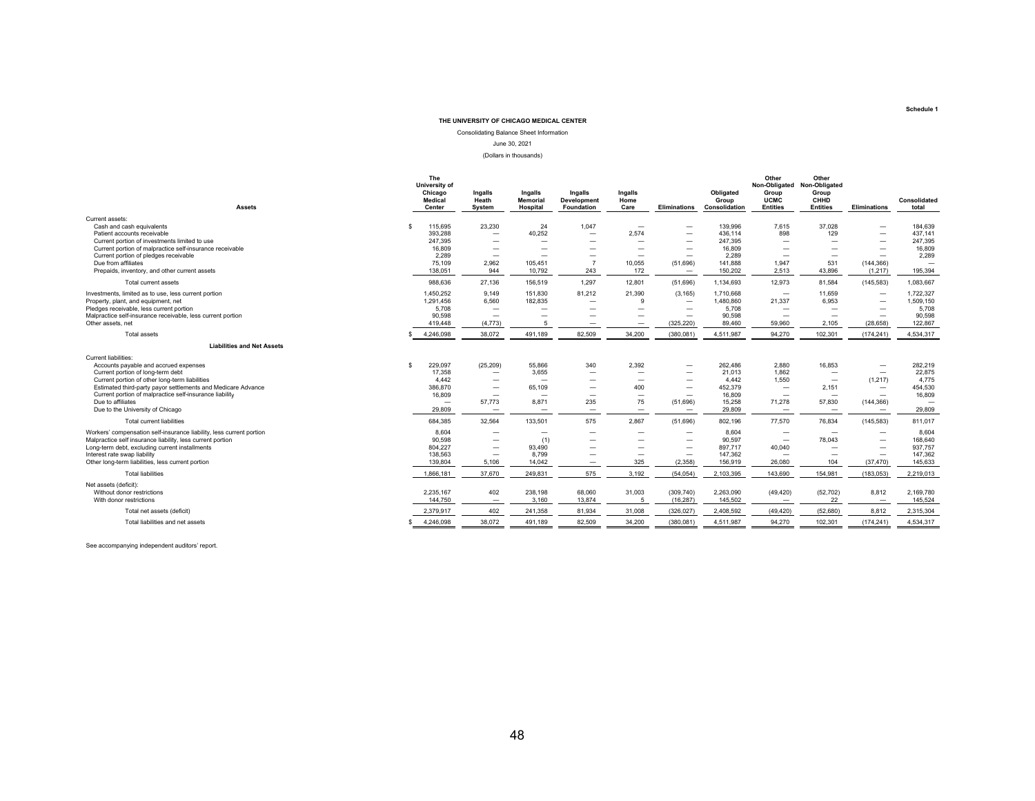Schedule 1

**THE UNIVERSITY OF CHICAGO MEDICAL CENTER**

Consolidating Balance Sheet Information

June 30, 2021

(Dollars in thousands)

| Assets | The University of Chicago Medical Center | Ingalls Heath System | Ingalls Memorial Hospital | Ingalls Development Foundation | Ingalls Home Care | Eliminations | Obligated Group Consolidation | Other Non-Obligated Group UCMC Entities | Other Non-Obligated Group CHHD Entities | Eliminations | Consolidated total |
|---|---|---|---|---|---|---|---|---|---|---|---|
| Current assets: | | | | | | | | | | | |
| Cash and cash equivalents | $ 115,695 | 23,230 | 24 | 1,047 | — | — | 139,996 | 7,615 | 37,028 | — | 184,639 |
| Patient accounts receivable | 393,288 | — | 40,252 | — | 2,574 | — | 436,114 | 898 | 129 | — | 437,141 |
| Current portion of investments limited to use | 247,395 | — | — | — | — | — | 247,395 | — | — | — | 247,395 |
| Current portion of malpractice self-insurance receivable | 16,809 | — | — | — | — | — | 16,809 | — | — | — | 16,809 |
| Current portion of pledges receivable | 2,289 | — | — | — | — | — | 2,289 | — | — | — | 2,289 |
| Due from affiliates | 75,109 | 2,962 | 105,451 | 7 | 10,055 | (51,696) | 141,888 | 1,947 | 531 | (144,366) | — |
| Prepaids, inventory, and other current assets | 138,051 | 944 | 10,792 | 243 | 172 | — | 150,202 | 2,513 | 43,896 | (1,217) | 195,394 |
| Total current assets | 988,636 | 27,136 | 156,519 | 1,297 | 12,801 | (51,696) | 1,134,693 | 12,973 | 81,584 | (145,583) | 1,083,667 |
| Investments, limited as to use, less current portion | 1,450,252 | 9,149 | 151,830 | 81,212 | 21,390 | (3,165) | 1,710,668 | — | 11,659 | — | 1,722,327 |
| Property, plant, and equipment, net | 1,291,456 | 6,560 | 182,835 | — | 9 | — | 1,480,860 | 21,337 | 6,953 | — | 1,509,150 |
| Pledges receivable, less current portion | 5,708 | — | — | — | — | — | 5,708 | — | — | — | 5,708 |
| Malpractice self-insurance receivable, less current portion | 90,598 | — | — | — | — | — | 90,598 | — | — | — | 90,598 |
| Other assets, net | 419,448 | (4,773) | 5 | — | — | (325,220) | 89,460 | 59,960 | 2,105 | (28,658) | 122,867 |
| Total assets | $ 4,246,098 | 38,072 | 491,189 | 82,509 | 34,200 | (380,081) | 4,511,987 | 94,270 | 102,301 | (174,241) | 4,534,317 |
| **Liabilities and Net Assets** | | | | | | | | | | | |
| Current liabilities: | | | | | | | | | | | |
| Accounts payable and accrued expenses | $ 229,097 | (25,209) | 55,866 | 340 | 2,392 | — | 262,486 | 2,880 | 16,853 | — | 282,219 |
| Current portion of long-term debt | 17,358 | — | 3,655 | — | — | — | 21,013 | 1,862 | — | — | 22,875 |
| Current portion of other long-term liabilities | 4,442 | — | — | — | — | — | 4,442 | 1,550 | — | (1,217) | 4,775 |
| Estimated third-party payor settlements and Medicare Advance | 386,870 | — | 65,109 | — | 400 | — | 452,379 | — | 2,151 | — | 454,530 |
| Current portion of malpractice self-insurance liability | 16,809 | — | — | — | — | — | 16,809 | — | — | — | 16,809 |
| Due to affiliates | — | 57,773 | 8,871 | 235 | 75 | (51,696) | 15,258 | 71,278 | 57,830 | (144,366) | — |
| Due to the University of Chicago | 29,809 | — | — | — | — | — | 29,809 | — | — | — | 29,809 |
| Total current liabilities | 684,385 | 32,564 | 133,501 | 575 | 2,867 | (51,696) | 802,196 | 77,570 | 76,834 | (145,583) | 811,017 |
| Workers' compensation self-insurance liability, less current portion | 8,604 | — | — | — | — | — | 8,604 | — | — | — | 8,604 |
| Malpractice self insurance liability, less current portion | 90,598 | — | (1) | — | — | — | 90,597 | — | 78,043 | — | 168,640 |
| Long-term debt, excluding current installments | 804,227 | — | 93,490 | — | — | — | 897,717 | 40,040 | — | — | 937,757 |
| Interest rate swap liability | 138,563 | — | 8,799 | — | — | — | 147,362 | — | — | — | 147,362 |
| Other long-term liabilities, less current portion | 139,804 | 5,106 | 14,042 | — | 325 | (2,358) | 156,919 | 26,080 | 104 | (37,470) | 145,633 |
| Total liabilities | 1,866,181 | 37,670 | 249,831 | 575 | 3,192 | (54,054) | 2,103,395 | 143,690 | 154,981 | (183,053) | 2,219,013 |
| Net assets (deficit): | | | | | | | | | | | |
| Without donor restrictions | 2,235,167 | 402 | 238,198 | 68,060 | 31,003 | (309,740) | 2,263,090 | (49,420) | (52,702) | 8,812 | 2,169,780 |
| With donor restrictions | 144,750 | — | 3,160 | 13,874 | 5 | (16,287) | 145,502 | — | 22 | — | 145,524 |
| Total net assets (deficit) | 2,379,917 | 402 | 241,358 | 81,934 | 31,008 | (326,027) | 2,408,592 | (49,420) | (52,680) | 8,812 | 2,315,304 |
| Total liabilities and net assets | $ 4,246,098 | 38,072 | 491,189 | 82,509 | 34,200 | (380,081) | 4,511,987 | 94,270 | 102,301 | (174,241) | 4,534,317 |

See accompanying independent auditors' report.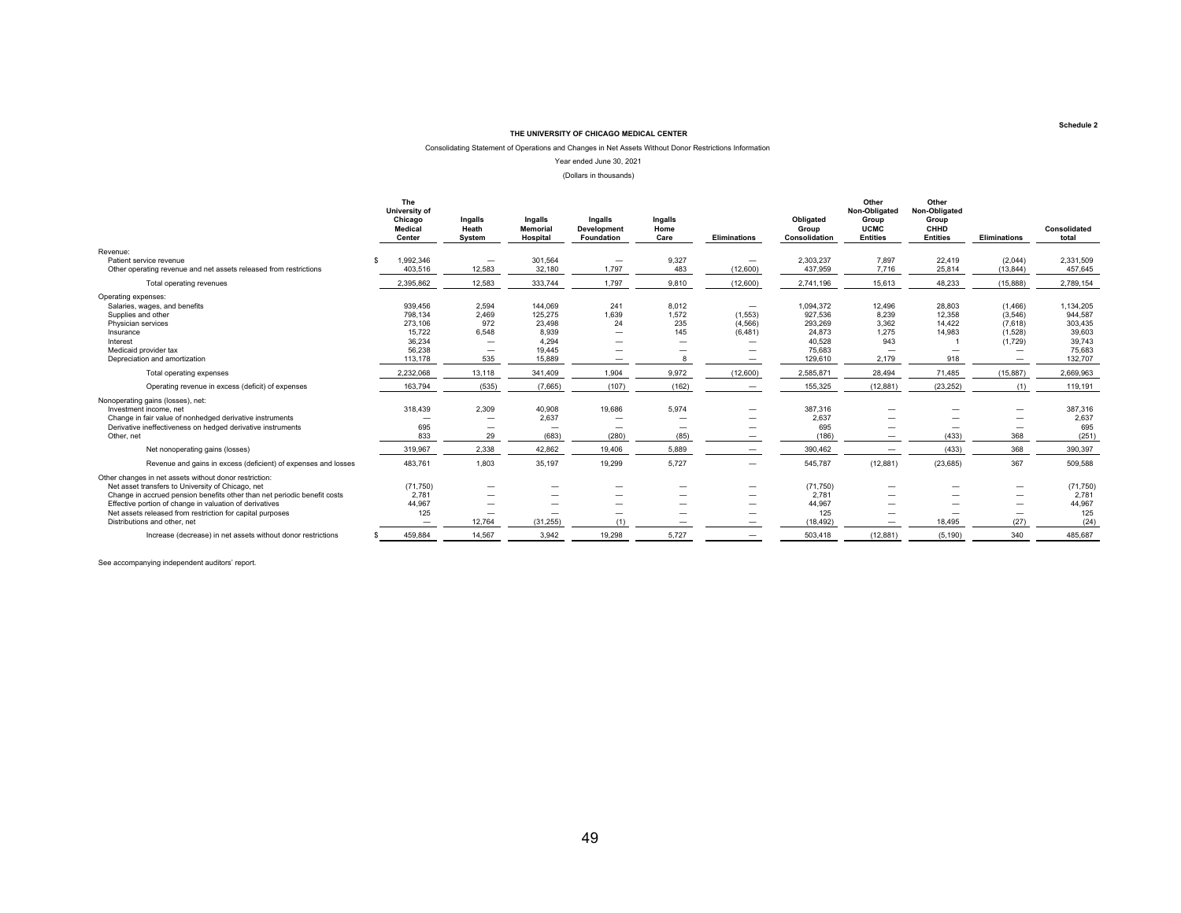Schedule 2

# THE UNIVERSITY OF CHICAGO MEDICAL CENTER

Consolidating Statement of Operations and Changes in Net Assets Without Donor Restrictions Information

Year ended June 30, 2021

(Dollars in thousands)

| | The University of Chicago Medical Center | Ingalls Heath System | Ingalls Memorial Hospital | Ingalls Development Foundation | Ingalls Home Care | Eliminations | Obligated Group Consolidation | Other Non-Obligated Group UCMC Entities | Other Non-Obligated Group CHHD Entities | Eliminations | Consolidated total |
|---|---|---|---|---|---|---|---|---|---|---|---|
| Revenue: | | | | | | | | | | | |
| Patient service revenue | $ 1,992,346 | — | 301,564 | — | 9,327 | — | 2,303,237 | 7,897 | 22,419 | (2,044) | 2,331,509 |
| Other operating revenue and net assets released from restrictions | 403,516 | 12,583 | 32,180 | 1,797 | 483 | (12,600) | 437,959 | 7,716 | 25,814 | (13,844) | 457,645 |
| Total operating revenues | 2,395,862 | 12,583 | 333,744 | 1,797 | 9,810 | (12,600) | 2,741,196 | 15,613 | 48,233 | (15,888) | 2,789,154 |
| Operating expenses: | | | | | | | | | | | |
| Salaries, wages, and benefits | 939,456 | 2,594 | 144,069 | 241 | 8,012 | — | 1,094,372 | 12,496 | 28,803 | (1,466) | 1,134,205 |
| Supplies and other | 798,134 | 2,469 | 125,275 | 1,639 | 1,572 | (1,553) | 927,536 | 8,239 | 12,358 | (3,546) | 944,587 |
| Physician services | 273,106 | 972 | 23,498 | 24 | 235 | (4,566) | 293,269 | 3,362 | 14,422 | (7,618) | 303,435 |
| Insurance | 15,722 | 6,548 | 8,939 | — | 145 | (6,481) | 24,873 | 1,275 | 14,983 | (1,528) | 39,603 |
| Interest | 36,234 | — | 4,294 | — | — | — | 40,528 | 943 | 1 | (1,729) | 39,743 |
| Medicaid provider tax | 56,238 | — | 19,445 | — | — | — | 75,683 | — | — | — | 75,683 |
| Depreciation and amortization | 113,178 | 535 | 15,889 | — | 8 | — | 129,610 | 2,179 | 918 | — | 132,707 |
| Total operating expenses | 2,232,068 | 13,118 | 341,409 | 1,904 | 9,972 | (12,600) | 2,585,871 | 28,494 | 71,485 | (15,887) | 2,669,963 |
| Operating revenue in excess (deficit) of expenses | 163,794 | (535) | (7,665) | (107) | (162) | — | 155,325 | (12,881) | (23,252) | (1) | 119,191 |
| Nonoperating gains (losses), net: | | | | | | | | | | | |
| Investment income, net | 318,439 | 2,309 | 40,908 | 19,686 | 5,974 | — | 387,316 | — | — | — | 387,316 |
| Change in fair value of nonhedged derivative instruments | — | — | 2,637 | — | — | — | 2,637 | — | — | — | 2,637 |
| Derivative ineffectiveness on hedged derivative instruments | 695 | — | — | — | — | — | 695 | — | — | — | 695 |
| Other, net | 833 | 29 | (683) | (280) | (85) | — | (186) | — | (433) | 368 | (251) |
| Net nonoperating gains (losses) | 319,967 | 2,338 | 42,862 | 19,406 | 5,889 | — | 390,462 | — | (433) | 368 | 390,397 |
| Revenue and gains in excess (deficient) of expenses and losses | 483,761 | 1,803 | 35,197 | 19,299 | 5,727 | — | 545,787 | (12,881) | (23,685) | 367 | 509,588 |
| Other changes in net assets without donor restriction: | | | | | | | | | | | |
| Net asset transfers to University of Chicago, net | (71,750) | — | — | — | — | — | (71,750) | — | — | — | (71,750) |
| Change in accrued pension benefits other than net periodic benefit costs | 2,781 | — | — | — | — | — | 2,781 | — | — | — | 2,781 |
| Effective portion of change in valuation of derivatives | 44,967 | — | — | — | — | — | 44,967 | — | — | — | 44,967 |
| Net assets released from restriction for capital purposes | 125 | — | — | — | — | — | 125 | — | — | — | 125 |
| Distributions and other, net | — | 12,764 | (31,255) | (1) | — | — | (18,492) | — | 18,495 | (27) | (24) |
| Increase (decrease) in net assets without donor restrictions | $ 459,884 | 14,567 | 3,942 | 19,298 | 5,727 | — | 503,418 | (12,881) | (5,190) | 340 | 485,687 |

See accompanying independent auditors' report.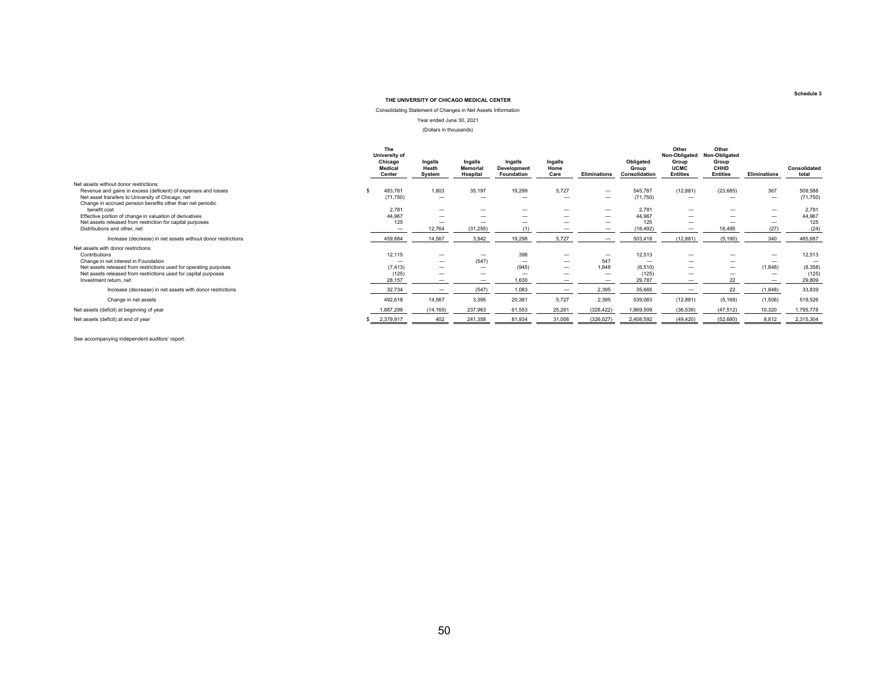**Schedule 3**

**THE UNIVERSITY OF CHICAGO MEDICAL CENTER**

Consolidating Statement of Changes in Net Assets Information

Year ended June 30, 2021

(Dollars in thousands)

| | The University of Chicago Medical Center | Ingalls Heath System | Ingalls Memorial Hospital | Ingalls Development Foundation | Ingalls Home Care | Eliminations | Obligated Group Consolidation | Other Non-Obligated Group UCMC Entities | Other Non-Obligated Group CHHD Entities | Eliminations | Consolidated total |
|---|---|---|---|---|---|---|---|---|---|---|---|
| Net assets without donor restrictions: | | | | | | | | | | | |
| Revenue and gains in excess (deficient) of expenses and losses | $ 483,761 | 1,803 | 35,197 | 19,299 | 5,727 | — | 545,787 | (12,881) | (23,685) | 367 | 509,588 |
| Net asset transfers to University of Chicago, net | (71,750) | — | — | — | — | — | (71,750) | — | — | — | (71,750) |
| Change in accrued pension benefits other than net periodic benefit cost | 2,781 | — | — | — | — | — | 2,781 | — | — | — | 2,781 |
| Effective portion of change in valuation of derivatives | 44,967 | — | — | — | — | — | 44,967 | — | — | — | 44,967 |
| Net assets released from restriction for capital purposes | 125 | — | — | — | — | — | 125 | — | — | — | 125 |
| Distributions and other, net | — | 12,764 | (31,255) | (1) | — | — | (18,492) | — | 18,495 | (27) | (24) |
| Increase (decrease) in net assets without donor restrictions | 459,884 | 14,567 | 3,942 | 19,298 | 5,727 | — | 503,418 | (12,881) | (5,190) | 340 | 485,687 |
| Net assets with donor restrictions: | | | | | | | | | | | |
| Contributions | 12,115 | — | — | 398 | — | — | 12,513 | — | — | — | 12,513 |
| Change in net interest in Foundation | — | — | (547) | — | — | 547 | — | — | — | — | — |
| Net assets released from restrictions used for operating purposes | (7,413) | — | — | (945) | — | 1,848 | (6,510) | — | — | (1,848) | (8,358) |
| Net assets released from restrictions used for capital purposes | (125) | — | — | — | — | — | (125) | — | — | — | (125) |
| Investment return, net | 28,157 | — | — | 1,630 | — | — | 29,787 | — | 22 | — | 29,809 |
| Increase (decrease) in net assets with donor restrictions | 32,734 | — | (547) | 1,083 | — | 2,395 | 35,665 | — | 22 | (1,848) | 33,839 |
| Change in net assets | 492,618 | 14,567 | 3,395 | 20,381 | 5,727 | 2,395 | 539,083 | (12,881) | (5,168) | (1,508) | 519,526 |
| Net assets (deficit) at beginning of year | 1,887,299 | (14,165) | 237,963 | 61,553 | 25,281 | (328,422) | 1,869,509 | (36,539) | (47,512) | 10,320 | 1,795,778 |
| Net assets (deficit) at end of year | $ 2,379,917 | 402 | 241,358 | 81,934 | 31,008 | (326,027) | 2,408,592 | (49,420) | (52,680) | 8,812 | 2,315,304 |

See accompanying independent auditors' report.